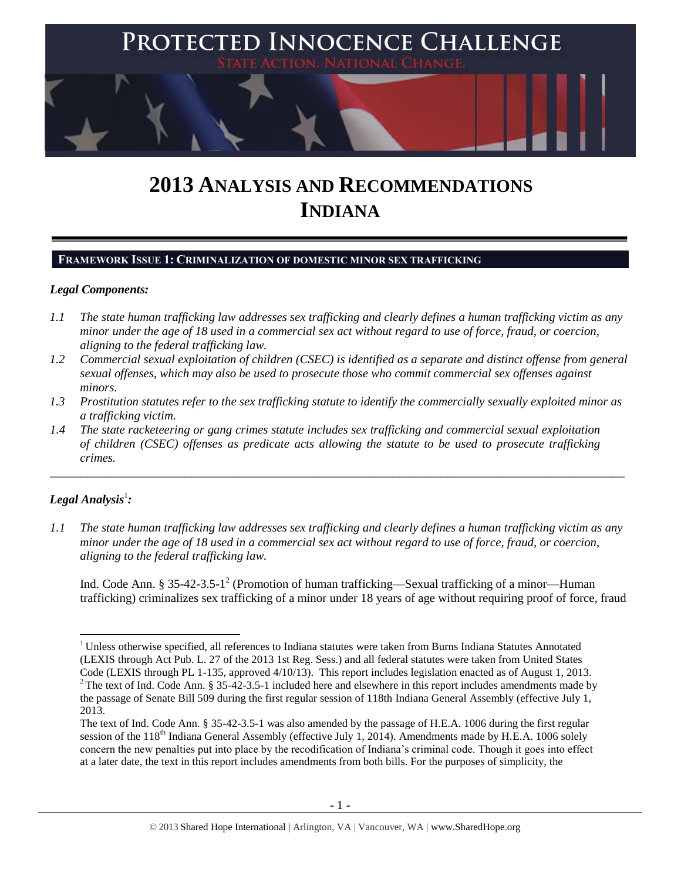# 2013 ANALYSIS AND RECOMMENDATIONS INDIANA

## FRAMEWORK ISSUE 1: CRIMINALIZATION OF DOMESTIC MINOR SEX TRAFFICKING

### *Legal Components:*

*1.1 The state human trafficking law addresses sex trafficking and clearly defines a human trafficking victim as any minor under the age of 18 used in a commercial sex act without regard to use of force, fraud, or coercion, aligning to the federal trafficking law.*

*1.2 Commercial sexual exploitation of children (CSEC) is identified as a separate and distinct offense from general sexual offenses, which may also be used to prosecute those who commit commercial sex offenses against minors.*

*1.3 Prostitution statutes refer to the sex trafficking statute to identify the commercially sexually exploited minor as a trafficking victim.*

*1.4 The state racketeering or gang crimes statute includes sex trafficking and commercial sexual exploitation of children (CSEC) offenses as predicate acts allowing the statute to be used to prosecute trafficking crimes.*

---

### *Legal Analysis*[1]*:*

*1.1 The state human trafficking law addresses sex trafficking and clearly defines a human trafficking victim as any minor under the age of 18 used in a commercial sex act without regard to use of force, fraud, or coercion, aligning to the federal trafficking law.*

Ind. Code Ann. § 35-42-3.5-1[2] (Promotion of human trafficking—Sexual trafficking of a minor—Human trafficking) criminalizes sex trafficking of a minor under 18 years of age without requiring proof of force, fraud

---

[1] Unless otherwise specified, all references to Indiana statutes were taken from Burns Indiana Statutes Annotated (LEXIS through Act Pub. L. 27 of the 2013 1st Reg. Sess.) and all federal statutes were taken from United States Code (LEXIS through PL 1-135, approved 4/10/13). This report includes legislation enacted as of August 1, 2013.

[2] The text of Ind. Code Ann. § 35-42-3.5-1 included here and elsewhere in this report includes amendments made by the passage of Senate Bill 509 during the first regular session of 118th Indiana General Assembly (effective July 1, 2013.

The text of Ind. Code Ann. § 35-42-3.5-1 was also amended by the passage of H.E.A. 1006 during the first regular session of the 118th Indiana General Assembly (effective July 1, 2014). Amendments made by H.E.A. 1006 solely concern the new penalties put into place by the recodification of Indiana's criminal code. Though it goes into effect at a later date, the text in this report includes amendments from both bills. For the purposes of simplicity, the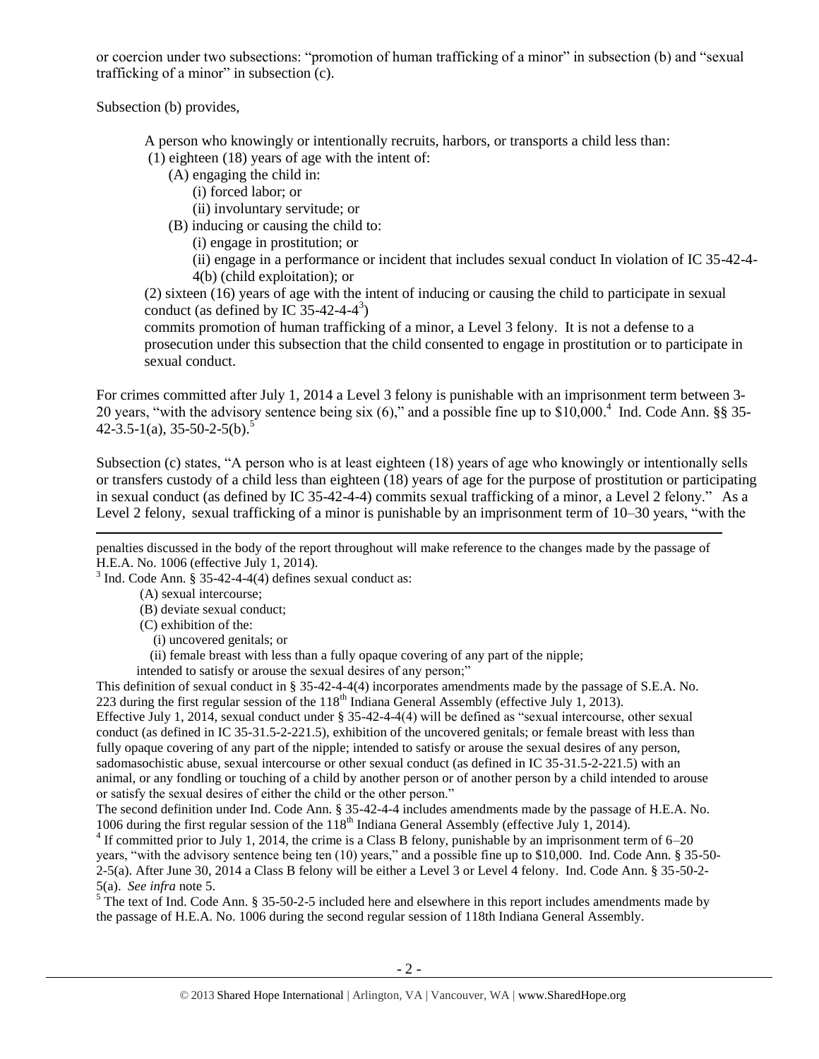or coercion under two subsections: "promotion of human trafficking of a minor" in subsection (b) and "sexual trafficking of a minor" in subsection (c).

Subsection (b) provides,

> A person who knowingly or intentionally recruits, harbors, or transports a child less than:
> (1) eighteen (18) years of age with the intent of:
> (A) engaging the child in:
> (i) forced labor; or
> (ii) involuntary servitude; or
> (B) inducing or causing the child to:
> (i) engage in prostitution; or
> (ii) engage in a performance or incident that includes sexual conduct In violation of IC 35-42-4-4(b) (child exploitation); or
> (2) sixteen (16) years of age with the intent of inducing or causing the child to participate in sexual conduct (as defined by IC 35-42-4-4[3])
> commits promotion of human trafficking of a minor, a Level 3 felony. It is not a defense to a prosecution under this subsection that the child consented to engage in prostitution or to participate in sexual conduct.

For crimes committed after July 1, 2014 a Level 3 felony is punishable with an imprisonment term between 3-20 years, "with the advisory sentence being six (6)," and a possible fine up to $10,000.[4] Ind. Code Ann. §§ 35-42-3.5-1(a), 35-50-2-5(b).[5]

Subsection (c) states, "A person who is at least eighteen (18) years of age who knowingly or intentionally sells or transfers custody of a child less than eighteen (18) years of age for the purpose of prostitution or participating in sexual conduct (as defined by IC 35-42-4-4) commits sexual trafficking of a minor, a Level 2 felony." As a Level 2 felony, sexual trafficking of a minor is punishable by an imprisonment term of 10–30 years, "with the

---

penalties discussed in the body of the report throughout will make reference to the changes made by the passage of H.E.A. No. 1006 (effective July 1, 2014).

[3] Ind. Code Ann. § 35-42-4-4(4) defines sexual conduct as:

> (A) sexual intercourse;
> (B) deviate sexual conduct;
> (C) exhibition of the:
> (i) uncovered genitals; or
> (ii) female breast with less than a fully opaque covering of any part of the nipple;
> intended to satisfy or arouse the sexual desires of any person;"

This definition of sexual conduct in § 35-42-4-4(4) incorporates amendments made by the passage of S.E.A. No. 223 during the first regular session of the 118th Indiana General Assembly (effective July 1, 2013).

Effective July 1, 2014, sexual conduct under § 35-42-4-4(4) will be defined as "sexual intercourse, other sexual conduct (as defined in IC 35-31.5-2-221.5), exhibition of the uncovered genitals; or female breast with less than fully opaque covering of any part of the nipple; intended to satisfy or arouse the sexual desires of any person, sadomasochistic abuse, sexual intercourse or other sexual conduct (as defined in IC 35-31.5-2-221.5) with an animal, or any fondling or touching of a child by another person or of another person by a child intended to arouse or satisfy the sexual desires of either the child or the other person."

The second definition under Ind. Code Ann. § 35-42-4-4 includes amendments made by the passage of H.E.A. No. 1006 during the first regular session of the 118th Indiana General Assembly (effective July 1, 2014).

[4] If committed prior to July 1, 2014, the crime is a Class B felony, punishable by an imprisonment term of 6–20 years, "with the advisory sentence being ten (10) years," and a possible fine up to $10,000. Ind. Code Ann. § 35-50-2-5(a). After June 30, 2014 a Class B felony will be either a Level 3 or Level 4 felony. Ind. Code Ann. § 35-50-2-5(a). *See infra* note 5.

[5] The text of Ind. Code Ann. § 35-50-2-5 included here and elsewhere in this report includes amendments made by the passage of H.E.A. No. 1006 during the second regular session of 118th Indiana General Assembly.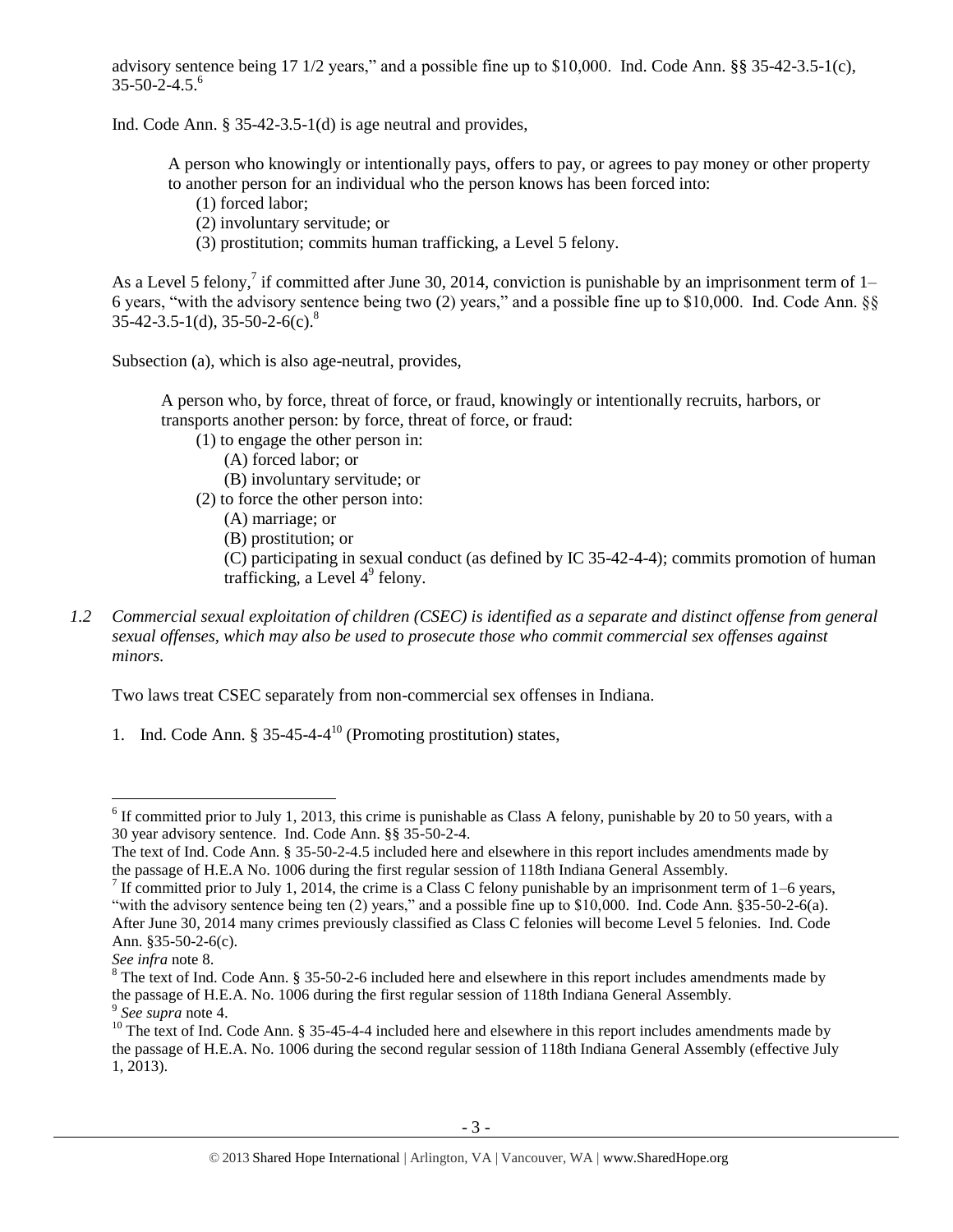advisory sentence being 17 1/2 years," and a possible fine up to $10,000. Ind. Code Ann. §§ 35-42-3.5-1(c), 35-50-2-4.5.[6]

Ind. Code Ann. § 35-42-3.5-1(d) is age neutral and provides,

> A person who knowingly or intentionally pays, offers to pay, or agrees to pay money or other property to another person for an individual who the person knows has been forced into:
> (1) forced labor;
> (2) involuntary servitude; or
> (3) prostitution; commits human trafficking, a Level 5 felony.

As a Level 5 felony,[7] if committed after June 30, 2014, conviction is punishable by an imprisonment term of 1–6 years, "with the advisory sentence being two (2) years," and a possible fine up to $10,000. Ind. Code Ann. §§ 35-42-3.5-1(d), 35-50-2-6(c).[8]

Subsection (a), which is also age-neutral, provides,

> A person who, by force, threat of force, or fraud, knowingly or intentionally recruits, harbors, or transports another person: by force, threat of force, or fraud:
> (1) to engage the other person in:
> (A) forced labor; or
> (B) involuntary servitude; or
> (2) to force the other person into:
> (A) marriage; or
> (B) prostitution; or
> (C) participating in sexual conduct (as defined by IC 35-42-4-4); commits promotion of human trafficking, a Level 4[9] felony.

*1.2 Commercial sexual exploitation of children (CSEC) is identified as a separate and distinct offense from general sexual offenses, which may also be used to prosecute those who commit commercial sex offenses against minors.*

Two laws treat CSEC separately from non-commercial sex offenses in Indiana.

1. Ind. Code Ann. § 35-45-4-4[10] (Promoting prostitution) states,

---

[6] If committed prior to July 1, 2013, this crime is punishable as Class A felony, punishable by 20 to 50 years, with a 30 year advisory sentence. Ind. Code Ann. §§ 35-50-2-4.
The text of Ind. Code Ann. § 35-50-2-4.5 included here and elsewhere in this report includes amendments made by the passage of H.E.A No. 1006 during the first regular session of 118th Indiana General Assembly.

[7] If committed prior to July 1, 2014, the crime is a Class C felony punishable by an imprisonment term of 1–6 years, "with the advisory sentence being ten (2) years," and a possible fine up to $10,000. Ind. Code Ann. §35-50-2-6(a). After June 30, 2014 many crimes previously classified as Class C felonies will become Level 5 felonies. Ind. Code Ann. §35-50-2-6(c).
*See infra* note 8.

[8] The text of Ind. Code Ann. § 35-50-2-6 included here and elsewhere in this report includes amendments made by the passage of H.E.A. No. 1006 during the first regular session of 118th Indiana General Assembly.

[9] *See supra* note 4.

[10] The text of Ind. Code Ann. § 35-45-4-4 included here and elsewhere in this report includes amendments made by the passage of H.E.A. No. 1006 during the second regular session of 118th Indiana General Assembly (effective July 1, 2013).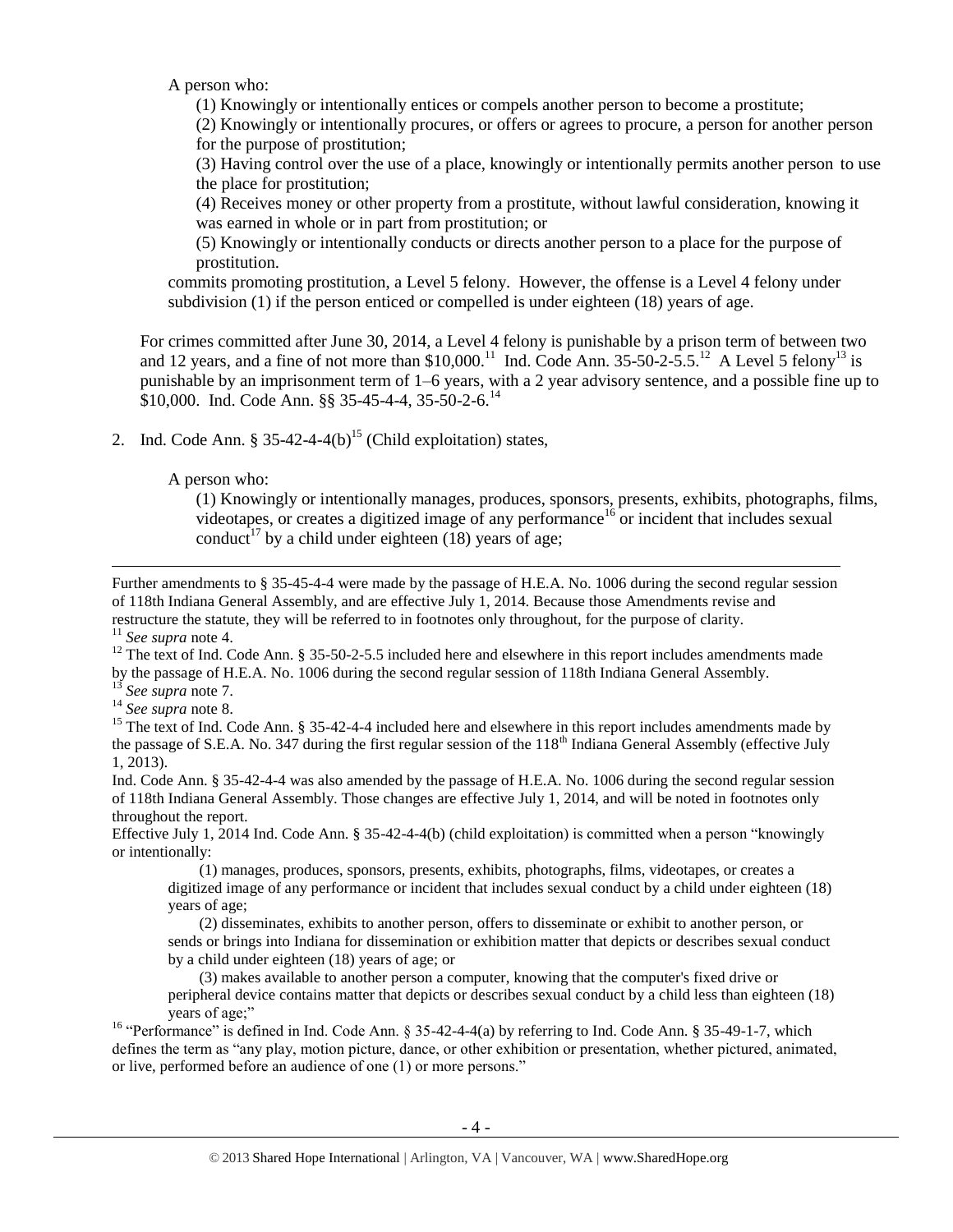A person who:

(1) Knowingly or intentionally entices or compels another person to become a prostitute;

(2) Knowingly or intentionally procures, or offers or agrees to procure, a person for another person for the purpose of prostitution;

(3) Having control over the use of a place, knowingly or intentionally permits another person to use the place for prostitution;

(4) Receives money or other property from a prostitute, without lawful consideration, knowing it was earned in whole or in part from prostitution; or

(5) Knowingly or intentionally conducts or directs another person to a place for the purpose of prostitution.

commits promoting prostitution, a Level 5 felony. However, the offense is a Level 4 felony under subdivision (1) if the person enticed or compelled is under eighteen (18) years of age.

For crimes committed after June 30, 2014, a Level 4 felony is punishable by a prison term of between two and 12 years, and a fine of not more than $10,000.[11] Ind. Code Ann. 35-50-2-5.5.[12] A Level 5 felony[13] is punishable by an imprisonment term of 1–6 years, with a 2 year advisory sentence, and a possible fine up to $10,000. Ind. Code Ann. §§ 35-45-4-4, 35-50-2-6.[14]

2. Ind. Code Ann. § 35-42-4-4(b)[15] (Child exploitation) states,

A person who:

(1) Knowingly or intentionally manages, produces, sponsors, presents, exhibits, photographs, films, videotapes, or creates a digitized image of any performance[16] or incident that includes sexual conduct[17] by a child under eighteen (18) years of age;

---

Further amendments to § 35-45-4-4 were made by the passage of H.E.A. No. 1006 during the second regular session of 118th Indiana General Assembly, and are effective July 1, 2014. Because those Amendments revise and restructure the statute, they will be referred to in footnotes only throughout, for the purpose of clarity.

[11] *See supra* note 4.

[12] The text of Ind. Code Ann. § 35-50-2-5.5 included here and elsewhere in this report includes amendments made by the passage of H.E.A. No. 1006 during the second regular session of 118th Indiana General Assembly.

[13] *See supra* note 7.

[14] *See supra* note 8.

[15] The text of Ind. Code Ann. § 35-42-4-4 included here and elsewhere in this report includes amendments made by the passage of S.E.A. No. 347 during the first regular session of the 118th Indiana General Assembly (effective July 1, 2013).

Ind. Code Ann. § 35-42-4-4 was also amended by the passage of H.E.A. No. 1006 during the second regular session of 118th Indiana General Assembly. Those changes are effective July 1, 2014, and will be noted in footnotes only throughout the report.

Effective July 1, 2014 Ind. Code Ann. § 35-42-4-4(b) (child exploitation) is committed when a person "knowingly or intentionally:

(1) manages, produces, sponsors, presents, exhibits, photographs, films, videotapes, or creates a digitized image of any performance or incident that includes sexual conduct by a child under eighteen (18) years of age;

(2) disseminates, exhibits to another person, offers to disseminate or exhibit to another person, or sends or brings into Indiana for dissemination or exhibition matter that depicts or describes sexual conduct by a child under eighteen (18) years of age; or

(3) makes available to another person a computer, knowing that the computer's fixed drive or peripheral device contains matter that depicts or describes sexual conduct by a child less than eighteen (18) years of age;"

[16] "Performance" is defined in Ind. Code Ann. § 35-42-4-4(a) by referring to Ind. Code Ann. § 35-49-1-7, which defines the term as "any play, motion picture, dance, or other exhibition or presentation, whether pictured, animated, or live, performed before an audience of one (1) or more persons."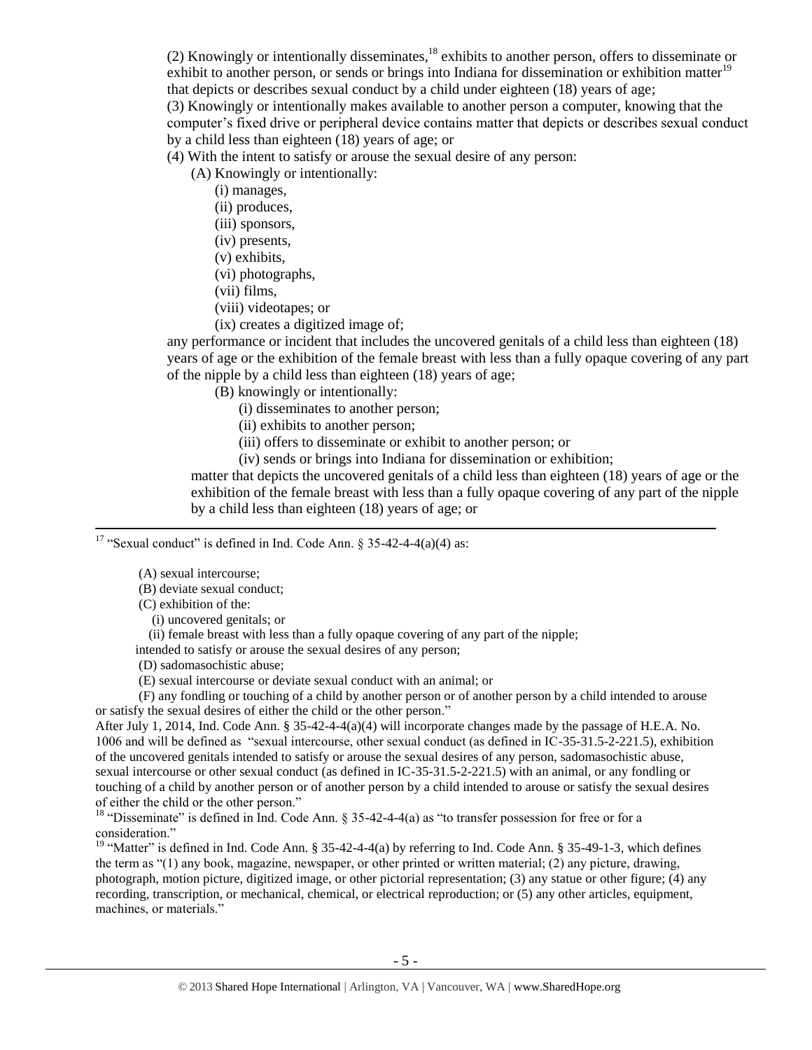(2) Knowingly or intentionally disseminates,[18] exhibits to another person, offers to disseminate or exhibit to another person, or sends or brings into Indiana for dissemination or exhibition matter[19] that depicts or describes sexual conduct by a child under eighteen (18) years of age;
(3) Knowingly or intentionally makes available to another person a computer, knowing that the computer's fixed drive or peripheral device contains matter that depicts or describes sexual conduct by a child less than eighteen (18) years of age; or
(4) With the intent to satisfy or arouse the sexual desire of any person:

(A) Knowingly or intentionally:

(i) manages,
(ii) produces,
(iii) sponsors,
(iv) presents,
(v) exhibits,
(vi) photographs,
(vii) films,
(viii) videotapes; or
(ix) creates a digitized image of;

any performance or incident that includes the uncovered genitals of a child less than eighteen (18) years of age or the exhibition of the female breast with less than a fully opaque covering of any part of the nipple by a child less than eighteen (18) years of age;

(B) knowingly or intentionally:

(i) disseminates to another person;
(ii) exhibits to another person;
(iii) offers to disseminate or exhibit to another person; or
(iv) sends or brings into Indiana for dissemination or exhibition;

matter that depicts the uncovered genitals of a child less than eighteen (18) years of age or the exhibition of the female breast with less than a fully opaque covering of any part of the nipple by a child less than eighteen (18) years of age; or

---

[17] "Sexual conduct" is defined in Ind. Code Ann. § 35-42-4-4(a)(4) as:

(A) sexual intercourse;
(B) deviate sexual conduct;
(C) exhibition of the:
(i) uncovered genitals; or
(ii) female breast with less than a fully opaque covering of any part of the nipple;
intended to satisfy or arouse the sexual desires of any person;
(D) sadomasochistic abuse;
(E) sexual intercourse or deviate sexual conduct with an animal; or
(F) any fondling or touching of a child by another person or of another person by a child intended to arouse or satisfy the sexual desires of either the child or the other person."

After July 1, 2014, Ind. Code Ann. § 35-42-4-4(a)(4) will incorporate changes made by the passage of H.E.A. No. 1006 and will be defined as "sexual intercourse, other sexual conduct (as defined in IC-35-31.5-2-221.5), exhibition of the uncovered genitals intended to satisfy or arouse the sexual desires of any person, sadomasochistic abuse, sexual intercourse or other sexual conduct (as defined in IC-35-31.5-2-221.5) with an animal, or any fondling or touching of a child by another person or of another person by a child intended to arouse or satisfy the sexual desires of either the child or the other person."

[18] "Disseminate" is defined in Ind. Code Ann. § 35-42-4-4(a) as "to transfer possession for free or for a consideration."

[19] "Matter" is defined in Ind. Code Ann. § 35-42-4-4(a) by referring to Ind. Code Ann. § 35-49-1-3, which defines the term as "(1) any book, magazine, newspaper, or other printed or written material; (2) any picture, drawing, photograph, motion picture, digitized image, or other pictorial representation; (3) any statue or other figure; (4) any recording, transcription, or mechanical, chemical, or electrical reproduction; or (5) any other articles, equipment, machines, or materials."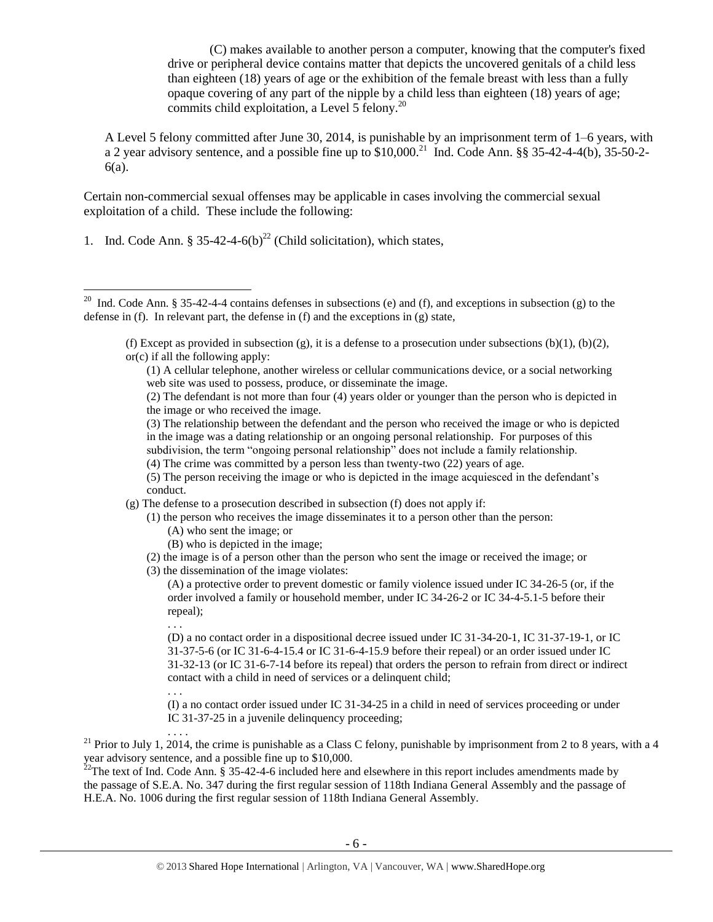(C) makes available to another person a computer, knowing that the computer's fixed drive or peripheral device contains matter that depicts the uncovered genitals of a child less than eighteen (18) years of age or the exhibition of the female breast with less than a fully opaque covering of any part of the nipple by a child less than eighteen (18) years of age; commits child exploitation, a Level 5 felony.[20]

A Level 5 felony committed after June 30, 2014, is punishable by an imprisonment term of 1–6 years, with a 2 year advisory sentence, and a possible fine up to $10,000.[21] Ind. Code Ann. §§ 35-42-4-4(b), 35-50-2-6(a).

Certain non-commercial sexual offenses may be applicable in cases involving the commercial sexual exploitation of a child. These include the following:

1. Ind. Code Ann. § 35-42-4-6(b)[22] (Child solicitation), which states,

---

[20] Ind. Code Ann. § 35-42-4-4 contains defenses in subsections (e) and (f), and exceptions in subsection (g) to the defense in (f). In relevant part, the defense in (f) and the exceptions in (g) state,

> (f) Except as provided in subsection (g), it is a defense to a prosecution under subsections (b)(1), (b)(2), or(c) if all the following apply:
>
> (1) A cellular telephone, another wireless or cellular communications device, or a social networking web site was used to possess, produce, or disseminate the image.
>
> (2) The defendant is not more than four (4) years older or younger than the person who is depicted in the image or who received the image.
>
> (3) The relationship between the defendant and the person who received the image or who is depicted in the image was a dating relationship or an ongoing personal relationship. For purposes of this subdivision, the term "ongoing personal relationship" does not include a family relationship.
>
> (4) The crime was committed by a person less than twenty-two (22) years of age.
>
> (5) The person receiving the image or who is depicted in the image acquiesced in the defendant's conduct.
>
> (g) The defense to a prosecution described in subsection (f) does not apply if:
>
> (1) the person who receives the image disseminates it to a person other than the person:
>
> (A) who sent the image; or
>
> (B) who is depicted in the image;
>
> (2) the image is of a person other than the person who sent the image or received the image; or
>
> (3) the dissemination of the image violates:
>
> (A) a protective order to prevent domestic or family violence issued under IC 34-26-5 (or, if the order involved a family or household member, under IC 34-26-2 or IC 34-4-5.1-5 before their repeal);
>
> . . .
>
> (D) a no contact order in a dispositional decree issued under IC 31-34-20-1, IC 31-37-19-1, or IC 31-37-5-6 (or IC 31-6-4-15.4 or IC 31-6-4-15.9 before their repeal) or an order issued under IC 31-32-13 (or IC 31-6-7-14 before its repeal) that orders the person to refrain from direct or indirect contact with a child in need of services or a delinquent child;
>
> . . .
>
> (I) a no contact order issued under IC 31-34-25 in a child in need of services proceeding or under IC 31-37-25 in a juvenile delinquency proceeding;
>
> . . . .

[21] Prior to July 1, 2014, the crime is punishable as a Class C felony, punishable by imprisonment from 2 to 8 years, with a 4 year advisory sentence, and a possible fine up to $10,000.

[22] The text of Ind. Code Ann. § 35-42-4-6 included here and elsewhere in this report includes amendments made by the passage of S.E.A. No. 347 during the first regular session of 118th Indiana General Assembly and the passage of H.E.A. No. 1006 during the first regular session of 118th Indiana General Assembly.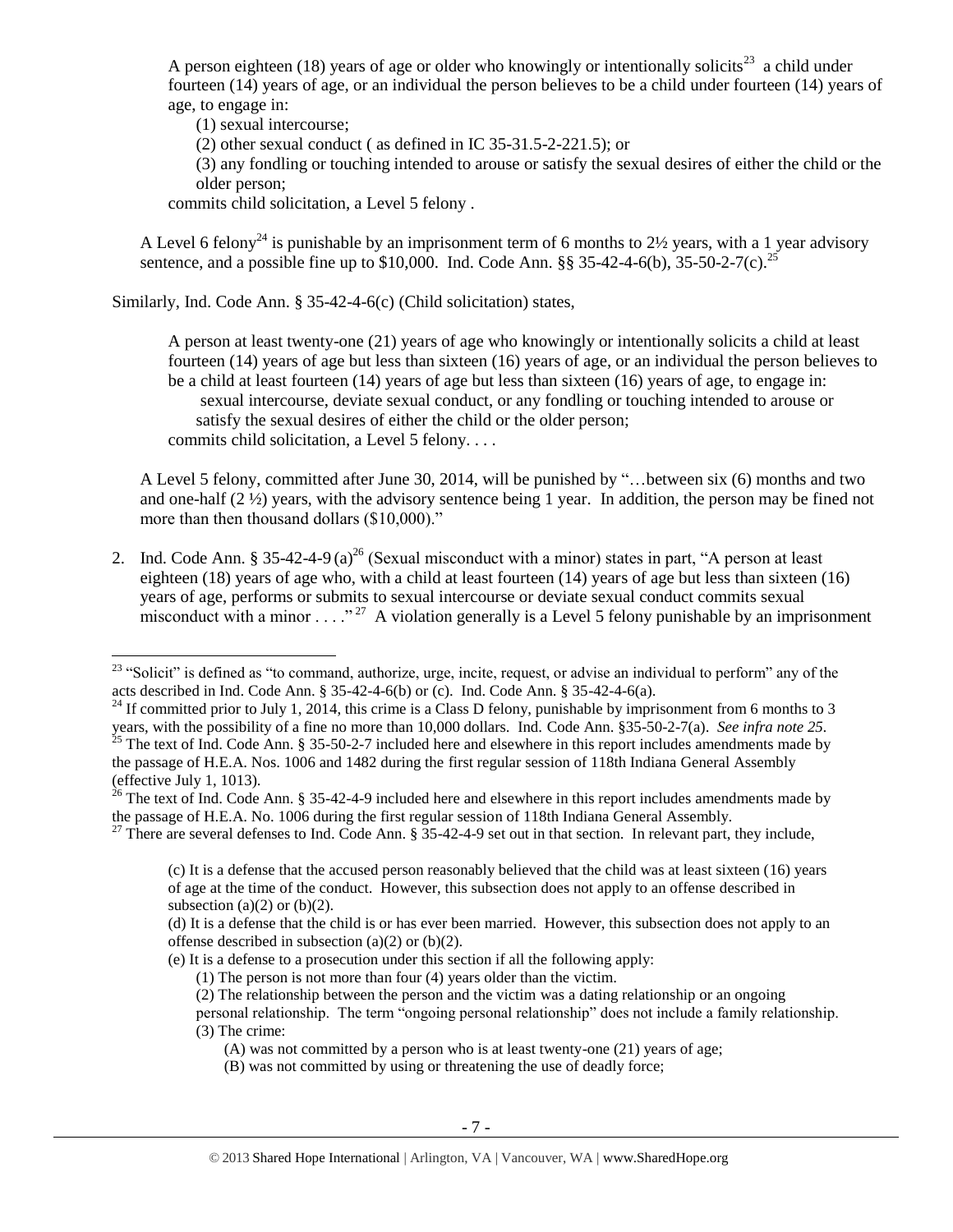A person eighteen (18) years of age or older who knowingly or intentionally solicits[23] a child under fourteen (14) years of age, or an individual the person believes to be a child under fourteen (14) years of age, to engage in:

(1) sexual intercourse;

(2) other sexual conduct ( as defined in IC 35-31.5-2-221.5); or

(3) any fondling or touching intended to arouse or satisfy the sexual desires of either the child or the older person;

commits child solicitation, a Level 5 felony .

A Level 6 felony[24] is punishable by an imprisonment term of 6 months to 2½ years, with a 1 year advisory sentence, and a possible fine up to $10,000. Ind. Code Ann. §§ 35-42-4-6(b), 35-50-2-7(c).[25]

Similarly, Ind. Code Ann. § 35-42-4-6(c) (Child solicitation) states,

> A person at least twenty-one (21) years of age who knowingly or intentionally solicits a child at least fourteen (14) years of age but less than sixteen (16) years of age, or an individual the person believes to be a child at least fourteen (14) years of age but less than sixteen (16) years of age, to engage in:
>
> sexual intercourse, deviate sexual conduct, or any fondling or touching intended to arouse or satisfy the sexual desires of either the child or the older person;
>
> commits child solicitation, a Level 5 felony. . . .

A Level 5 felony, committed after June 30, 2014, will be punished by "…between six (6) months and two and one-half (2 ½) years, with the advisory sentence being 1 year. In addition, the person may be fined not more than then thousand dollars ($10,000)."

2. Ind. Code Ann. § 35-42-4-9 (a)[26] (Sexual misconduct with a minor) states in part, "A person at least eighteen (18) years of age who, with a child at least fourteen (14) years of age but less than sixteen (16) years of age, performs or submits to sexual intercourse or deviate sexual conduct commits sexual misconduct with a minor . . . ."[27] A violation generally is a Level 5 felony punishable by an imprisonment

---

[23] "Solicit" is defined as "to command, authorize, urge, incite, request, or advise an individual to perform" any of the acts described in Ind. Code Ann. § 35-42-4-6(b) or (c). Ind. Code Ann. § 35-42-4-6(a).

[24] If committed prior to July 1, 2014, this crime is a Class D felony, punishable by imprisonment from 6 months to 3 years, with the possibility of a fine no more than 10,000 dollars. Ind. Code Ann. §35-50-2-7(a). *See infra note 25.*

[25] The text of Ind. Code Ann. § 35-50-2-7 included here and elsewhere in this report includes amendments made by the passage of H.E.A. Nos. 1006 and 1482 during the first regular session of 118th Indiana General Assembly (effective July 1, 1013).

[26] The text of Ind. Code Ann. § 35-42-4-9 included here and elsewhere in this report includes amendments made by the passage of H.E.A. No. 1006 during the first regular session of 118th Indiana General Assembly.

[27] There are several defenses to Ind. Code Ann. § 35-42-4-9 set out in that section. In relevant part, they include,

> (c) It is a defense that the accused person reasonably believed that the child was at least sixteen (16) years of age at the time of the conduct. However, this subsection does not apply to an offense described in subsection (a)(2) or (b)(2).
>
> (d) It is a defense that the child is or has ever been married. However, this subsection does not apply to an offense described in subsection (a)(2) or (b)(2).
>
> (e) It is a defense to a prosecution under this section if all the following apply:
>
> (1) The person is not more than four (4) years older than the victim.
>
> (2) The relationship between the person and the victim was a dating relationship or an ongoing personal relationship. The term "ongoing personal relationship" does not include a family relationship.
>
> (3) The crime:
>
> (A) was not committed by a person who is at least twenty-one (21) years of age;
>
> (B) was not committed by using or threatening the use of deadly force;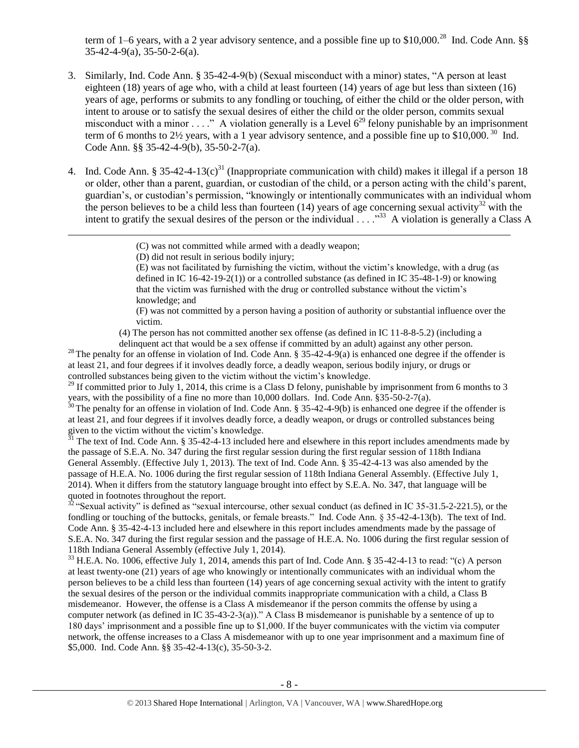term of 1–6 years, with a 2 year advisory sentence, and a possible fine up to $10,000.[28] Ind. Code Ann. §§ 35-42-4-9(a), 35-50-2-6(a).

3. Similarly, Ind. Code Ann. § 35-42-4-9(b) (Sexual misconduct with a minor) states, "A person at least eighteen (18) years of age who, with a child at least fourteen (14) years of age but less than sixteen (16) years of age, performs or submits to any fondling or touching, of either the child or the older person, with intent to arouse or to satisfy the sexual desires of either the child or the older person, commits sexual misconduct with a minor . . . ." A violation generally is a Level 6[29] felony punishable by an imprisonment term of 6 months to 2½ years, with a 1 year advisory sentence, and a possible fine up to $10,000.[30] Ind. Code Ann. §§ 35-42-4-9(b), 35-50-2-7(a).

4. Ind. Code Ann. § 35-42-4-13(c)[31] (Inappropriate communication with child) makes it illegal if a person 18 or older, other than a parent, guardian, or custodian of the child, or a person acting with the child's parent, guardian's, or custodian's permission, "knowingly or intentionally communicates with an individual whom the person believes to be a child less than fourteen (14) years of age concerning sexual activity[32] with the intent to gratify the sexual desires of the person or the individual . . . ."[33] A violation is generally a Class A

---

(C) was not committed while armed with a deadly weapon;

(D) did not result in serious bodily injury;

(E) was not facilitated by furnishing the victim, without the victim's knowledge, with a drug (as defined in IC 16-42-19-2(1)) or a controlled substance (as defined in IC 35-48-1-9) or knowing that the victim was furnished with the drug or controlled substance without the victim's knowledge; and

(F) was not committed by a person having a position of authority or substantial influence over the victim.

(4) The person has not committed another sex offense (as defined in IC 11-8-8-5.2) (including a delinquent act that would be a sex offense if committed by an adult) against any other person.

[28] The penalty for an offense in violation of Ind. Code Ann. § 35-42-4-9(a) is enhanced one degree if the offender is at least 21, and four degrees if it involves deadly force, a deadly weapon, serious bodily injury, or drugs or controlled substances being given to the victim without the victim's knowledge.

[29] If committed prior to July 1, 2014, this crime is a Class D felony, punishable by imprisonment from 6 months to 3 years, with the possibility of a fine no more than 10,000 dollars. Ind. Code Ann. §35-50-2-7(a).

[30] The penalty for an offense in violation of Ind. Code Ann. § 35-42-4-9(b) is enhanced one degree if the offender is at least 21, and four degrees if it involves deadly force, a deadly weapon, or drugs or controlled substances being given to the victim without the victim's knowledge.

[31] The text of Ind. Code Ann. § 35-42-4-13 included here and elsewhere in this report includes amendments made by the passage of S.E.A. No. 347 during the first regular session during the first regular session of 118th Indiana General Assembly. (Effective July 1, 2013). The text of Ind. Code Ann. § 35-42-4-13 was also amended by the passage of H.E.A. No. 1006 during the first regular session of 118th Indiana General Assembly. (Effective July 1, 2014). When it differs from the statutory language brought into effect by S.E.A. No. 347, that language will be quoted in footnotes throughout the report.

[32] "Sexual activity" is defined as "sexual intercourse, other sexual conduct (as defined in IC 35-31.5-2-221.5), or the fondling or touching of the buttocks, genitals, or female breasts." Ind. Code Ann. § 35-42-4-13(b). The text of Ind. Code Ann. § 35-42-4-13 included here and elsewhere in this report includes amendments made by the passage of S.E.A. No. 347 during the first regular session and the passage of H.E.A. No. 1006 during the first regular session of 118th Indiana General Assembly (effective July 1, 2014).

[33] H.E.A. No. 1006, effective July 1, 2014, amends this part of Ind. Code Ann. § 35-42-4-13 to read: "(c) A person at least twenty-one (21) years of age who knowingly or intentionally communicates with an individual whom the person believes to be a child less than fourteen (14) years of age concerning sexual activity with the intent to gratify the sexual desires of the person or the individual commits inappropriate communication with a child, a Class B misdemeanor. However, the offense is a Class A misdemeanor if the person commits the offense by using a computer network (as defined in IC 35-43-2-3(a))." A Class B misdemeanor is punishable by a sentence of up to 180 days' imprisonment and a possible fine up to $1,000. If the buyer communicates with the victim via computer network, the offense increases to a Class A misdemeanor with up to one year imprisonment and a maximum fine of $5,000. Ind. Code Ann. §§ 35-42-4-13(c), 35-50-3-2.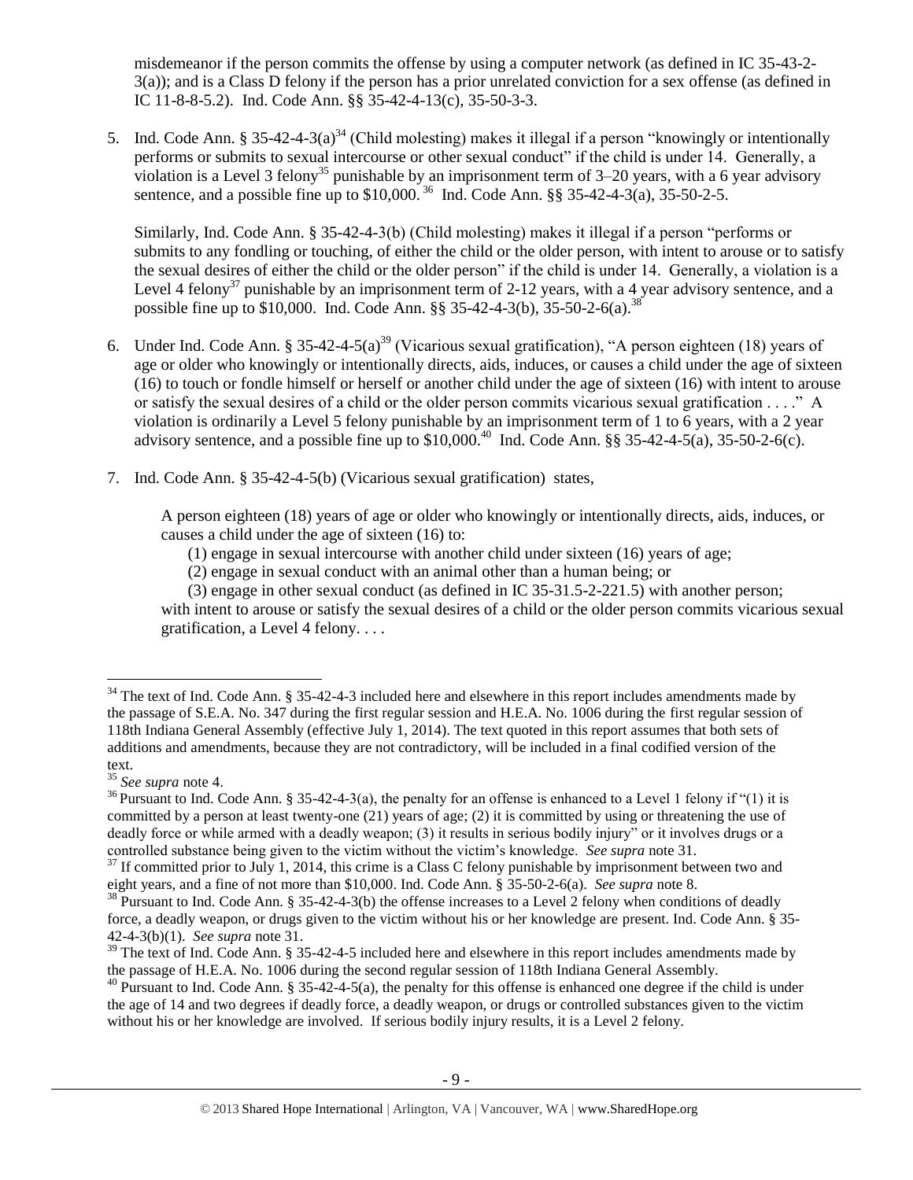misdemeanor if the person commits the offense by using a computer network (as defined in IC 35-43-2-3(a)); and is a Class D felony if the person has a prior unrelated conviction for a sex offense (as defined in IC 11-8-8-5.2). Ind. Code Ann. §§ 35-42-4-13(c), 35-50-3-3.

5. Ind. Code Ann. § 35-42-4-3(a)[34] (Child molesting) makes it illegal if a person "knowingly or intentionally performs or submits to sexual intercourse or other sexual conduct" if the child is under 14. Generally, a violation is a Level 3 felony[35] punishable by an imprisonment term of 3–20 years, with a 6 year advisory sentence, and a possible fine up to $10,000.[36] Ind. Code Ann. §§ 35-42-4-3(a), 35-50-2-5.

   Similarly, Ind. Code Ann. § 35-42-4-3(b) (Child molesting) makes it illegal if a person "performs or submits to any fondling or touching, of either the child or the older person, with intent to arouse or to satisfy the sexual desires of either the child or the older person" if the child is under 14. Generally, a violation is a Level 4 felony[37] punishable by an imprisonment term of 2-12 years, with a 4 year advisory sentence, and a possible fine up to $10,000. Ind. Code Ann. §§ 35-42-4-3(b), 35-50-2-6(a).[38]

6. Under Ind. Code Ann. § 35-42-4-5(a)[39] (Vicarious sexual gratification), "A person eighteen (18) years of age or older who knowingly or intentionally directs, aids, induces, or causes a child under the age of sixteen (16) to touch or fondle himself or herself or another child under the age of sixteen (16) with intent to arouse or satisfy the sexual desires of a child or the older person commits vicarious sexual gratification . . . ." A violation is ordinarily a Level 5 felony punishable by an imprisonment term of 1 to 6 years, with a 2 year advisory sentence, and a possible fine up to $10,000.[40] Ind. Code Ann. §§ 35-42-4-5(a), 35-50-2-6(c).

7. Ind. Code Ann. § 35-42-4-5(b) (Vicarious sexual gratification) states,

   > A person eighteen (18) years of age or older who knowingly or intentionally directs, aids, induces, or causes a child under the age of sixteen (16) to:
   >
   > (1) engage in sexual intercourse with another child under sixteen (16) years of age;
   >
   > (2) engage in sexual conduct with an animal other than a human being; or
   >
   > (3) engage in other sexual conduct (as defined in IC 35-31.5-2-221.5) with another person;
   >
   > with intent to arouse or satisfy the sexual desires of a child or the older person commits vicarious sexual gratification, a Level 4 felony. . . .

---

[34] The text of Ind. Code Ann. § 35-42-4-3 included here and elsewhere in this report includes amendments made by the passage of S.E.A. No. 347 during the first regular session and H.E.A. No. 1006 during the first regular session of 118th Indiana General Assembly (effective July 1, 2014). The text quoted in this report assumes that both sets of additions and amendments, because they are not contradictory, will be included in a final codified version of the text.

[35] *See supra* note 4.

[36] Pursuant to Ind. Code Ann. § 35-42-4-3(a), the penalty for an offense is enhanced to a Level 1 felony if "(1) it is committed by a person at least twenty-one (21) years of age; (2) it is committed by using or threatening the use of deadly force or while armed with a deadly weapon; (3) it results in serious bodily injury" or it involves drugs or a controlled substance being given to the victim without the victim's knowledge. *See supra* note 31.

[37] If committed prior to July 1, 2014, this crime is a Class C felony punishable by imprisonment between two and eight years, and a fine of not more than $10,000. Ind. Code Ann. § 35-50-2-6(a). *See supra* note 8.

[38] Pursuant to Ind. Code Ann. § 35-42-4-3(b) the offense increases to a Level 2 felony when conditions of deadly force, a deadly weapon, or drugs given to the victim without his or her knowledge are present. Ind. Code Ann. § 35-42-4-3(b)(1). *See supra* note 31.

[39] The text of Ind. Code Ann. § 35-42-4-5 included here and elsewhere in this report includes amendments made by the passage of H.E.A. No. 1006 during the second regular session of 118th Indiana General Assembly.

[40] Pursuant to Ind. Code Ann. § 35-42-4-5(a), the penalty for this offense is enhanced one degree if the child is under the age of 14 and two degrees if deadly force, a deadly weapon, or drugs or controlled substances given to the victim without his or her knowledge are involved. If serious bodily injury results, it is a Level 2 felony.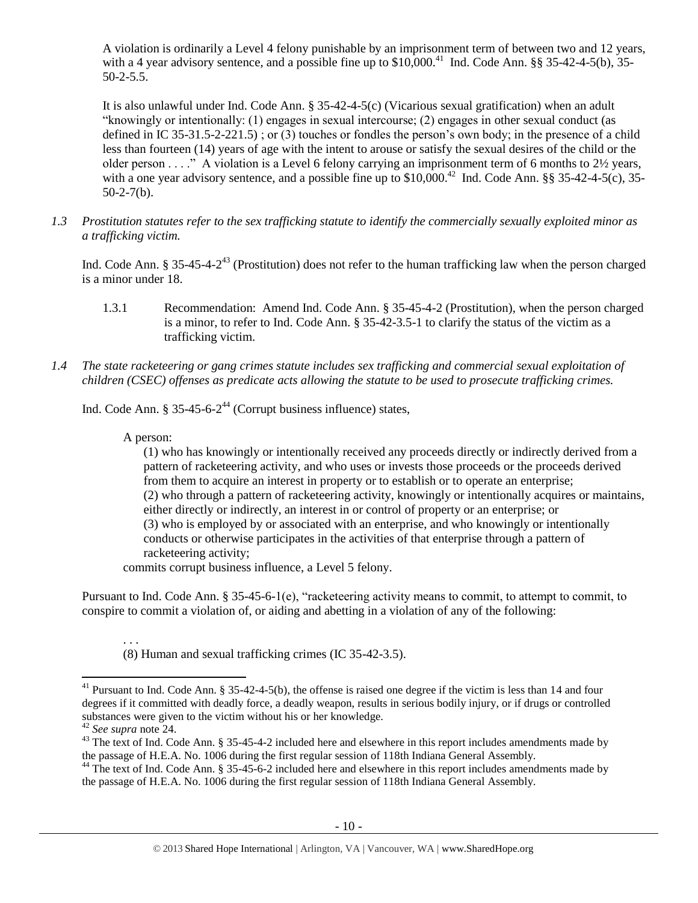A violation is ordinarily a Level 4 felony punishable by an imprisonment term of between two and 12 years, with a 4 year advisory sentence, and a possible fine up to $10,000.[41] Ind. Code Ann. §§ 35-42-4-5(b), 35-50-2-5.5.

It is also unlawful under Ind. Code Ann. § 35-42-4-5(c) (Vicarious sexual gratification) when an adult "knowingly or intentionally: (1) engages in sexual intercourse; (2) engages in other sexual conduct (as defined in IC 35-31.5-2-221.5) ; or (3) touches or fondles the person's own body; in the presence of a child less than fourteen (14) years of age with the intent to arouse or satisfy the sexual desires of the child or the older person . . . ." A violation is a Level 6 felony carrying an imprisonment term of 6 months to 2½ years, with a one year advisory sentence, and a possible fine up to $10,000.[42] Ind. Code Ann. §§ 35-42-4-5(c), 35-50-2-7(b).

*1.3 Prostitution statutes refer to the sex trafficking statute to identify the commercially sexually exploited minor as a trafficking victim.*

Ind. Code Ann. § 35-45-4-2[43] (Prostitution) does not refer to the human trafficking law when the person charged is a minor under 18.

1.3.1 Recommendation: Amend Ind. Code Ann. § 35-45-4-2 (Prostitution), when the person charged is a minor, to refer to Ind. Code Ann. § 35-42-3.5-1 to clarify the status of the victim as a trafficking victim.

*1.4 The state racketeering or gang crimes statute includes sex trafficking and commercial sexual exploitation of children (CSEC) offenses as predicate acts allowing the statute to be used to prosecute trafficking crimes.*

Ind. Code Ann. § 35-45-6-2[44] (Corrupt business influence) states,

> A person:
>
> (1) who has knowingly or intentionally received any proceeds directly or indirectly derived from a pattern of racketeering activity, and who uses or invests those proceeds or the proceeds derived from them to acquire an interest in property or to establish or to operate an enterprise;
> (2) who through a pattern of racketeering activity, knowingly or intentionally acquires or maintains, either directly or indirectly, an interest in or control of property or an enterprise; or
> (3) who is employed by or associated with an enterprise, and who knowingly or intentionally conducts or otherwise participates in the activities of that enterprise through a pattern of racketeering activity;
>
> commits corrupt business influence, a Level 5 felony.

Pursuant to Ind. Code Ann. § 35-45-6-1(e), "racketeering activity means to commit, to attempt to commit, to conspire to commit a violation of, or aiding and abetting in a violation of any of the following:

> . . .
> (8) Human and sexual trafficking crimes (IC 35-42-3.5).

---

[41] Pursuant to Ind. Code Ann. § 35-42-4-5(b), the offense is raised one degree if the victim is less than 14 and four degrees if it committed with deadly force, a deadly weapon, results in serious bodily injury, or if drugs or controlled substances were given to the victim without his or her knowledge.

[42] *See supra* note 24.

[43] The text of Ind. Code Ann. § 35-45-4-2 included here and elsewhere in this report includes amendments made by the passage of H.E.A. No. 1006 during the first regular session of 118th Indiana General Assembly.

[44] The text of Ind. Code Ann. § 35-45-6-2 included here and elsewhere in this report includes amendments made by the passage of H.E.A. No. 1006 during the first regular session of 118th Indiana General Assembly.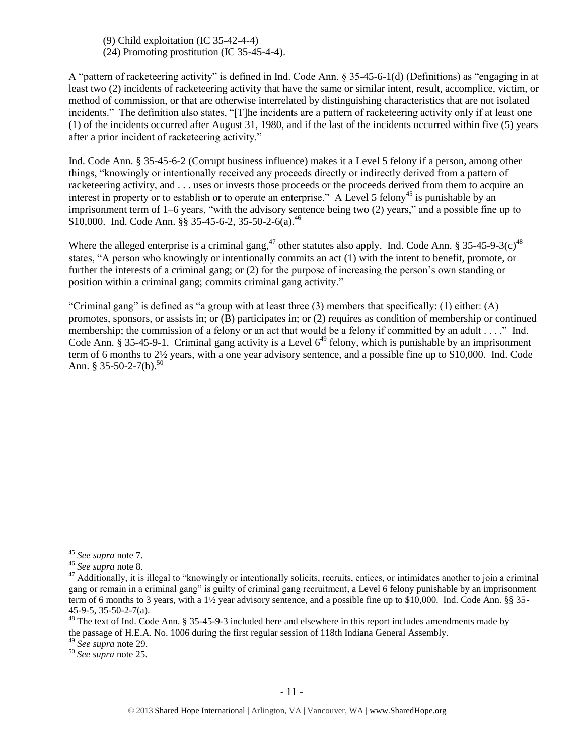(9) Child exploitation (IC 35-42-4-4)
(24) Promoting prostitution (IC 35-45-4-4).

A "pattern of racketeering activity" is defined in Ind. Code Ann. § 35-45-6-1(d) (Definitions) as "engaging in at least two (2) incidents of racketeering activity that have the same or similar intent, result, accomplice, victim, or method of commission, or that are otherwise interrelated by distinguishing characteristics that are not isolated incidents." The definition also states, "[T]he incidents are a pattern of racketeering activity only if at least one (1) of the incidents occurred after August 31, 1980, and if the last of the incidents occurred within five (5) years after a prior incident of racketeering activity."

Ind. Code Ann. § 35-45-6-2 (Corrupt business influence) makes it a Level 5 felony if a person, among other things, "knowingly or intentionally received any proceeds directly or indirectly derived from a pattern of racketeering activity, and . . . uses or invests those proceeds or the proceeds derived from them to acquire an interest in property or to establish or to operate an enterprise." A Level 5 felony[45] is punishable by an imprisonment term of 1–6 years, "with the advisory sentence being two (2) years," and a possible fine up to $10,000. Ind. Code Ann. §§ 35-45-6-2, 35-50-2-6(a).[46]

Where the alleged enterprise is a criminal gang,[47] other statutes also apply. Ind. Code Ann. § 35-45-9-3(c)[48] states, "A person who knowingly or intentionally commits an act (1) with the intent to benefit, promote, or further the interests of a criminal gang; or (2) for the purpose of increasing the person's own standing or position within a criminal gang; commits criminal gang activity."

"Criminal gang" is defined as "a group with at least three (3) members that specifically: (1) either: (A) promotes, sponsors, or assists in; or (B) participates in; or (2) requires as condition of membership or continued membership; the commission of a felony or an act that would be a felony if committed by an adult . . . ." Ind. Code Ann. § 35-45-9-1. Criminal gang activity is a Level 6[49] felony, which is punishable by an imprisonment term of 6 months to 2½ years, with a one year advisory sentence, and a possible fine up to $10,000. Ind. Code Ann. § 35-50-2-7(b).[50]

---

[45] *See supra* note 7.

[46] *See supra* note 8.

[47] Additionally, it is illegal to "knowingly or intentionally solicits, recruits, entices, or intimidates another to join a criminal gang or remain in a criminal gang" is guilty of criminal gang recruitment, a Level 6 felony punishable by an imprisonment term of 6 months to 3 years, with a 1½ year advisory sentence, and a possible fine up to $10,000. Ind. Code Ann. §§ 35-45-9-5, 35-50-2-7(a).

[48] The text of Ind. Code Ann. § 35-45-9-3 included here and elsewhere in this report includes amendments made by the passage of H.E.A. No. 1006 during the first regular session of 118th Indiana General Assembly.

[49] *See supra* note 29.

[50] *See supra* note 25.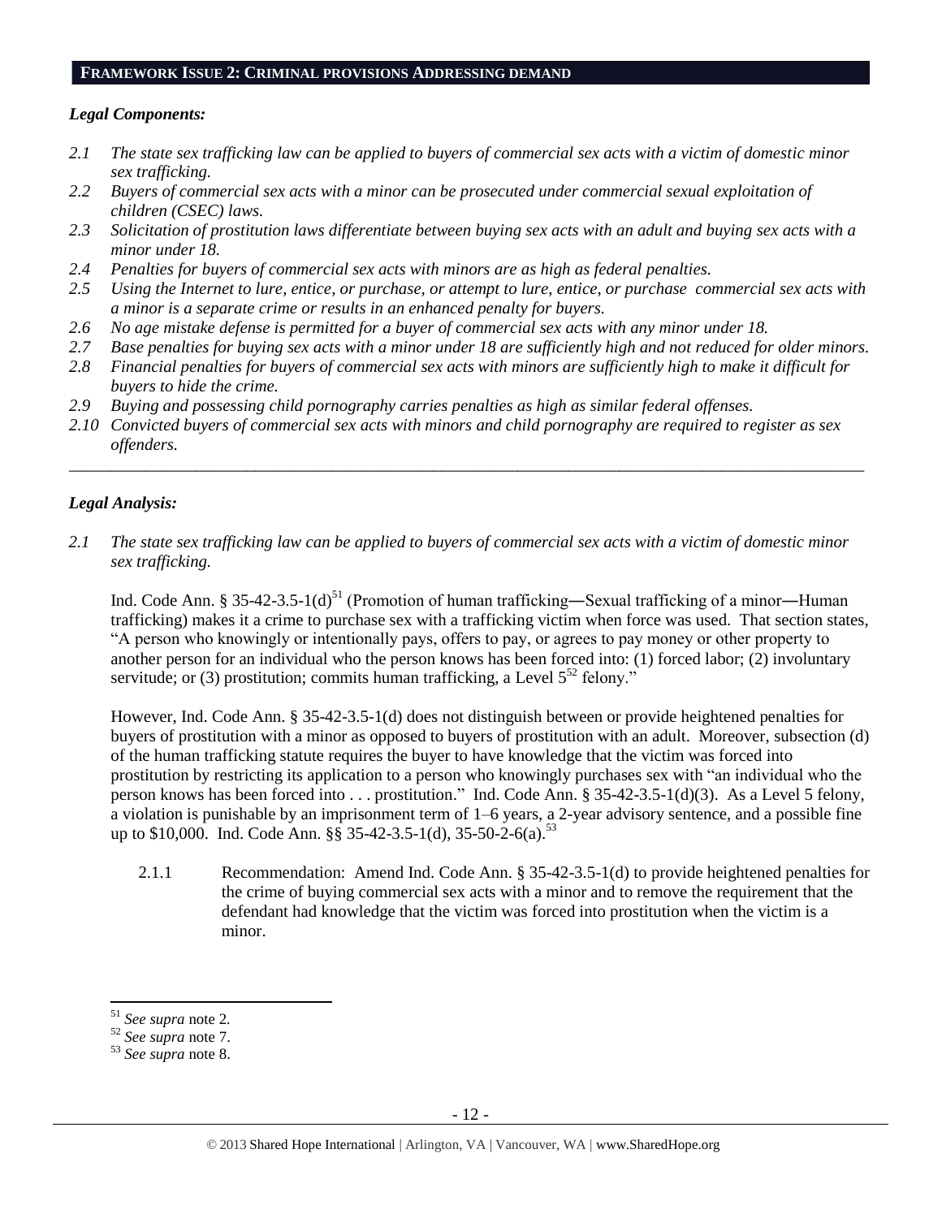## FRAMEWORK ISSUE 2: CRIMINAL PROVISIONS ADDRESSING DEMAND

### *Legal Components:*

*2.1 The state sex trafficking law can be applied to buyers of commercial sex acts with a victim of domestic minor sex trafficking.*

*2.2 Buyers of commercial sex acts with a minor can be prosecuted under commercial sexual exploitation of children (CSEC) laws.*

*2.3 Solicitation of prostitution laws differentiate between buying sex acts with an adult and buying sex acts with a minor under 18.*

*2.4 Penalties for buyers of commercial sex acts with minors are as high as federal penalties.*

*2.5 Using the Internet to lure, entice, or purchase, or attempt to lure, entice, or purchase commercial sex acts with a minor is a separate crime or results in an enhanced penalty for buyers.*

*2.6 No age mistake defense is permitted for a buyer of commercial sex acts with any minor under 18.*

*2.7 Base penalties for buying sex acts with a minor under 18 are sufficiently high and not reduced for older minors.*

*2.8 Financial penalties for buyers of commercial sex acts with minors are sufficiently high to make it difficult for buyers to hide the crime.*

*2.9 Buying and possessing child pornography carries penalties as high as similar federal offenses.*

*2.10 Convicted buyers of commercial sex acts with minors and child pornography are required to register as sex offenders.*

---

### *Legal Analysis:*

*2.1 The state sex trafficking law can be applied to buyers of commercial sex acts with a victim of domestic minor sex trafficking.*

Ind. Code Ann. § 35-42-3.5-1(d)[51] (Promotion of human trafficking—Sexual trafficking of a minor—Human trafficking) makes it a crime to purchase sex with a trafficking victim when force was used. That section states, "A person who knowingly or intentionally pays, offers to pay, or agrees to pay money or other property to another person for an individual who the person knows has been forced into: (1) forced labor; (2) involuntary servitude; or (3) prostitution; commits human trafficking, a Level 5[52] felony."

However, Ind. Code Ann. § 35-42-3.5-1(d) does not distinguish between or provide heightened penalties for buyers of prostitution with a minor as opposed to buyers of prostitution with an adult. Moreover, subsection (d) of the human trafficking statute requires the buyer to have knowledge that the victim was forced into prostitution by restricting its application to a person who knowingly purchases sex with "an individual who the person knows has been forced into . . . prostitution." Ind. Code Ann. § 35-42-3.5-1(d)(3). As a Level 5 felony, a violation is punishable by an imprisonment term of 1–6 years, a 2-year advisory sentence, and a possible fine up to $10,000. Ind. Code Ann. §§ 35-42-3.5-1(d), 35-50-2-6(a).[53]

2.1.1 Recommendation: Amend Ind. Code Ann. § 35-42-3.5-1(d) to provide heightened penalties for the crime of buying commercial sex acts with a minor and to remove the requirement that the defendant had knowledge that the victim was forced into prostitution when the victim is a minor.

---

[51] *See supra* note 2.

[52] *See supra* note 7.

[53] *See supra* note 8.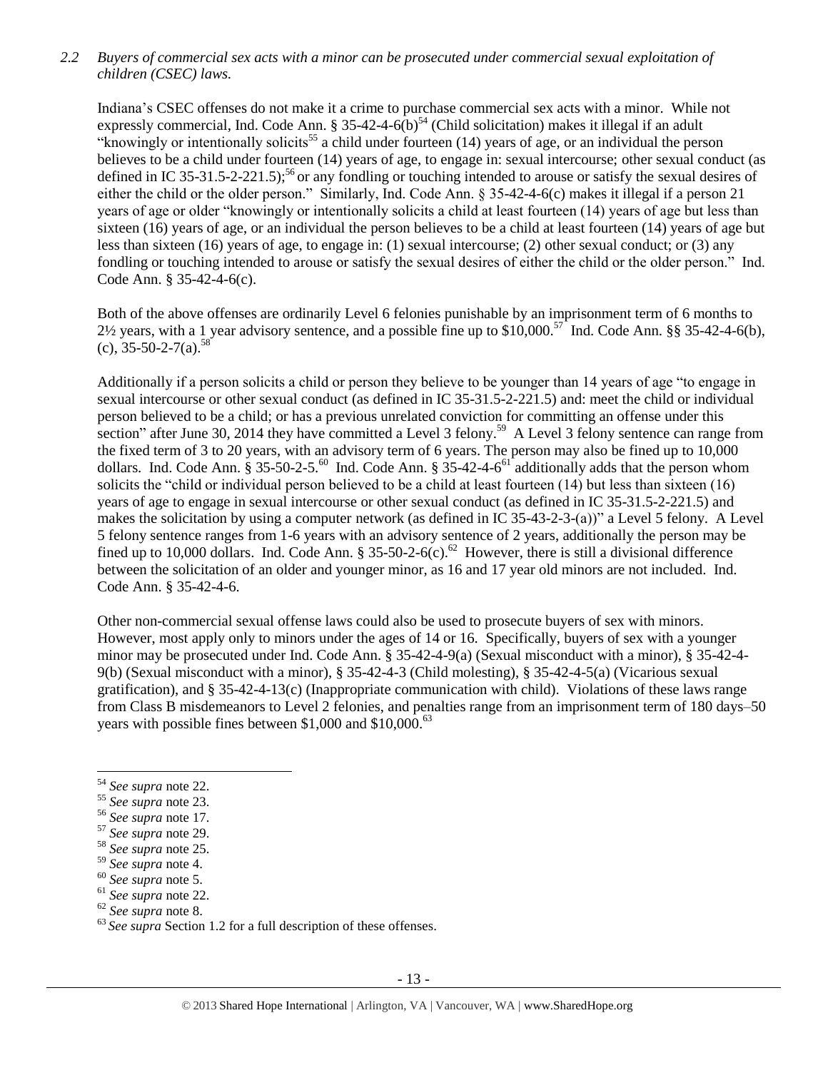*2.2 Buyers of commercial sex acts with a minor can be prosecuted under commercial sexual exploitation of children (CSEC) laws.*

Indiana's CSEC offenses do not make it a crime to purchase commercial sex acts with a minor. While not expressly commercial, Ind. Code Ann. § 35-42-4-6(b)[54] (Child solicitation) makes it illegal if an adult "knowingly or intentionally solicits[55] a child under fourteen (14) years of age, or an individual the person believes to be a child under fourteen (14) years of age, to engage in: sexual intercourse; other sexual conduct (as defined in IC 35-31.5-2-221.5);[56] or any fondling or touching intended to arouse or satisfy the sexual desires of either the child or the older person." Similarly, Ind. Code Ann. § 35-42-4-6(c) makes it illegal if a person 21 years of age or older "knowingly or intentionally solicits a child at least fourteen (14) years of age but less than sixteen (16) years of age, or an individual the person believes to be a child at least fourteen (14) years of age but less than sixteen (16) years of age, to engage in: (1) sexual intercourse; (2) other sexual conduct; or (3) any fondling or touching intended to arouse or satisfy the sexual desires of either the child or the older person." Ind. Code Ann. § 35-42-4-6(c).

Both of the above offenses are ordinarily Level 6 felonies punishable by an imprisonment term of 6 months to 2½ years, with a 1 year advisory sentence, and a possible fine up to $10,000.[57] Ind. Code Ann. §§ 35-42-4-6(b), (c), 35-50-2-7(a).[58]

Additionally if a person solicits a child or person they believe to be younger than 14 years of age "to engage in sexual intercourse or other sexual conduct (as defined in IC 35-31.5-2-221.5) and: meet the child or individual person believed to be a child; or has a previous unrelated conviction for committing an offense under this section" after June 30, 2014 they have committed a Level 3 felony.[59] A Level 3 felony sentence can range from the fixed term of 3 to 20 years, with an advisory term of 6 years. The person may also be fined up to 10,000 dollars. Ind. Code Ann. § 35-50-2-5.[60] Ind. Code Ann. § 35-42-4-6[61] additionally adds that the person whom solicits the "child or individual person believed to be a child at least fourteen (14) but less than sixteen (16) years of age to engage in sexual intercourse or other sexual conduct (as defined in IC 35-31.5-2-221.5) and makes the solicitation by using a computer network (as defined in IC 35-43-2-3-(a))" a Level 5 felony. A Level 5 felony sentence ranges from 1-6 years with an advisory sentence of 2 years, additionally the person may be fined up to 10,000 dollars. Ind. Code Ann. § 35-50-2-6(c).[62] However, there is still a divisional difference between the solicitation of an older and younger minor, as 16 and 17 year old minors are not included. Ind. Code Ann. § 35-42-4-6.

Other non-commercial sexual offense laws could also be used to prosecute buyers of sex with minors. However, most apply only to minors under the ages of 14 or 16. Specifically, buyers of sex with a younger minor may be prosecuted under Ind. Code Ann. § 35-42-4-9(a) (Sexual misconduct with a minor), § 35-42-4-9(b) (Sexual misconduct with a minor), § 35-42-4-3 (Child molesting), § 35-42-4-5(a) (Vicarious sexual gratification), and § 35-42-4-13(c) (Inappropriate communication with child). Violations of these laws range from Class B misdemeanors to Level 2 felonies, and penalties range from an imprisonment term of 180 days–50 years with possible fines between $1,000 and $10,000.[63]

---

[54] *See supra* note 22.

[55] *See supra* note 23.

[56] *See supra* note 17.

[57] *See supra* note 29.

[58] *See supra* note 25.

[59] *See supra* note 4.

[60] *See supra* note 5.

[61] *See supra* note 22.

[62] *See supra* note 8.

[63] *See supra* Section 1.2 for a full description of these offenses.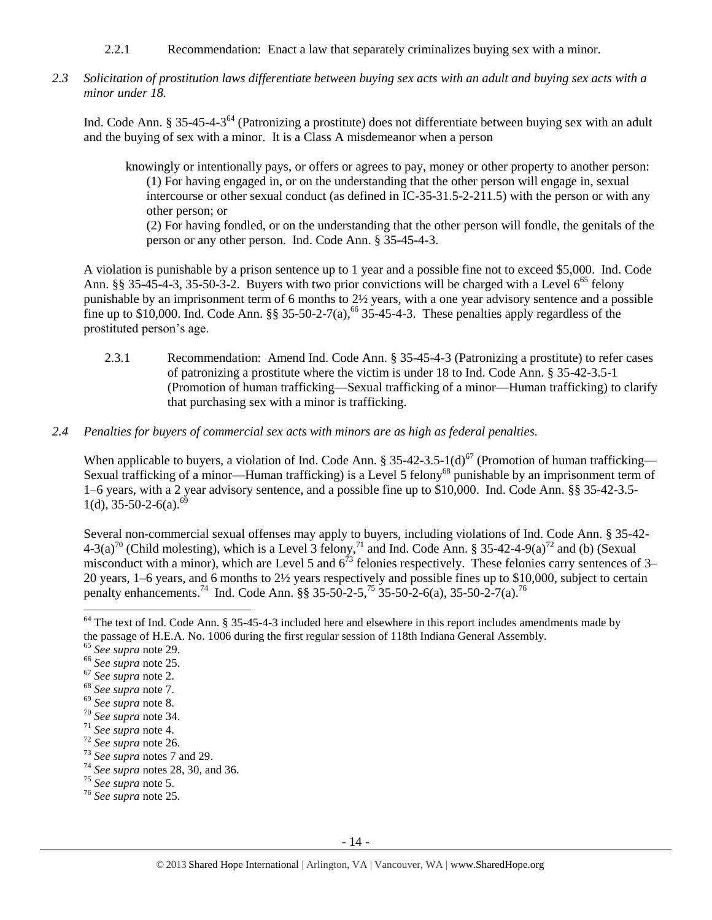2.2.1 Recommendation: Enact a law that separately criminalizes buying sex with a minor.

*2.3 Solicitation of prostitution laws differentiate between buying sex acts with an adult and buying sex acts with a minor under 18.*

Ind. Code Ann. § 35-45-4-3[64] (Patronizing a prostitute) does not differentiate between buying sex with an adult and the buying of sex with a minor. It is a Class A misdemeanor when a person

> knowingly or intentionally pays, or offers or agrees to pay, money or other property to another person:
> (1) For having engaged in, or on the understanding that the other person will engage in, sexual intercourse or other sexual conduct (as defined in IC-35-31.5-2-211.5) with the person or with any other person; or
> (2) For having fondled, or on the understanding that the other person will fondle, the genitals of the person or any other person. Ind. Code Ann. § 35-45-4-3.

A violation is punishable by a prison sentence up to 1 year and a possible fine not to exceed $5,000. Ind. Code Ann. §§ 35-45-4-3, 35-50-3-2. Buyers with two prior convictions will be charged with a Level 6[65] felony punishable by an imprisonment term of 6 months to 2½ years, with a one year advisory sentence and a possible fine up to $10,000. Ind. Code Ann. §§ 35-50-2-7(a),[66] 35-45-4-3. These penalties apply regardless of the prostituted person's age.

2.3.1 Recommendation: Amend Ind. Code Ann. § 35-45-4-3 (Patronizing a prostitute) to refer cases of patronizing a prostitute where the victim is under 18 to Ind. Code Ann. § 35-42-3.5-1 (Promotion of human trafficking—Sexual trafficking of a minor—Human trafficking) to clarify that purchasing sex with a minor is trafficking.

*2.4 Penalties for buyers of commercial sex acts with minors are as high as federal penalties.*

When applicable to buyers, a violation of Ind. Code Ann. § 35-42-3.5-1(d)[67] (Promotion of human trafficking—Sexual trafficking of a minor—Human trafficking) is a Level 5 felony[68] punishable by an imprisonment term of 1–6 years, with a 2 year advisory sentence, and a possible fine up to $10,000. Ind. Code Ann. §§ 35-42-3.5-1(d), 35-50-2-6(a).[69]

Several non-commercial sexual offenses may apply to buyers, including violations of Ind. Code Ann. § 35-42-4-3(a)[70] (Child molesting), which is a Level 3 felony,[71] and Ind. Code Ann. § 35-42-4-9(a)[72] and (b) (Sexual misconduct with a minor), which are Level 5 and 6[73] felonies respectively. These felonies carry sentences of 3–20 years, 1–6 years, and 6 months to 2½ years respectively and possible fines up to $10,000, subject to certain penalty enhancements.[74] Ind. Code Ann. §§ 35-50-2-5,[75] 35-50-2-6(a), 35-50-2-7(a).[76]

---

[64] The text of Ind. Code Ann. § 35-45-4-3 included here and elsewhere in this report includes amendments made by the passage of H.E.A. No. 1006 during the first regular session of 118th Indiana General Assembly.
[65] *See supra* note 29.
[66] *See supra* note 25.
[67] *See supra* note 2.
[68] *See supra* note 7.
[69] *See supra* note 8.
[70] *See supra* note 34.
[71] *See supra* note 4.
[72] *See supra* note 26.
[73] *See supra* notes 7 and 29.
[74] *See supra* notes 28, 30, and 36.
[75] *See supra* note 5.
[76] *See supra* note 25.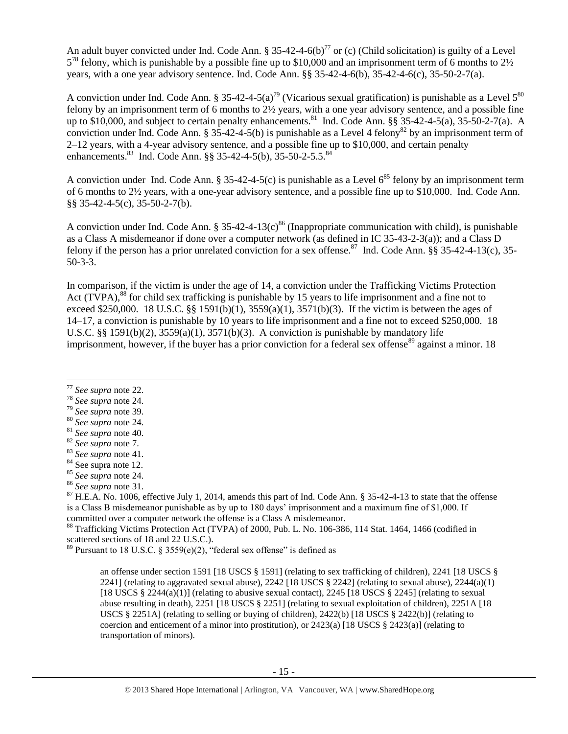An adult buyer convicted under Ind. Code Ann. § 35-42-4-6(b)[77] or (c) (Child solicitation) is guilty of a Level 5[78] felony, which is punishable by a possible fine up to $10,000 and an imprisonment term of 6 months to 2½ years, with a one year advisory sentence. Ind. Code Ann. §§ 35-42-4-6(b), 35-42-4-6(c), 35-50-2-7(a).

A conviction under Ind. Code Ann. § 35-42-4-5(a)[79] (Vicarious sexual gratification) is punishable as a Level 5[80] felony by an imprisonment term of 6 months to 2½ years, with a one year advisory sentence, and a possible fine up to $10,000, and subject to certain penalty enhancements.[81] Ind. Code Ann. §§ 35-42-4-5(a), 35-50-2-7(a). A conviction under Ind. Code Ann. § 35-42-4-5(b) is punishable as a Level 4 felony[82] by an imprisonment term of 2–12 years, with a 4-year advisory sentence, and a possible fine up to $10,000, and certain penalty enhancements.[83] Ind. Code Ann. §§ 35-42-4-5(b), 35-50-2-5.5.[84]

A conviction under Ind. Code Ann. § 35-42-4-5(c) is punishable as a Level 6[85] felony by an imprisonment term of 6 months to 2½ years, with a one-year advisory sentence, and a possible fine up to $10,000. Ind. Code Ann. §§ 35-42-4-5(c), 35-50-2-7(b).

A conviction under Ind. Code Ann. § 35-42-4-13(c)[86] (Inappropriate communication with child), is punishable as a Class A misdemeanor if done over a computer network (as defined in IC 35-43-2-3(a)); and a Class D felony if the person has a prior unrelated conviction for a sex offense.[87] Ind. Code Ann. §§ 35-42-4-13(c), 35-50-3-3.

In comparison, if the victim is under the age of 14, a conviction under the Trafficking Victims Protection Act (TVPA),[88] for child sex trafficking is punishable by 15 years to life imprisonment and a fine not to exceed $250,000. 18 U.S.C. §§ 1591(b)(1), 3559(a)(1), 3571(b)(3). If the victim is between the ages of 14–17, a conviction is punishable by 10 years to life imprisonment and a fine not to exceed $250,000. 18 U.S.C. §§ 1591(b)(2), 3559(a)(1), 3571(b)(3). A conviction is punishable by mandatory life imprisonment, however, if the buyer has a prior conviction for a federal sex offense[89] against a minor. 18

---

[77] *See supra* note 22.

[78] *See supra* note 24.

[79] *See supra* note 39.

[80] *See supra* note 24.

[81] *See supra* note 40.

[82] *See supra* note 7.

[83] *See supra* note 41.

[84] See supra note 12.

[85] *See supra* note 24.

[86] *See supra* note 31.

[87] H.E.A. No. 1006, effective July 1, 2014, amends this part of Ind. Code Ann. § 35-42-4-13 to state that the offense is a Class B misdemeanor punishable as by up to 180 days' imprisonment and a maximum fine of $1,000. If committed over a computer network the offense is a Class A misdemeanor.

[88] Trafficking Victims Protection Act (TVPA) of 2000, Pub. L. No. 106-386, 114 Stat. 1464, 1466 (codified in scattered sections of 18 and 22 U.S.C.).

[89] Pursuant to 18 U.S.C. § 3559(e)(2), "federal sex offense" is defined as

> an offense under section 1591 [18 USCS § 1591] (relating to sex trafficking of children), 2241 [18 USCS § 2241] (relating to aggravated sexual abuse), 2242 [18 USCS § 2242] (relating to sexual abuse), 2244(a)(1) [18 USCS § 2244(a)(1)] (relating to abusive sexual contact), 2245 [18 USCS § 2245] (relating to sexual abuse resulting in death), 2251 [18 USCS § 2251] (relating to sexual exploitation of children), 2251A [18 USCS § 2251A] (relating to selling or buying of children), 2422(b) [18 USCS § 2422(b)] (relating to coercion and enticement of a minor into prostitution), or 2423(a) [18 USCS § 2423(a)] (relating to transportation of minors).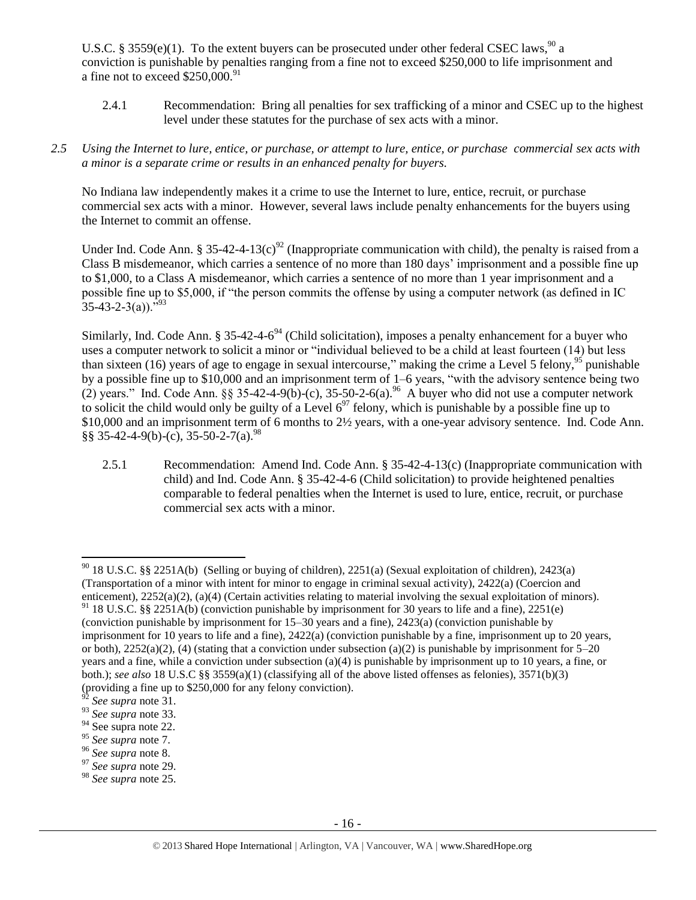U.S.C. § 3559(e)(1). To the extent buyers can be prosecuted under other federal CSEC laws,[90] a conviction is punishable by penalties ranging from a fine not to exceed $250,000 to life imprisonment and a fine not to exceed $250,000.[91]

2.4.1 Recommendation: Bring all penalties for sex trafficking of a minor and CSEC up to the highest level under these statutes for the purchase of sex acts with a minor.

*2.5 Using the Internet to lure, entice, or purchase, or attempt to lure, entice, or purchase commercial sex acts with a minor is a separate crime or results in an enhanced penalty for buyers.*

No Indiana law independently makes it a crime to use the Internet to lure, entice, recruit, or purchase commercial sex acts with a minor. However, several laws include penalty enhancements for the buyers using the Internet to commit an offense.

Under Ind. Code Ann. § 35-42-4-13(c)[92] (Inappropriate communication with child), the penalty is raised from a Class B misdemeanor, which carries a sentence of no more than 180 days' imprisonment and a possible fine up to $1,000, to a Class A misdemeanor, which carries a sentence of no more than 1 year imprisonment and a possible fine up to $5,000, if "the person commits the offense by using a computer network (as defined in IC 35-43-2-3(a))."[93]

Similarly, Ind. Code Ann. § 35-42-4-6[94] (Child solicitation), imposes a penalty enhancement for a buyer who uses a computer network to solicit a minor or "individual believed to be a child at least fourteen (14) but less than sixteen (16) years of age to engage in sexual intercourse," making the crime a Level 5 felony,[95] punishable by a possible fine up to $10,000 and an imprisonment term of 1–6 years, "with the advisory sentence being two (2) years." Ind. Code Ann. §§ 35-42-4-9(b)-(c), 35-50-2-6(a).[96] A buyer who did not use a computer network to solicit the child would only be guilty of a Level 6[97] felony, which is punishable by a possible fine up to $10,000 and an imprisonment term of 6 months to 2½ years, with a one-year advisory sentence. Ind. Code Ann. §§ 35-42-4-9(b)-(c), 35-50-2-7(a).[98]

2.5.1 Recommendation: Amend Ind. Code Ann. § 35-42-4-13(c) (Inappropriate communication with child) and Ind. Code Ann. § 35-42-4-6 (Child solicitation) to provide heightened penalties comparable to federal penalties when the Internet is used to lure, entice, recruit, or purchase commercial sex acts with a minor.

---

[90] 18 U.S.C. §§ 2251A(b) (Selling or buying of children), 2251(a) (Sexual exploitation of children), 2423(a) (Transportation of a minor with intent for minor to engage in criminal sexual activity), 2422(a) (Coercion and enticement), 2252(a)(2), (a)(4) (Certain activities relating to material involving the sexual exploitation of minors).

[91] 18 U.S.C. §§ 2251A(b) (conviction punishable by imprisonment for 30 years to life and a fine), 2251(e) (conviction punishable by imprisonment for 15–30 years and a fine), 2423(a) (conviction punishable by imprisonment for 10 years to life and a fine), 2422(a) (conviction punishable by a fine, imprisonment up to 20 years, or both), 2252(a)(2), (4) (stating that a conviction under subsection (a)(2) is punishable by imprisonment for 5–20 years and a fine, while a conviction under subsection (a)(4) is punishable by imprisonment up to 10 years, a fine, or both.); *see also* 18 U.S.C §§ 3559(a)(1) (classifying all of the above listed offenses as felonies), 3571(b)(3) (providing a fine up to $250,000 for any felony conviction).

[92] *See supra* note 31.

[93] *See supra* note 33.

[94] See supra note 22.

[95] *See supra* note 7.

[96] *See supra* note 8.

[97] *See supra* note 29.

[98] *See supra* note 25.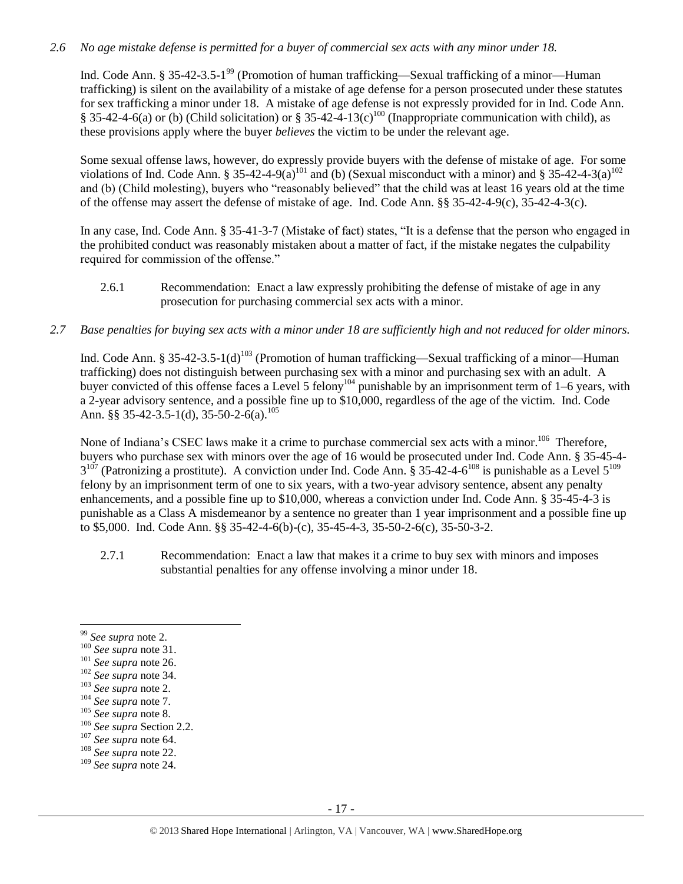*2.6 No age mistake defense is permitted for a buyer of commercial sex acts with any minor under 18.*

Ind. Code Ann. § 35-42-3.5-1[99] (Promotion of human trafficking—Sexual trafficking of a minor—Human trafficking) is silent on the availability of a mistake of age defense for a person prosecuted under these statutes for sex trafficking a minor under 18. A mistake of age defense is not expressly provided for in Ind. Code Ann. § 35-42-4-6(a) or (b) (Child solicitation) or § 35-42-4-13(c)[100] (Inappropriate communication with child), as these provisions apply where the buyer *believes* the victim to be under the relevant age.

Some sexual offense laws, however, do expressly provide buyers with the defense of mistake of age. For some violations of Ind. Code Ann. § 35-42-4-9(a)[101] and (b) (Sexual misconduct with a minor) and § 35-42-4-3(a)[102] and (b) (Child molesting), buyers who "reasonably believed" that the child was at least 16 years old at the time of the offense may assert the defense of mistake of age. Ind. Code Ann. §§ 35-42-4-9(c), 35-42-4-3(c).

In any case, Ind. Code Ann. § 35-41-3-7 (Mistake of fact) states, "It is a defense that the person who engaged in the prohibited conduct was reasonably mistaken about a matter of fact, if the mistake negates the culpability required for commission of the offense."

2.6.1 Recommendation: Enact a law expressly prohibiting the defense of mistake of age in any prosecution for purchasing commercial sex acts with a minor.

*2.7 Base penalties for buying sex acts with a minor under 18 are sufficiently high and not reduced for older minors.*

Ind. Code Ann. § 35-42-3.5-1(d)[103] (Promotion of human trafficking—Sexual trafficking of a minor—Human trafficking) does not distinguish between purchasing sex with a minor and purchasing sex with an adult. A buyer convicted of this offense faces a Level 5 felony[104] punishable by an imprisonment term of 1–6 years, with a 2-year advisory sentence, and a possible fine up to $10,000, regardless of the age of the victim. Ind. Code Ann. §§ 35-42-3.5-1(d), 35-50-2-6(a).[105]

None of Indiana's CSEC laws make it a crime to purchase commercial sex acts with a minor.[106] Therefore, buyers who purchase sex with minors over the age of 16 would be prosecuted under Ind. Code Ann. § 35-45-4-3[107] (Patronizing a prostitute). A conviction under Ind. Code Ann. § 35-42-4-6[108] is punishable as a Level 5[109] felony by an imprisonment term of one to six years, with a two-year advisory sentence, absent any penalty enhancements, and a possible fine up to $10,000, whereas a conviction under Ind. Code Ann. § 35-45-4-3 is punishable as a Class A misdemeanor by a sentence no greater than 1 year imprisonment and a possible fine up to $5,000. Ind. Code Ann. §§ 35-42-4-6(b)-(c), 35-45-4-3, 35-50-2-6(c), 35-50-3-2.

2.7.1 Recommendation: Enact a law that makes it a crime to buy sex with minors and imposes substantial penalties for any offense involving a minor under 18.

---

[99] *See supra* note 2.
[100] *See supra* note 31.
[101] *See supra* note 26.
[102] *See supra* note 34.
[103] *See supra* note 2.
[104] *See supra* note 7.
[105] *See supra* note 8.
[106] *See supra* Section 2.2.
[107] *See supra* note 64.
[108] *See supra* note 22.
[109] *See supra* note 24.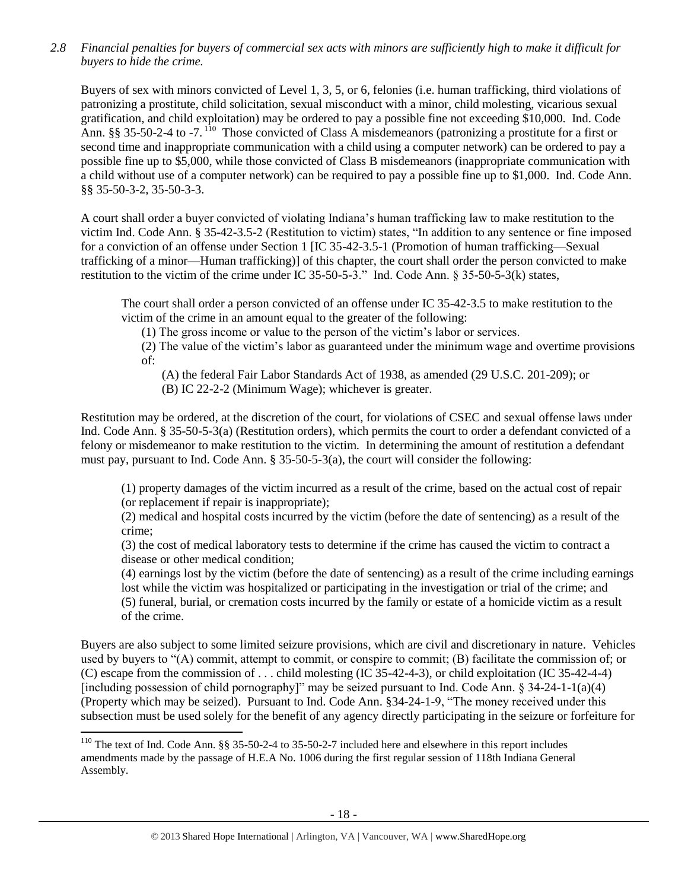*2.8 Financial penalties for buyers of commercial sex acts with minors are sufficiently high to make it difficult for buyers to hide the crime.*

Buyers of sex with minors convicted of Level 1, 3, 5, or 6, felonies (i.e. human trafficking, third violations of patronizing a prostitute, child solicitation, sexual misconduct with a minor, child molesting, vicarious sexual gratification, and child exploitation) may be ordered to pay a possible fine not exceeding $10,000. Ind. Code Ann. §§ 35-50-2-4 to -7.[110] Those convicted of Class A misdemeanors (patronizing a prostitute for a first or second time and inappropriate communication with a child using a computer network) can be ordered to pay a possible fine up to $5,000, while those convicted of Class B misdemeanors (inappropriate communication with a child without use of a computer network) can be required to pay a possible fine up to $1,000. Ind. Code Ann. §§ 35-50-3-2, 35-50-3-3.

A court shall order a buyer convicted of violating Indiana's human trafficking law to make restitution to the victim Ind. Code Ann. § 35-42-3.5-2 (Restitution to victim) states, "In addition to any sentence or fine imposed for a conviction of an offense under Section 1 [IC 35-42-3.5-1 (Promotion of human trafficking—Sexual trafficking of a minor—Human trafficking)] of this chapter, the court shall order the person convicted to make restitution to the victim of the crime under IC 35-50-5-3." Ind. Code Ann. § 35-50-5-3(k) states,

> The court shall order a person convicted of an offense under IC 35-42-3.5 to make restitution to the victim of the crime in an amount equal to the greater of the following:
>
> (1) The gross income or value to the person of the victim's labor or services.
>
> (2) The value of the victim's labor as guaranteed under the minimum wage and overtime provisions of:
>
> (A) the federal Fair Labor Standards Act of 1938, as amended (29 U.S.C. 201-209); or
>
> (B) IC 22-2-2 (Minimum Wage); whichever is greater.

Restitution may be ordered, at the discretion of the court, for violations of CSEC and sexual offense laws under Ind. Code Ann. § 35-50-5-3(a) (Restitution orders), which permits the court to order a defendant convicted of a felony or misdemeanor to make restitution to the victim. In determining the amount of restitution a defendant must pay, pursuant to Ind. Code Ann. § 35-50-5-3(a), the court will consider the following:

> (1) property damages of the victim incurred as a result of the crime, based on the actual cost of repair (or replacement if repair is inappropriate);
>
> (2) medical and hospital costs incurred by the victim (before the date of sentencing) as a result of the crime;
>
> (3) the cost of medical laboratory tests to determine if the crime has caused the victim to contract a disease or other medical condition;
>
> (4) earnings lost by the victim (before the date of sentencing) as a result of the crime including earnings lost while the victim was hospitalized or participating in the investigation or trial of the crime; and
>
> (5) funeral, burial, or cremation costs incurred by the family or estate of a homicide victim as a result of the crime.

Buyers are also subject to some limited seizure provisions, which are civil and discretionary in nature. Vehicles used by buyers to "(A) commit, attempt to commit, or conspire to commit; (B) facilitate the commission of; or (C) escape from the commission of . . . child molesting (IC 35-42-4-3), or child exploitation (IC 35-42-4-4) [including possession of child pornography]" may be seized pursuant to Ind. Code Ann. § 34-24-1-1(a)(4) (Property which may be seized). Pursuant to Ind. Code Ann. §34-24-1-9, "The money received under this subsection must be used solely for the benefit of any agency directly participating in the seizure or forfeiture for

---

[110] The text of Ind. Code Ann. §§ 35-50-2-4 to 35-50-2-7 included here and elsewhere in this report includes amendments made by the passage of H.E.A No. 1006 during the first regular session of 118th Indiana General Assembly.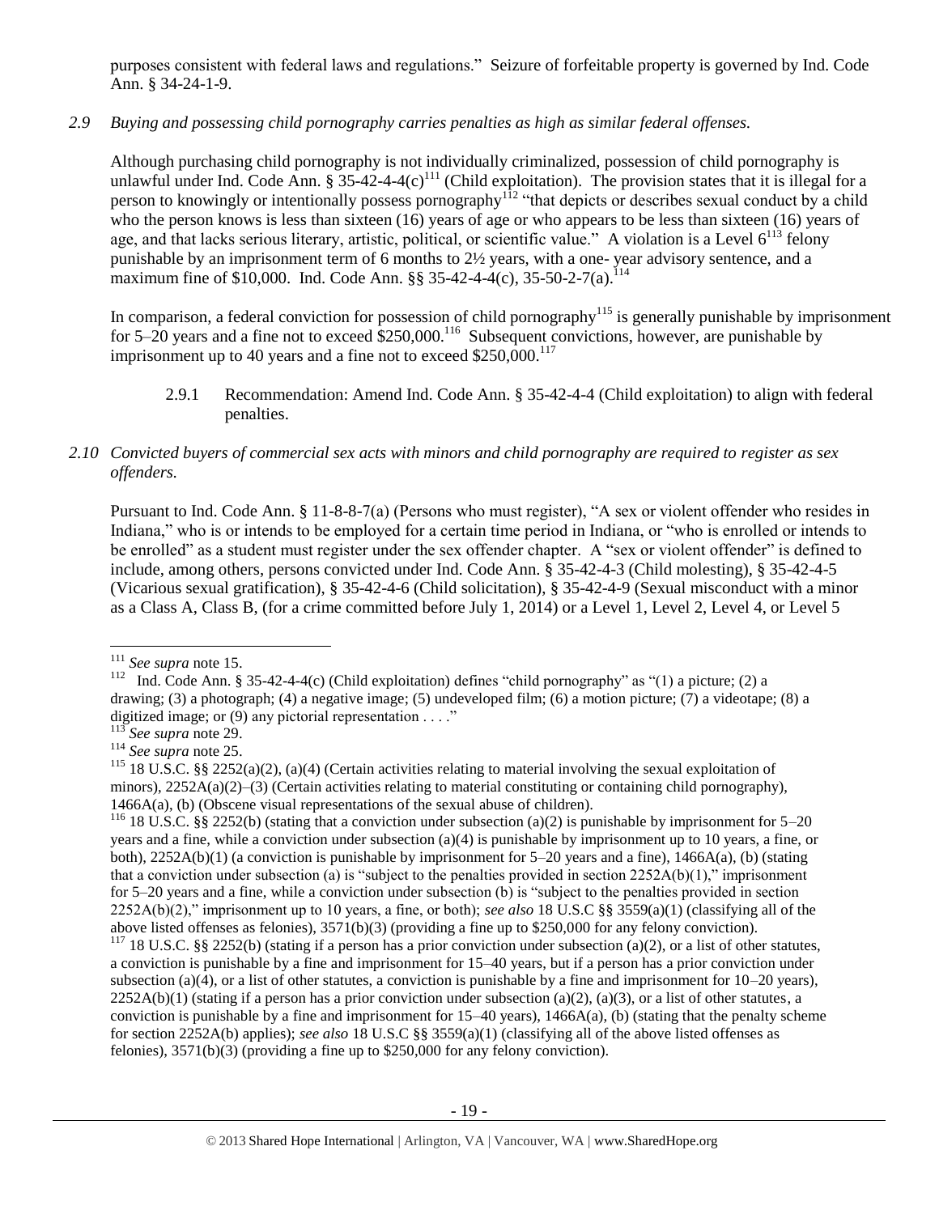purposes consistent with federal laws and regulations." Seizure of forfeitable property is governed by Ind. Code Ann. § 34-24-1-9.

*2.9 Buying and possessing child pornography carries penalties as high as similar federal offenses.*

Although purchasing child pornography is not individually criminalized, possession of child pornography is unlawful under Ind. Code Ann. § 35-42-4-4(c)[111] (Child exploitation). The provision states that it is illegal for a person to knowingly or intentionally possess pornography[112] "that depicts or describes sexual conduct by a child who the person knows is less than sixteen (16) years of age or who appears to be less than sixteen (16) years of age, and that lacks serious literary, artistic, political, or scientific value." A violation is a Level 6[113] felony punishable by an imprisonment term of 6 months to 2½ years, with a one- year advisory sentence, and a maximum fine of $10,000. Ind. Code Ann. §§ 35-42-4-4(c), 35-50-2-7(a).[114]

In comparison, a federal conviction for possession of child pornography[115] is generally punishable by imprisonment for 5–20 years and a fine not to exceed $250,000.[116] Subsequent convictions, however, are punishable by imprisonment up to 40 years and a fine not to exceed $250,000.[117]

2.9.1 Recommendation: Amend Ind. Code Ann. § 35-42-4-4 (Child exploitation) to align with federal penalties.

*2.10 Convicted buyers of commercial sex acts with minors and child pornography are required to register as sex offenders.*

Pursuant to Ind. Code Ann. § 11-8-8-7(a) (Persons who must register), "A sex or violent offender who resides in Indiana," who is or intends to be employed for a certain time period in Indiana, or "who is enrolled or intends to be enrolled" as a student must register under the sex offender chapter. A "sex or violent offender" is defined to include, among others, persons convicted under Ind. Code Ann. § 35-42-4-3 (Child molesting), § 35-42-4-5 (Vicarious sexual gratification), § 35-42-4-6 (Child solicitation), § 35-42-4-9 (Sexual misconduct with a minor as a Class A, Class B, (for a crime committed before July 1, 2014) or a Level 1, Level 2, Level 4, or Level 5

---

[111] *See supra* note 15.

[112] Ind. Code Ann. § 35-42-4-4(c) (Child exploitation) defines "child pornography" as "(1) a picture; (2) a drawing; (3) a photograph; (4) a negative image; (5) undeveloped film; (6) a motion picture; (7) a videotape; (8) a digitized image; or (9) any pictorial representation . . . ."

[113] *See supra* note 29.

[114] *See supra* note 25.

[115] 18 U.S.C. §§ 2252(a)(2), (a)(4) (Certain activities relating to material involving the sexual exploitation of minors), 2252A(a)(2)–(3) (Certain activities relating to material constituting or containing child pornography), 1466A(a), (b) (Obscene visual representations of the sexual abuse of children).

[116] 18 U.S.C. §§ 2252(b) (stating that a conviction under subsection (a)(2) is punishable by imprisonment for 5–20 years and a fine, while a conviction under subsection (a)(4) is punishable by imprisonment up to 10 years, a fine, or both), 2252A(b)(1) (a conviction is punishable by imprisonment for 5–20 years and a fine), 1466A(a), (b) (stating that a conviction under subsection (a) is "subject to the penalties provided in section 2252A(b)(1)," imprisonment for 5–20 years and a fine, while a conviction under subsection (b) is "subject to the penalties provided in section 2252A(b)(2)," imprisonment up to 10 years, a fine, or both); *see also* 18 U.S.C §§ 3559(a)(1) (classifying all of the above listed offenses as felonies), 3571(b)(3) (providing a fine up to $250,000 for any felony conviction).

[117] 18 U.S.C. §§ 2252(b) (stating if a person has a prior conviction under subsection (a)(2), or a list of other statutes, a conviction is punishable by a fine and imprisonment for 15–40 years, but if a person has a prior conviction under subsection (a)(4), or a list of other statutes, a conviction is punishable by a fine and imprisonment for 10–20 years), 2252A(b)(1) (stating if a person has a prior conviction under subsection (a)(2), (a)(3), or a list of other statutes, a conviction is punishable by a fine and imprisonment for 15–40 years), 1466A(a), (b) (stating that the penalty scheme for section 2252A(b) applies); *see also* 18 U.S.C §§ 3559(a)(1) (classifying all of the above listed offenses as felonies), 3571(b)(3) (providing a fine up to $250,000 for any felony conviction).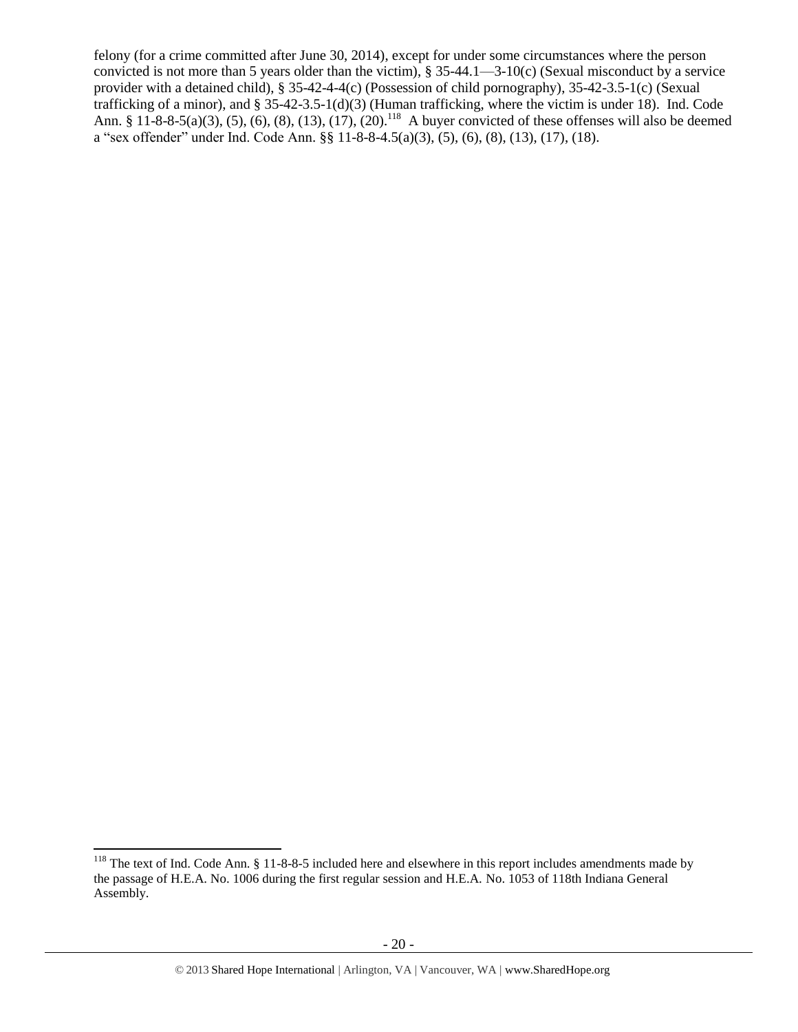felony (for a crime committed after June 30, 2014), except for under some circumstances where the person convicted is not more than 5 years older than the victim), § 35-44.1—3-10(c) (Sexual misconduct by a service provider with a detained child), § 35-42-4-4(c) (Possession of child pornography), 35-42-3.5-1(c) (Sexual trafficking of a minor), and § 35-42-3.5-1(d)(3) (Human trafficking, where the victim is under 18). Ind. Code Ann. § 11-8-8-5(a)(3), (5), (6), (8), (13), (17), (20).[118] A buyer convicted of these offenses will also be deemed a "sex offender" under Ind. Code Ann. §§ 11-8-8-4.5(a)(3), (5), (6), (8), (13), (17), (18).

---

[118] The text of Ind. Code Ann. § 11-8-8-5 included here and elsewhere in this report includes amendments made by the passage of H.E.A. No. 1006 during the first regular session and H.E.A. No. 1053 of 118th Indiana General Assembly.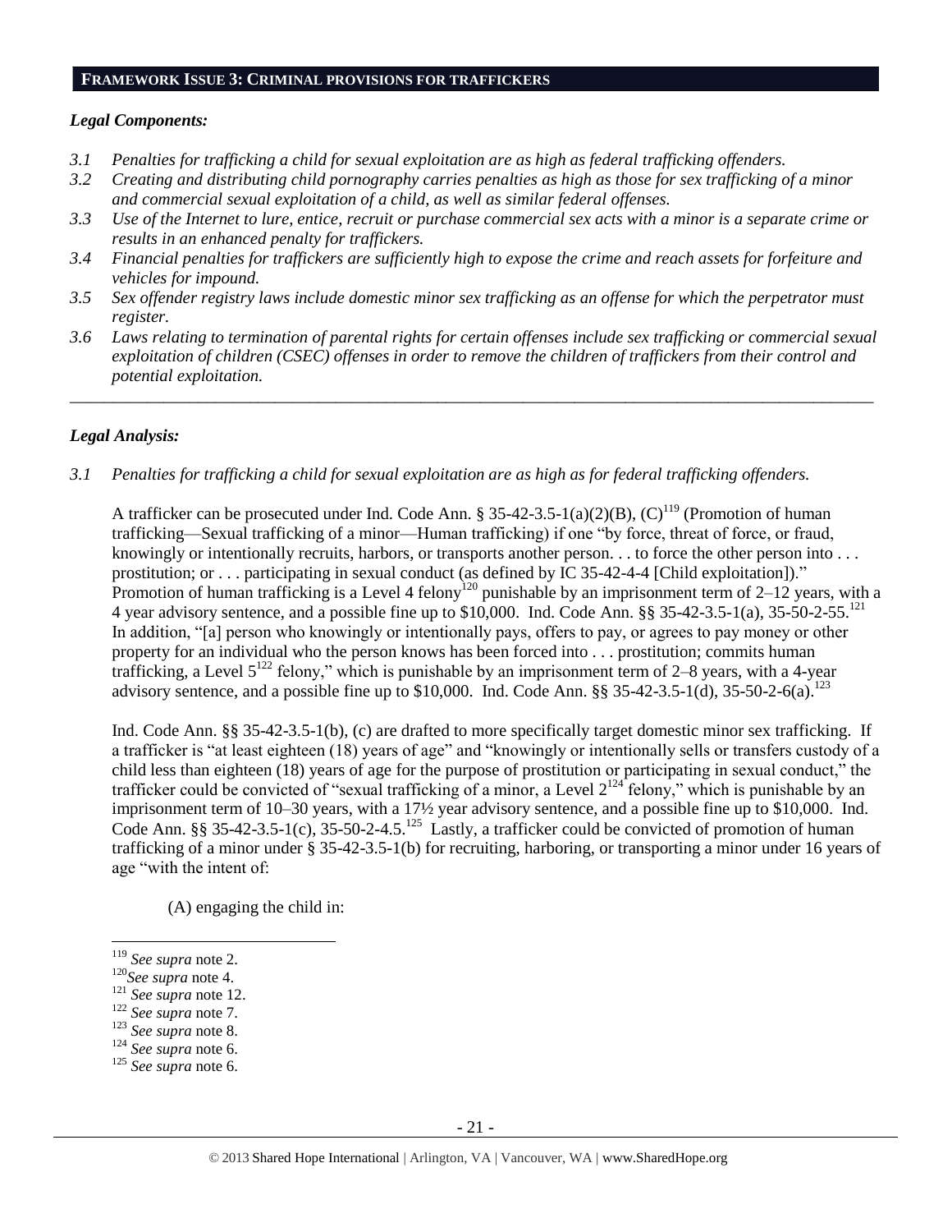## FRAMEWORK ISSUE 3: CRIMINAL PROVISIONS FOR TRAFFICKERS

### *Legal Components:*

- *3.1 Penalties for trafficking a child for sexual exploitation are as high as federal trafficking offenders.*
- *3.2 Creating and distributing child pornography carries penalties as high as those for sex trafficking of a minor and commercial sexual exploitation of a child, as well as similar federal offenses.*
- *3.3 Use of the Internet to lure, entice, recruit or purchase commercial sex acts with a minor is a separate crime or results in an enhanced penalty for traffickers.*
- *3.4 Financial penalties for traffickers are sufficiently high to expose the crime and reach assets for forfeiture and vehicles for impound.*
- *3.5 Sex offender registry laws include domestic minor sex trafficking as an offense for which the perpetrator must register.*
- *3.6 Laws relating to termination of parental rights for certain offenses include sex trafficking or commercial sexual exploitation of children (CSEC) offenses in order to remove the children of traffickers from their control and potential exploitation.*

---

### *Legal Analysis:*

*3.1 Penalties for trafficking a child for sexual exploitation are as high as for federal trafficking offenders.*

A trafficker can be prosecuted under Ind. Code Ann. § 35-42-3.5-1(a)(2)(B), (C)[119] (Promotion of human trafficking—Sexual trafficking of a minor—Human trafficking) if one "by force, threat of force, or fraud, knowingly or intentionally recruits, harbors, or transports another person. . . to force the other person into . . . prostitution; or . . . participating in sexual conduct (as defined by IC 35-42-4-4 [Child exploitation])." Promotion of human trafficking is a Level 4 felony[120] punishable by an imprisonment term of 2–12 years, with a 4 year advisory sentence, and a possible fine up to $10,000. Ind. Code Ann. §§ 35-42-3.5-1(a), 35-50-2-55.[121] In addition, "[a] person who knowingly or intentionally pays, offers to pay, or agrees to pay money or other property for an individual who the person knows has been forced into . . . prostitution; commits human trafficking, a Level 5[122] felony," which is punishable by an imprisonment term of 2–8 years, with a 4-year advisory sentence, and a possible fine up to $10,000. Ind. Code Ann. §§ 35-42-3.5-1(d), 35-50-2-6(a).[123]

Ind. Code Ann. §§ 35-42-3.5-1(b), (c) are drafted to more specifically target domestic minor sex trafficking. If a trafficker is "at least eighteen (18) years of age" and "knowingly or intentionally sells or transfers custody of a child less than eighteen (18) years of age for the purpose of prostitution or participating in sexual conduct," the trafficker could be convicted of "sexual trafficking of a minor, a Level 2[124] felony," which is punishable by an imprisonment term of 10–30 years, with a 17½ year advisory sentence, and a possible fine up to $10,000. Ind. Code Ann. §§ 35-42-3.5-1(c), 35-50-2-4.5.[125] Lastly, a trafficker could be convicted of promotion of human trafficking of a minor under § 35-42-3.5-1(b) for recruiting, harboring, or transporting a minor under 16 years of age "with the intent of:

(A) engaging the child in:

---

[119] *See supra* note 2.
[120] *See supra* note 4.
[121] *See supra* note 12.
[122] *See supra* note 7.
[123] *See supra* note 8.
[124] *See supra* note 6.
[125] *See supra* note 6.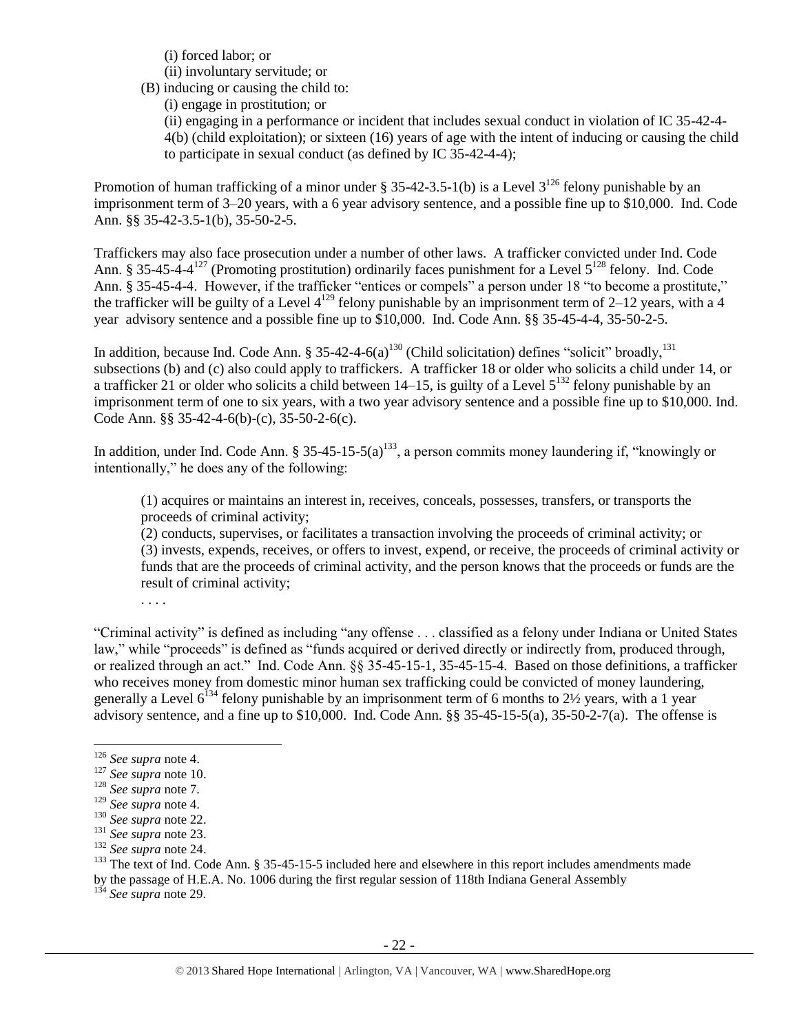(i) forced labor; or
   (ii) involuntary servitude; or
(B) inducing or causing the child to:
   (i) engage in prostitution; or
   (ii) engaging in a performance or incident that includes sexual conduct in violation of IC 35-42-4-4(b) (child exploitation); or sixteen (16) years of age with the intent of inducing or causing the child to participate in sexual conduct (as defined by IC 35-42-4-4);

Promotion of human trafficking of a minor under § 35-42-3.5-1(b) is a Level 3[126] felony punishable by an imprisonment term of 3–20 years, with a 6 year advisory sentence, and a possible fine up to $10,000. Ind. Code Ann. §§ 35-42-3.5-1(b), 35-50-2-5.

Traffickers may also face prosecution under a number of other laws. A trafficker convicted under Ind. Code Ann. § 35-45-4-4[127] (Promoting prostitution) ordinarily faces punishment for a Level 5[128] felony. Ind. Code Ann. § 35-45-4-4. However, if the trafficker "entices or compels" a person under 18 "to become a prostitute," the trafficker will be guilty of a Level 4[129] felony punishable by an imprisonment term of 2–12 years, with a 4 year advisory sentence and a possible fine up to $10,000. Ind. Code Ann. §§ 35-45-4-4, 35-50-2-5.

In addition, because Ind. Code Ann. § 35-42-4-6(a)[130] (Child solicitation) defines "solicit" broadly,[131] subsections (b) and (c) also could apply to traffickers. A trafficker 18 or older who solicits a child under 14, or a trafficker 21 or older who solicits a child between 14–15, is guilty of a Level 5[132] felony punishable by an imprisonment term of one to six years, with a two year advisory sentence and a possible fine up to $10,000. Ind. Code Ann. §§ 35-42-4-6(b)-(c), 35-50-2-6(c).

In addition, under Ind. Code Ann. § 35-45-15-5(a)[133], a person commits money laundering if, "knowingly or intentionally," he does any of the following:

> (1) acquires or maintains an interest in, receives, conceals, possesses, transfers, or transports the proceeds of criminal activity;
> (2) conducts, supervises, or facilitates a transaction involving the proceeds of criminal activity; or
> (3) invests, expends, receives, or offers to invest, expend, or receive, the proceeds of criminal activity or funds that are the proceeds of criminal activity, and the person knows that the proceeds or funds are the result of criminal activity;
> . . . .

"Criminal activity" is defined as including "any offense . . . classified as a felony under Indiana or United States law," while "proceeds" is defined as "funds acquired or derived directly or indirectly from, produced through, or realized through an act." Ind. Code Ann. §§ 35-45-15-1, 35-45-15-4. Based on those definitions, a trafficker who receives money from domestic minor human sex trafficking could be convicted of money laundering, generally a Level 6[134] felony punishable by an imprisonment term of 6 months to 2½ years, with a 1 year advisory sentence, and a fine up to $10,000. Ind. Code Ann. §§ 35-45-15-5(a), 35-50-2-7(a). The offense is

---

[126] *See supra* note 4.
[127] *See supra* note 10.
[128] *See supra* note 7.
[129] *See supra* note 4.
[130] *See supra* note 22.
[131] *See supra* note 23.
[132] *See supra* note 24.
[133] The text of Ind. Code Ann. § 35-45-15-5 included here and elsewhere in this report includes amendments made by the passage of H.E.A. No. 1006 during the first regular session of 118th Indiana General Assembly
[134] *See supra* note 29.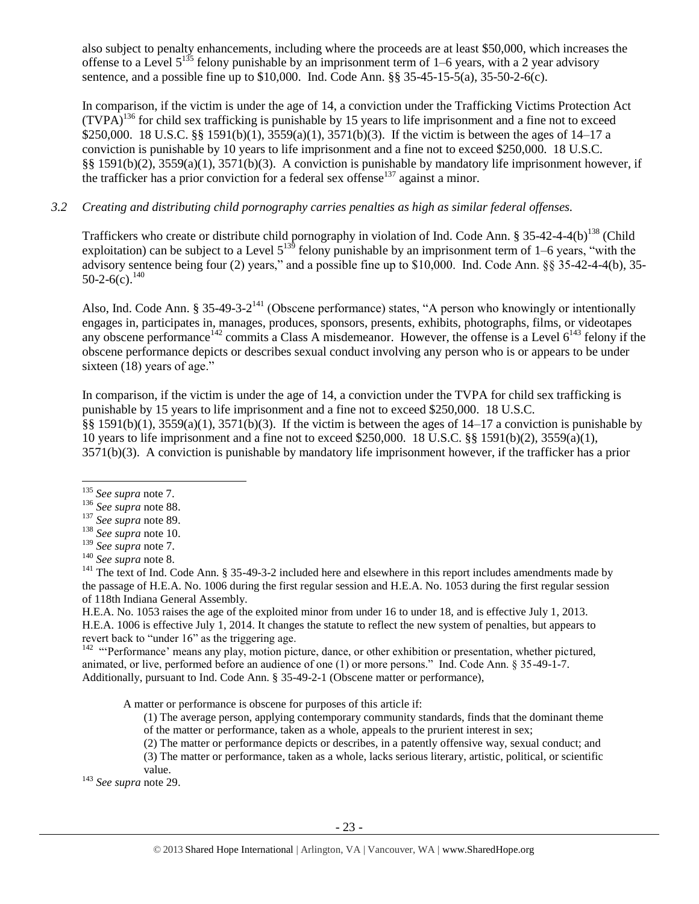also subject to penalty enhancements, including where the proceeds are at least $50,000, which increases the offense to a Level 5[135] felony punishable by an imprisonment term of 1–6 years, with a 2 year advisory sentence, and a possible fine up to $10,000. Ind. Code Ann. §§ 35-45-15-5(a), 35-50-2-6(c).

In comparison, if the victim is under the age of 14, a conviction under the Trafficking Victims Protection Act (TVPA)[136] for child sex trafficking is punishable by 15 years to life imprisonment and a fine not to exceed $250,000. 18 U.S.C. §§ 1591(b)(1), 3559(a)(1), 3571(b)(3). If the victim is between the ages of 14–17 a conviction is punishable by 10 years to life imprisonment and a fine not to exceed $250,000. 18 U.S.C. §§ 1591(b)(2), 3559(a)(1), 3571(b)(3). A conviction is punishable by mandatory life imprisonment however, if the trafficker has a prior conviction for a federal sex offense[137] against a minor.

*3.2 Creating and distributing child pornography carries penalties as high as similar federal offenses.*

Traffickers who create or distribute child pornography in violation of Ind. Code Ann. § 35-42-4-4(b)[138] (Child exploitation) can be subject to a Level 5[139] felony punishable by an imprisonment term of 1–6 years, "with the advisory sentence being four (2) years," and a possible fine up to $10,000. Ind. Code Ann. §§ 35-42-4-4(b), 35-50-2-6(c).[140]

Also, Ind. Code Ann. § 35-49-3-2[141] (Obscene performance) states, "A person who knowingly or intentionally engages in, participates in, manages, produces, sponsors, presents, exhibits, photographs, films, or videotapes any obscene performance[142] commits a Class A misdemeanor. However, the offense is a Level 6[143] felony if the obscene performance depicts or describes sexual conduct involving any person who is or appears to be under sixteen (18) years of age."

In comparison, if the victim is under the age of 14, a conviction under the TVPA for child sex trafficking is punishable by 15 years to life imprisonment and a fine not to exceed $250,000. 18 U.S.C. §§ 1591(b)(1), 3559(a)(1), 3571(b)(3). If the victim is between the ages of 14–17 a conviction is punishable by 10 years to life imprisonment and a fine not to exceed $250,000. 18 U.S.C. §§ 1591(b)(2), 3559(a)(1), 3571(b)(3). A conviction is punishable by mandatory life imprisonment however, if the trafficker has a prior

---

[135] *See supra* note 7.

[136] *See supra* note 88.

[137] *See supra* note 89.

[138] *See supra* note 10.

[139] *See supra* note 7.

[140] *See supra* note 8.

[141] The text of Ind. Code Ann. § 35-49-3-2 included here and elsewhere in this report includes amendments made by the passage of H.E.A. No. 1006 during the first regular session and H.E.A. No. 1053 during the first regular session of 118th Indiana General Assembly.

H.E.A. No. 1053 raises the age of the exploited minor from under 16 to under 18, and is effective July 1, 2013. H.E.A. 1006 is effective July 1, 2014. It changes the statute to reflect the new system of penalties, but appears to revert back to "under 16" as the triggering age.

[142] "'Performance' means any play, motion picture, dance, or other exhibition or presentation, whether pictured, animated, or live, performed before an audience of one (1) or more persons." Ind. Code Ann. § 35-49-1-7. Additionally, pursuant to Ind. Code Ann. § 35-49-2-1 (Obscene matter or performance),

> A matter or performance is obscene for purposes of this article if:
>
> (1) The average person, applying contemporary community standards, finds that the dominant theme of the matter or performance, taken as a whole, appeals to the prurient interest in sex;
>
> (2) The matter or performance depicts or describes, in a patently offensive way, sexual conduct; and
>
> (3) The matter or performance, taken as a whole, lacks serious literary, artistic, political, or scientific value.

[143] *See supra* note 29.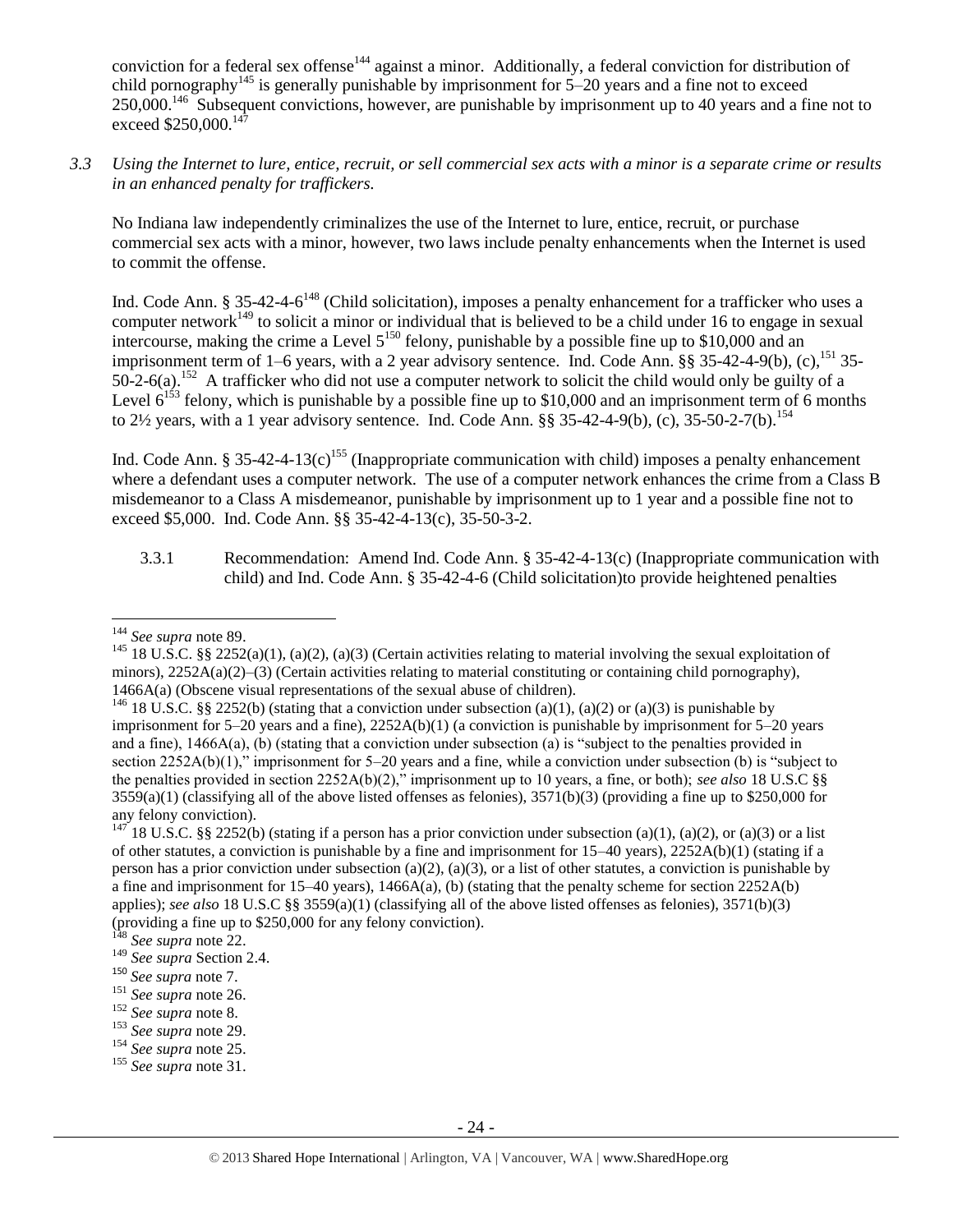conviction for a federal sex offense[144] against a minor. Additionally, a federal conviction for distribution of child pornography[145] is generally punishable by imprisonment for 5–20 years and a fine not to exceed 250,000.[146] Subsequent convictions, however, are punishable by imprisonment up to 40 years and a fine not to exceed $250,000.[147]

*3.3 Using the Internet to lure, entice, recruit, or sell commercial sex acts with a minor is a separate crime or results in an enhanced penalty for traffickers.*

No Indiana law independently criminalizes the use of the Internet to lure, entice, recruit, or purchase commercial sex acts with a minor, however, two laws include penalty enhancements when the Internet is used to commit the offense.

Ind. Code Ann. § 35-42-4-6[148] (Child solicitation), imposes a penalty enhancement for a trafficker who uses a computer network[149] to solicit a minor or individual that is believed to be a child under 16 to engage in sexual intercourse, making the crime a Level 5[150] felony, punishable by a possible fine up to $10,000 and an imprisonment term of 1–6 years, with a 2 year advisory sentence. Ind. Code Ann. §§ 35-42-4-9(b), (c),[151] 35-50-2-6(a).[152] A trafficker who did not use a computer network to solicit the child would only be guilty of a Level 6[153] felony, which is punishable by a possible fine up to $10,000 and an imprisonment term of 6 months to 2½ years, with a 1 year advisory sentence. Ind. Code Ann. §§ 35-42-4-9(b), (c), 35-50-2-7(b).[154]

Ind. Code Ann. § 35-42-4-13(c)[155] (Inappropriate communication with child) imposes a penalty enhancement where a defendant uses a computer network. The use of a computer network enhances the crime from a Class B misdemeanor to a Class A misdemeanor, punishable by imprisonment up to 1 year and a possible fine not to exceed $5,000. Ind. Code Ann. §§ 35-42-4-13(c), 35-50-3-2.

3.3.1 Recommendation: Amend Ind. Code Ann. § 35-42-4-13(c) (Inappropriate communication with child) and Ind. Code Ann. § 35-42-4-6 (Child solicitation)to provide heightened penalties

---

[144] *See supra* note 89.

[145] 18 U.S.C. §§ 2252(a)(1), (a)(2), (a)(3) (Certain activities relating to material involving the sexual exploitation of minors), 2252A(a)(2)–(3) (Certain activities relating to material constituting or containing child pornography), 1466A(a) (Obscene visual representations of the sexual abuse of children).

[146] 18 U.S.C. §§ 2252(b) (stating that a conviction under subsection (a)(1), (a)(2) or (a)(3) is punishable by imprisonment for 5–20 years and a fine), 2252A(b)(1) (a conviction is punishable by imprisonment for 5–20 years and a fine), 1466A(a), (b) (stating that a conviction under subsection (a) is "subject to the penalties provided in section 2252A(b)(1)," imprisonment for 5–20 years and a fine, while a conviction under subsection (b) is "subject to the penalties provided in section 2252A(b)(2)," imprisonment up to 10 years, a fine, or both); *see also* 18 U.S.C §§ 3559(a)(1) (classifying all of the above listed offenses as felonies), 3571(b)(3) (providing a fine up to $250,000 for any felony conviction).

[147] 18 U.S.C. §§ 2252(b) (stating if a person has a prior conviction under subsection (a)(1), (a)(2), or (a)(3) or a list of other statutes, a conviction is punishable by a fine and imprisonment for 15–40 years), 2252A(b)(1) (stating if a person has a prior conviction under subsection (a)(2), (a)(3), or a list of other statutes, a conviction is punishable by a fine and imprisonment for 15–40 years), 1466A(a), (b) (stating that the penalty scheme for section 2252A(b) applies); *see also* 18 U.S.C §§ 3559(a)(1) (classifying all of the above listed offenses as felonies), 3571(b)(3) (providing a fine up to $250,000 for any felony conviction).

[148] *See supra* note 22.

[149] *See supra* Section 2.4.

[150] *See supra* note 7.

[151] *See supra* note 26.

[152] *See supra* note 8.

[153] *See supra* note 29.

[154] *See supra* note 25.

[155] *See supra* note 31.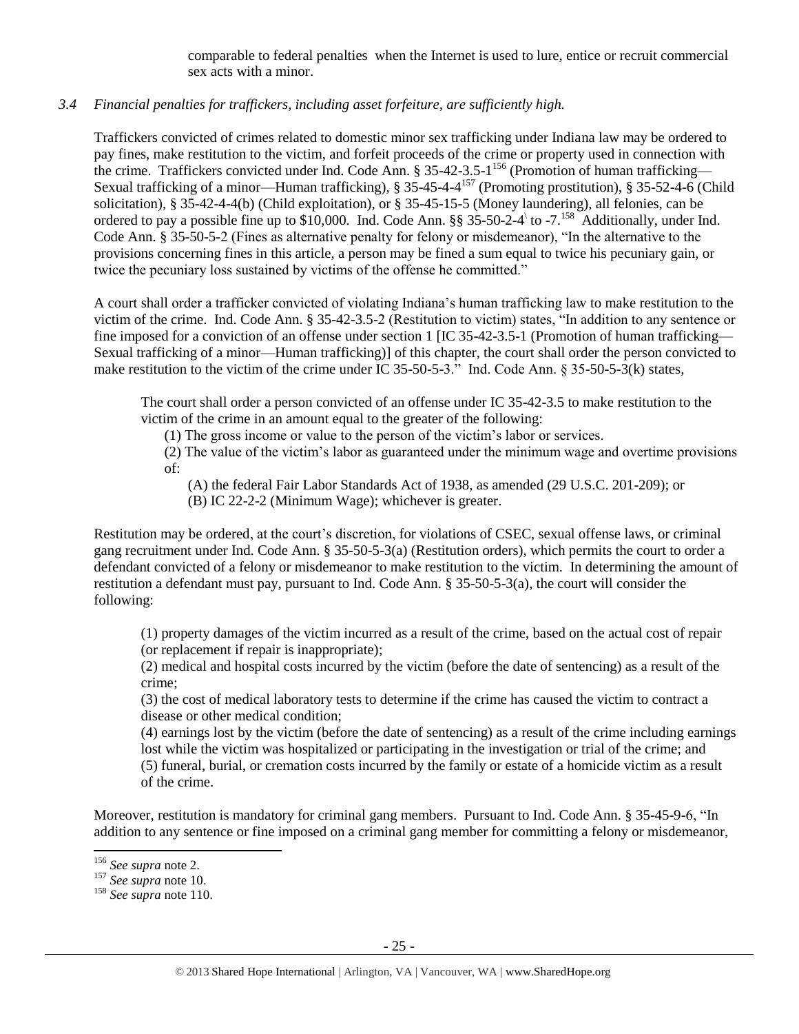comparable to federal penalties when the Internet is used to lure, entice or recruit commercial sex acts with a minor.

*3.4 Financial penalties for traffickers, including asset forfeiture, are sufficiently high.*

Traffickers convicted of crimes related to domestic minor sex trafficking under Indiana law may be ordered to pay fines, make restitution to the victim, and forfeit proceeds of the crime or property used in connection with the crime. Traffickers convicted under Ind. Code Ann. § 35-42-3.5-1[156] (Promotion of human trafficking—Sexual trafficking of a minor—Human trafficking), § 35-45-4-4[157] (Promoting prostitution), § 35-52-4-6 (Child solicitation), § 35-42-4-4(b) (Child exploitation), or § 35-45-15-5 (Money laundering), all felonies, can be ordered to pay a possible fine up to $10,000. Ind. Code Ann. §§ 35-50-2-4\ to -7.[158] Additionally, under Ind. Code Ann. § 35-50-5-2 (Fines as alternative penalty for felony or misdemeanor), "In the alternative to the provisions concerning fines in this article, a person may be fined a sum equal to twice his pecuniary gain, or twice the pecuniary loss sustained by victims of the offense he committed."

A court shall order a trafficker convicted of violating Indiana's human trafficking law to make restitution to the victim of the crime. Ind. Code Ann. § 35-42-3.5-2 (Restitution to victim) states, "In addition to any sentence or fine imposed for a conviction of an offense under section 1 [IC 35-42-3.5-1 (Promotion of human trafficking—Sexual trafficking of a minor—Human trafficking)] of this chapter, the court shall order the person convicted to make restitution to the victim of the crime under IC 35-50-5-3." Ind. Code Ann. § 35-50-5-3(k) states,

> The court shall order a person convicted of an offense under IC 35-42-3.5 to make restitution to the victim of the crime in an amount equal to the greater of the following:
>
> (1) The gross income or value to the person of the victim's labor or services.
>
> (2) The value of the victim's labor as guaranteed under the minimum wage and overtime provisions of:
>
> (A) the federal Fair Labor Standards Act of 1938, as amended (29 U.S.C. 201-209); or
>
> (B) IC 22-2-2 (Minimum Wage); whichever is greater.

Restitution may be ordered, at the court's discretion, for violations of CSEC, sexual offense laws, or criminal gang recruitment under Ind. Code Ann. § 35-50-5-3(a) (Restitution orders), which permits the court to order a defendant convicted of a felony or misdemeanor to make restitution to the victim. In determining the amount of restitution a defendant must pay, pursuant to Ind. Code Ann. § 35-50-5-3(a), the court will consider the following:

> (1) property damages of the victim incurred as a result of the crime, based on the actual cost of repair (or replacement if repair is inappropriate);
>
> (2) medical and hospital costs incurred by the victim (before the date of sentencing) as a result of the crime;
>
> (3) the cost of medical laboratory tests to determine if the crime has caused the victim to contract a disease or other medical condition;
>
> (4) earnings lost by the victim (before the date of sentencing) as a result of the crime including earnings lost while the victim was hospitalized or participating in the investigation or trial of the crime; and
>
> (5) funeral, burial, or cremation costs incurred by the family or estate of a homicide victim as a result of the crime.

Moreover, restitution is mandatory for criminal gang members. Pursuant to Ind. Code Ann. § 35-45-9-6, "In addition to any sentence or fine imposed on a criminal gang member for committing a felony or misdemeanor,

---

[156] *See supra* note 2.

[157] *See supra* note 10.

[158] *See supra* note 110.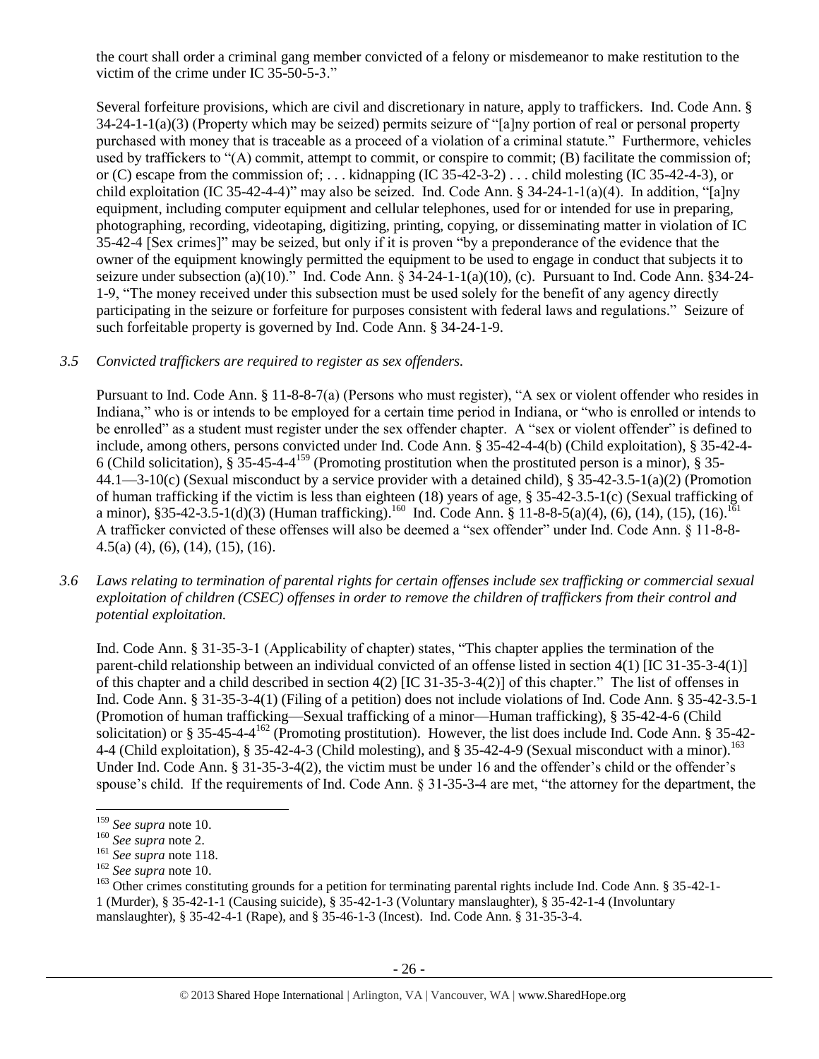the court shall order a criminal gang member convicted of a felony or misdemeanor to make restitution to the victim of the crime under IC 35-50-5-3."

Several forfeiture provisions, which are civil and discretionary in nature, apply to traffickers. Ind. Code Ann. § 34-24-1-1(a)(3) (Property which may be seized) permits seizure of "[a]ny portion of real or personal property purchased with money that is traceable as a proceed of a violation of a criminal statute." Furthermore, vehicles used by traffickers to "(A) commit, attempt to commit, or conspire to commit; (B) facilitate the commission of; or (C) escape from the commission of; . . . kidnapping (IC 35-42-3-2) . . . child molesting (IC 35-42-4-3), or child exploitation (IC 35-42-4-4)" may also be seized. Ind. Code Ann. § 34-24-1-1(a)(4). In addition, "[a]ny equipment, including computer equipment and cellular telephones, used for or intended for use in preparing, photographing, recording, videotaping, digitizing, printing, copying, or disseminating matter in violation of IC 35-42-4 [Sex crimes]" may be seized, but only if it is proven "by a preponderance of the evidence that the owner of the equipment knowingly permitted the equipment to be used to engage in conduct that subjects it to seizure under subsection (a)(10)." Ind. Code Ann. § 34-24-1-1(a)(10), (c). Pursuant to Ind. Code Ann. §34-24-1-9, "The money received under this subsection must be used solely for the benefit of any agency directly participating in the seizure or forfeiture for purposes consistent with federal laws and regulations." Seizure of such forfeitable property is governed by Ind. Code Ann. § 34-24-1-9.

*3.5 Convicted traffickers are required to register as sex offenders.*

Pursuant to Ind. Code Ann. § 11-8-8-7(a) (Persons who must register), "A sex or violent offender who resides in Indiana," who is or intends to be employed for a certain time period in Indiana, or "who is enrolled or intends to be enrolled" as a student must register under the sex offender chapter. A "sex or violent offender" is defined to include, among others, persons convicted under Ind. Code Ann. § 35-42-4-4(b) (Child exploitation), § 35-42-4-6 (Child solicitation), § 35-45-4-4[159] (Promoting prostitution when the prostituted person is a minor), § 35-44.1—3-10(c) (Sexual misconduct by a service provider with a detained child), § 35-42-3.5-1(a)(2) (Promotion of human trafficking if the victim is less than eighteen (18) years of age, § 35-42-3.5-1(c) (Sexual trafficking of a minor), §35-42-3.5-1(d)(3) (Human trafficking).[160] Ind. Code Ann. § 11-8-8-5(a)(4), (6), (14), (15), (16).[161] A trafficker convicted of these offenses will also be deemed a "sex offender" under Ind. Code Ann. § 11-8-8-4.5(a) (4), (6), (14), (15), (16).

*3.6 Laws relating to termination of parental rights for certain offenses include sex trafficking or commercial sexual exploitation of children (CSEC) offenses in order to remove the children of traffickers from their control and potential exploitation.*

Ind. Code Ann. § 31-35-3-1 (Applicability of chapter) states, "This chapter applies the termination of the parent-child relationship between an individual convicted of an offense listed in section 4(1) [IC 31-35-3-4(1)] of this chapter and a child described in section 4(2) [IC 31-35-3-4(2)] of this chapter." The list of offenses in Ind. Code Ann. § 31-35-3-4(1) (Filing of a petition) does not include violations of Ind. Code Ann. § 35-42-3.5-1 (Promotion of human trafficking—Sexual trafficking of a minor—Human trafficking), § 35-42-4-6 (Child solicitation) or § 35-45-4-4[162] (Promoting prostitution). However, the list does include Ind. Code Ann. § 35-42-4-4 (Child exploitation), § 35-42-4-3 (Child molesting), and § 35-42-4-9 (Sexual misconduct with a minor).[163] Under Ind. Code Ann. § 31-35-3-4(2), the victim must be under 16 and the offender's child or the offender's spouse's child. If the requirements of Ind. Code Ann. § 31-35-3-4 are met, "the attorney for the department, the

---

[159] *See supra* note 10.

[160] *See supra* note 2.

[161] *See supra* note 118.

[162] *See supra* note 10.

[163] Other crimes constituting grounds for a petition for terminating parental rights include Ind. Code Ann. § 35-42-1-1 (Murder), § 35-42-1-1 (Causing suicide), § 35-42-1-3 (Voluntary manslaughter), § 35-42-1-4 (Involuntary manslaughter), § 35-42-4-1 (Rape), and § 35-46-1-3 (Incest). Ind. Code Ann. § 31-35-3-4.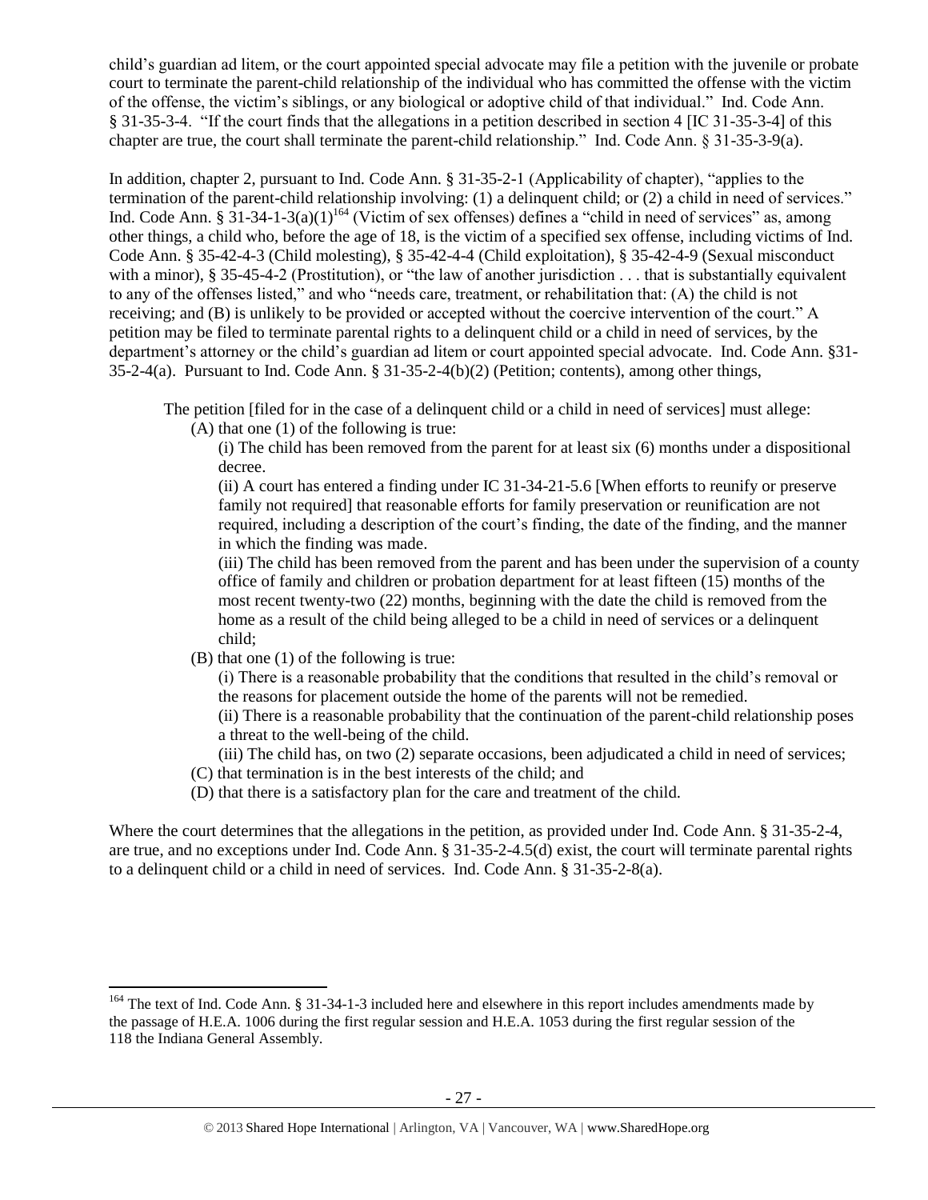child's guardian ad litem, or the court appointed special advocate may file a petition with the juvenile or probate court to terminate the parent-child relationship of the individual who has committed the offense with the victim of the offense, the victim's siblings, or any biological or adoptive child of that individual." Ind. Code Ann. § 31-35-3-4. "If the court finds that the allegations in a petition described in section 4 [IC 31-35-3-4] of this chapter are true, the court shall terminate the parent-child relationship." Ind. Code Ann. § 31-35-3-9(a).

In addition, chapter 2, pursuant to Ind. Code Ann. § 31-35-2-1 (Applicability of chapter), "applies to the termination of the parent-child relationship involving: (1) a delinquent child; or (2) a child in need of services." Ind. Code Ann. § 31-34-1-3(a)(1)[164] (Victim of sex offenses) defines a "child in need of services" as, among other things, a child who, before the age of 18, is the victim of a specified sex offense, including victims of Ind. Code Ann. § 35-42-4-3 (Child molesting), § 35-42-4-4 (Child exploitation), § 35-42-4-9 (Sexual misconduct with a minor), § 35-45-4-2 (Prostitution), or "the law of another jurisdiction . . . that is substantially equivalent to any of the offenses listed," and who "needs care, treatment, or rehabilitation that: (A) the child is not receiving; and (B) is unlikely to be provided or accepted without the coercive intervention of the court." A petition may be filed to terminate parental rights to a delinquent child or a child in need of services, by the department's attorney or the child's guardian ad litem or court appointed special advocate. Ind. Code Ann. §31-35-2-4(a). Pursuant to Ind. Code Ann. § 31-35-2-4(b)(2) (Petition; contents), among other things,

> The petition [filed for in the case of a delinquent child or a child in need of services] must allege:
>
> (A) that one (1) of the following is true:
>
> (i) The child has been removed from the parent for at least six (6) months under a dispositional decree.
>
> (ii) A court has entered a finding under IC 31-34-21-5.6 [When efforts to reunify or preserve family not required] that reasonable efforts for family preservation or reunification are not required, including a description of the court's finding, the date of the finding, and the manner in which the finding was made.
>
> (iii) The child has been removed from the parent and has been under the supervision of a county office of family and children or probation department for at least fifteen (15) months of the most recent twenty-two (22) months, beginning with the date the child is removed from the home as a result of the child being alleged to be a child in need of services or a delinquent child;
>
> (B) that one (1) of the following is true:
>
> (i) There is a reasonable probability that the conditions that resulted in the child's removal or the reasons for placement outside the home of the parents will not be remedied.
>
> (ii) There is a reasonable probability that the continuation of the parent-child relationship poses a threat to the well-being of the child.
>
> (iii) The child has, on two (2) separate occasions, been adjudicated a child in need of services;
>
> (C) that termination is in the best interests of the child; and
>
> (D) that there is a satisfactory plan for the care and treatment of the child.

Where the court determines that the allegations in the petition, as provided under Ind. Code Ann. § 31-35-2-4, are true, and no exceptions under Ind. Code Ann. § 31-35-2-4.5(d) exist, the court will terminate parental rights to a delinquent child or a child in need of services. Ind. Code Ann. § 31-35-2-8(a).

---

[164] The text of Ind. Code Ann. § 31-34-1-3 included here and elsewhere in this report includes amendments made by the passage of H.E.A. 1006 during the first regular session and H.E.A. 1053 during the first regular session of the 118 the Indiana General Assembly.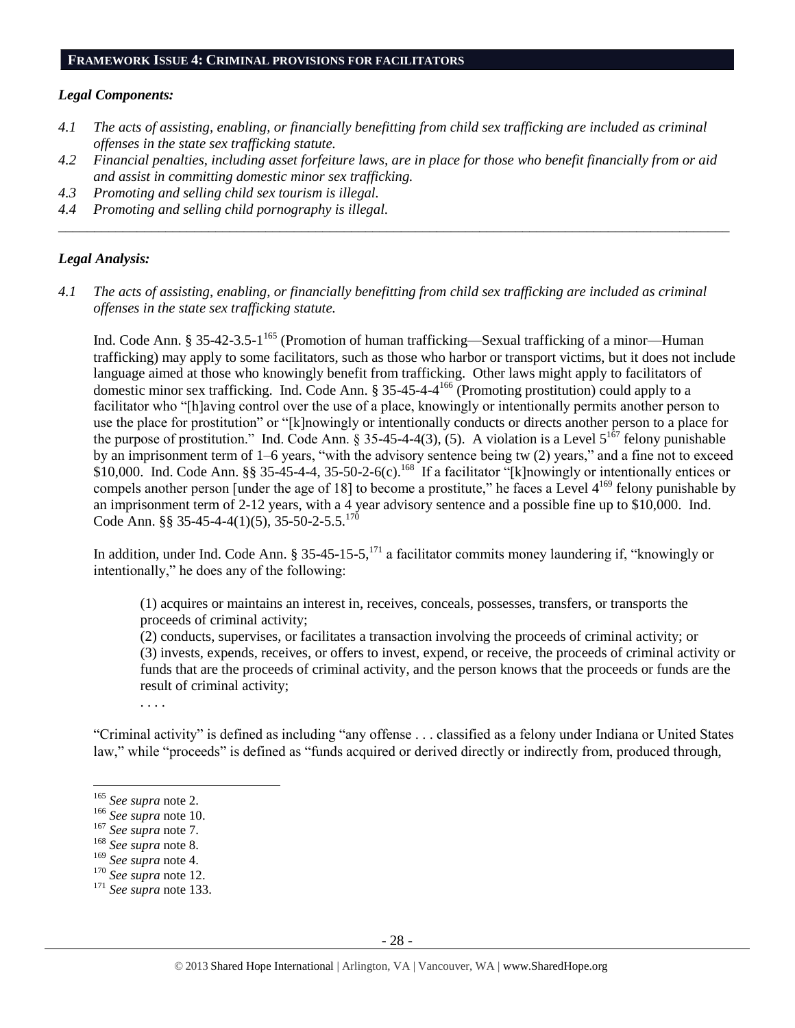## FRAMEWORK ISSUE 4: CRIMINAL PROVISIONS FOR FACILITATORS

### *Legal Components:*

*4.1 The acts of assisting, enabling, or financially benefitting from child sex trafficking are included as criminal offenses in the state sex trafficking statute.*

*4.2 Financial penalties, including asset forfeiture laws, are in place for those who benefit financially from or aid and assist in committing domestic minor sex trafficking.*

*4.3 Promoting and selling child sex tourism is illegal.*

*4.4 Promoting and selling child pornography is illegal.*

---

### *Legal Analysis:*

*4.1 The acts of assisting, enabling, or financially benefitting from child sex trafficking are included as criminal offenses in the state sex trafficking statute.*

Ind. Code Ann. § 35-42-3.5-1[165] (Promotion of human trafficking—Sexual trafficking of a minor—Human trafficking) may apply to some facilitators, such as those who harbor or transport victims, but it does not include language aimed at those who knowingly benefit from trafficking. Other laws might apply to facilitators of domestic minor sex trafficking. Ind. Code Ann. § 35-45-4-4[166] (Promoting prostitution) could apply to a facilitator who "[h]aving control over the use of a place, knowingly or intentionally permits another person to use the place for prostitution" or "[k]nowingly or intentionally conducts or directs another person to a place for the purpose of prostitution." Ind. Code Ann. § 35-45-4-4(3), (5). A violation is a Level 5[167] felony punishable by an imprisonment term of 1–6 years, "with the advisory sentence being tw (2) years," and a fine not to exceed $10,000. Ind. Code Ann. §§ 35-45-4-4, 35-50-2-6(c).[168] If a facilitator "[k]nowingly or intentionally entices or compels another person [under the age of 18] to become a prostitute," he faces a Level 4[169] felony punishable by an imprisonment term of 2-12 years, with a 4 year advisory sentence and a possible fine up to $10,000. Ind. Code Ann. §§ 35-45-4-4(1)(5), 35-50-2-5.5.[170]

In addition, under Ind. Code Ann. § 35-45-15-5,[171] a facilitator commits money laundering if, "knowingly or intentionally," he does any of the following:

> (1) acquires or maintains an interest in, receives, conceals, possesses, transfers, or transports the proceeds of criminal activity;
> (2) conducts, supervises, or facilitates a transaction involving the proceeds of criminal activity; or
> (3) invests, expends, receives, or offers to invest, expend, or receive, the proceeds of criminal activity or funds that are the proceeds of criminal activity, and the person knows that the proceeds or funds are the result of criminal activity;
> . . . .

"Criminal activity" is defined as including "any offense . . . classified as a felony under Indiana or United States law," while "proceeds" is defined as "funds acquired or derived directly or indirectly from, produced through,

---

[165] *See supra* note 2.
[166] *See supra* note 10.
[167] *See supra* note 7.
[168] *See supra* note 8.
[169] *See supra* note 4.
[170] *See supra* note 12.
[171] *See supra* note 133.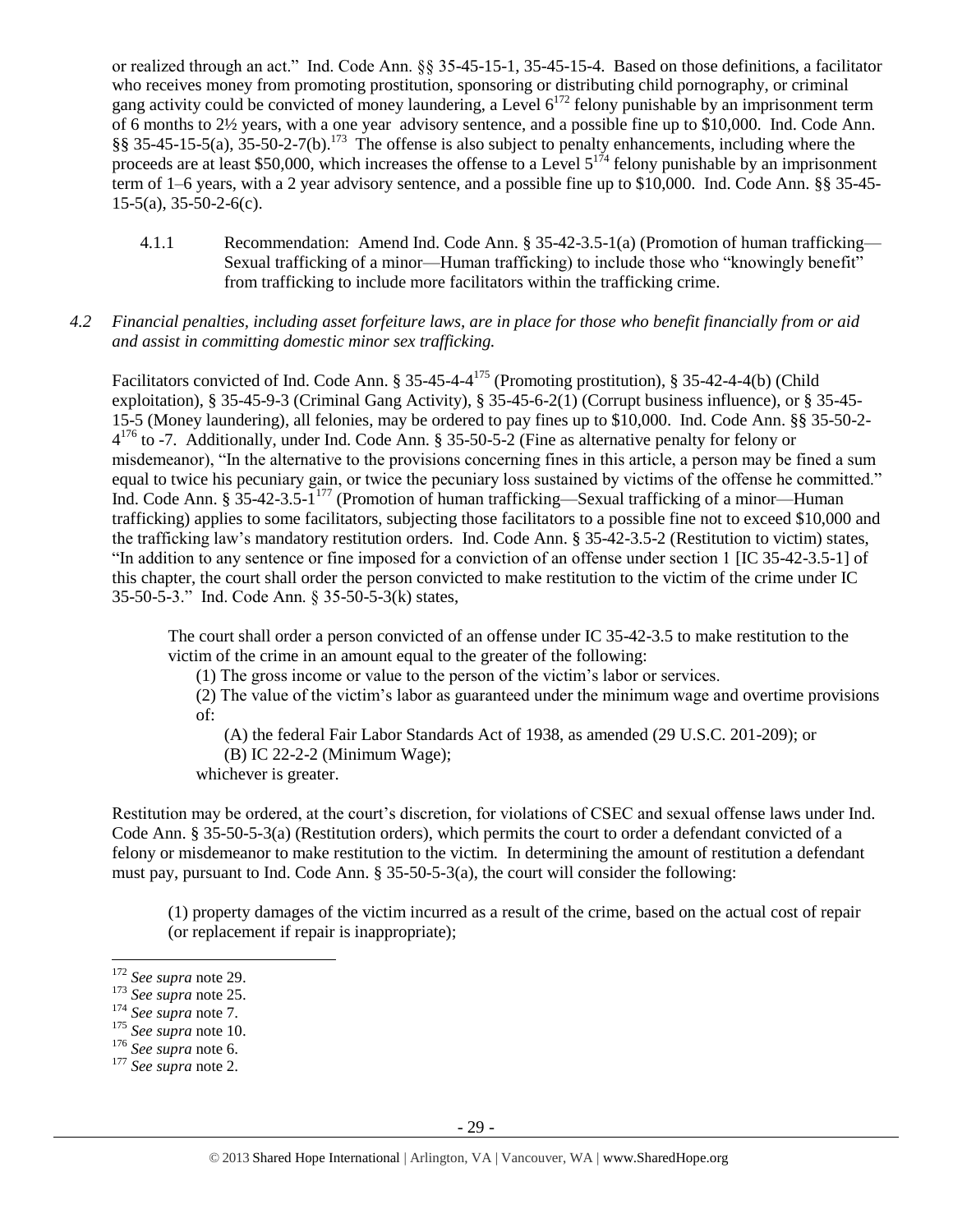or realized through an act." Ind. Code Ann. §§ 35-45-15-1, 35-45-15-4. Based on those definitions, a facilitator who receives money from promoting prostitution, sponsoring or distributing child pornography, or criminal gang activity could be convicted of money laundering, a Level 6[172] felony punishable by an imprisonment term of 6 months to 2½ years, with a one year advisory sentence, and a possible fine up to $10,000. Ind. Code Ann. §§ 35-45-15-5(a), 35-50-2-7(b).[173] The offense is also subject to penalty enhancements, including where the proceeds are at least $50,000, which increases the offense to a Level 5[174] felony punishable by an imprisonment term of 1–6 years, with a 2 year advisory sentence, and a possible fine up to $10,000. Ind. Code Ann. §§ 35-45-15-5(a), 35-50-2-6(c).

4.1.1 Recommendation: Amend Ind. Code Ann. § 35-42-3.5-1(a) (Promotion of human trafficking—Sexual trafficking of a minor—Human trafficking) to include those who "knowingly benefit" from trafficking to include more facilitators within the trafficking crime.

*4.2 Financial penalties, including asset forfeiture laws, are in place for those who benefit financially from or aid and assist in committing domestic minor sex trafficking.*

Facilitators convicted of Ind. Code Ann. § 35-45-4-4[175] (Promoting prostitution), § 35-42-4-4(b) (Child exploitation), § 35-45-9-3 (Criminal Gang Activity), § 35-45-6-2(1) (Corrupt business influence), or § 35-45-15-5 (Money laundering), all felonies, may be ordered to pay fines up to $10,000. Ind. Code Ann. §§ 35-50-2-4[176] to -7. Additionally, under Ind. Code Ann. § 35-50-5-2 (Fine as alternative penalty for felony or misdemeanor), "In the alternative to the provisions concerning fines in this article, a person may be fined a sum equal to twice his pecuniary gain, or twice the pecuniary loss sustained by victims of the offense he committed." Ind. Code Ann. § 35-42-3.5-1[177] (Promotion of human trafficking—Sexual trafficking of a minor—Human trafficking) applies to some facilitators, subjecting those facilitators to a possible fine not to exceed $10,000 and the trafficking law's mandatory restitution orders. Ind. Code Ann. § 35-42-3.5-2 (Restitution to victim) states, "In addition to any sentence or fine imposed for a conviction of an offense under section 1 [IC 35-42-3.5-1] of this chapter, the court shall order the person convicted to make restitution to the victim of the crime under IC 35-50-5-3." Ind. Code Ann. § 35-50-5-3(k) states,

> The court shall order a person convicted of an offense under IC 35-42-3.5 to make restitution to the victim of the crime in an amount equal to the greater of the following:
>
> (1) The gross income or value to the person of the victim's labor or services.
>
> (2) The value of the victim's labor as guaranteed under the minimum wage and overtime provisions of:
>
> (A) the federal Fair Labor Standards Act of 1938, as amended (29 U.S.C. 201-209); or
>
> (B) IC 22-2-2 (Minimum Wage);
>
> whichever is greater.

Restitution may be ordered, at the court's discretion, for violations of CSEC and sexual offense laws under Ind. Code Ann. § 35-50-5-3(a) (Restitution orders), which permits the court to order a defendant convicted of a felony or misdemeanor to make restitution to the victim. In determining the amount of restitution a defendant must pay, pursuant to Ind. Code Ann. § 35-50-5-3(a), the court will consider the following:

> (1) property damages of the victim incurred as a result of the crime, based on the actual cost of repair (or replacement if repair is inappropriate);

---

[172] *See supra* note 29.

[173] *See supra* note 25.

[174] *See supra* note 7.

[175] *See supra* note 10.

[176] *See supra* note 6.

[177] *See supra* note 2.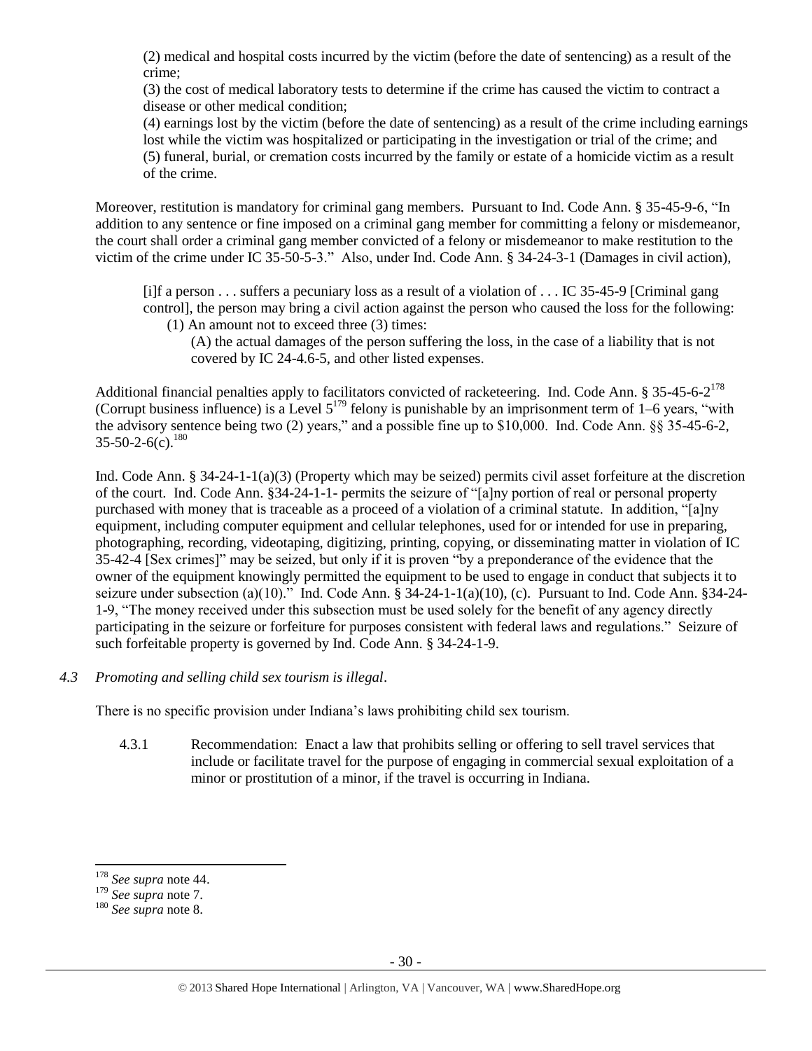(2) medical and hospital costs incurred by the victim (before the date of sentencing) as a result of the crime;
(3) the cost of medical laboratory tests to determine if the crime has caused the victim to contract a disease or other medical condition;
(4) earnings lost by the victim (before the date of sentencing) as a result of the crime including earnings lost while the victim was hospitalized or participating in the investigation or trial of the crime; and
(5) funeral, burial, or cremation costs incurred by the family or estate of a homicide victim as a result of the crime.

Moreover, restitution is mandatory for criminal gang members. Pursuant to Ind. Code Ann. § 35-45-9-6, "In addition to any sentence or fine imposed on a criminal gang member for committing a felony or misdemeanor, the court shall order a criminal gang member convicted of a felony or misdemeanor to make restitution to the victim of the crime under IC 35-50-5-3." Also, under Ind. Code Ann. § 34-24-3-1 (Damages in civil action),

> [i]f a person . . . suffers a pecuniary loss as a result of a violation of . . . IC 35-45-9 [Criminal gang control], the person may bring a civil action against the person who caused the loss for the following:
> (1) An amount not to exceed three (3) times:
> (A) the actual damages of the person suffering the loss, in the case of a liability that is not covered by IC 24-4.6-5, and other listed expenses.

Additional financial penalties apply to facilitators convicted of racketeering. Ind. Code Ann. § 35-45-6-2[178] (Corrupt business influence) is a Level 5[179] felony is punishable by an imprisonment term of 1–6 years, "with the advisory sentence being two (2) years," and a possible fine up to $10,000. Ind. Code Ann. §§ 35-45-6-2, 35-50-2-6(c).[180]

Ind. Code Ann. § 34-24-1-1(a)(3) (Property which may be seized) permits civil asset forfeiture at the discretion of the court. Ind. Code Ann. §34-24-1-1- permits the seizure of "[a]ny portion of real or personal property purchased with money that is traceable as a proceed of a violation of a criminal statute. In addition, "[a]ny equipment, including computer equipment and cellular telephones, used for or intended for use in preparing, photographing, recording, videotaping, digitizing, printing, copying, or disseminating matter in violation of IC 35-42-4 [Sex crimes]" may be seized, but only if it is proven "by a preponderance of the evidence that the owner of the equipment knowingly permitted the equipment to be used to engage in conduct that subjects it to seizure under subsection (a)(10)." Ind. Code Ann. § 34-24-1-1(a)(10), (c). Pursuant to Ind. Code Ann. §34-24-1-9, "The money received under this subsection must be used solely for the benefit of any agency directly participating in the seizure or forfeiture for purposes consistent with federal laws and regulations." Seizure of such forfeitable property is governed by Ind. Code Ann. § 34-24-1-9.

*4.3 Promoting and selling child sex tourism is illegal.*

There is no specific provision under Indiana's laws prohibiting child sex tourism.

4.3.1 Recommendation: Enact a law that prohibits selling or offering to sell travel services that include or facilitate travel for the purpose of engaging in commercial sexual exploitation of a minor or prostitution of a minor, if the travel is occurring in Indiana.

---

[178] *See supra* note 44.
[179] *See supra* note 7.
[180] *See supra* note 8.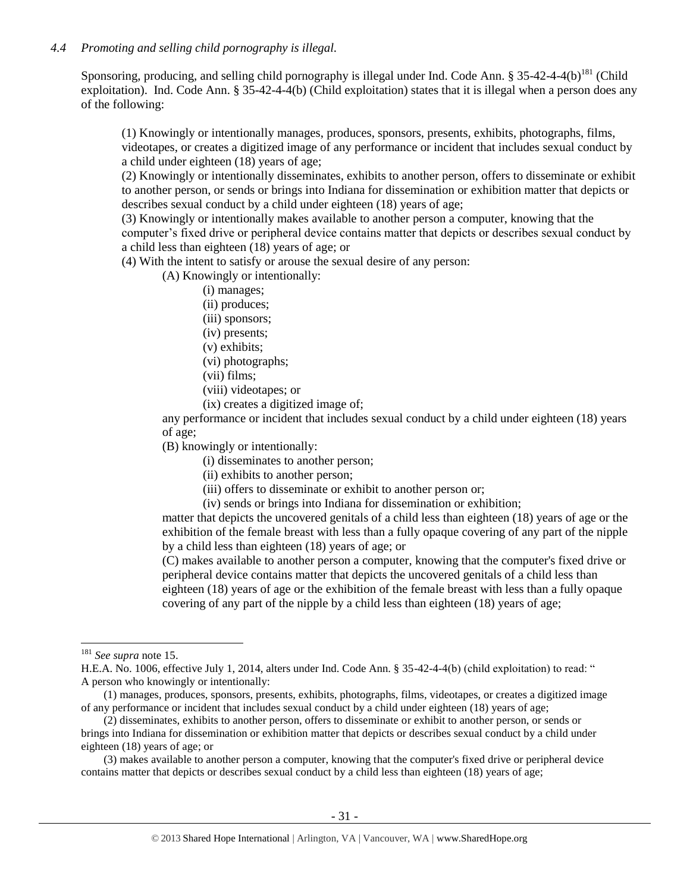### *4.4 Promoting and selling child pornography is illegal.*

Sponsoring, producing, and selling child pornography is illegal under Ind. Code Ann. § 35-42-4-4(b)[181] (Child exploitation). Ind. Code Ann. § 35-42-4-4(b) (Child exploitation) states that it is illegal when a person does any of the following:

> (1) Knowingly or intentionally manages, produces, sponsors, presents, exhibits, photographs, films, videotapes, or creates a digitized image of any performance or incident that includes sexual conduct by a child under eighteen (18) years of age;
>
> (2) Knowingly or intentionally disseminates, exhibits to another person, offers to disseminate or exhibit to another person, or sends or brings into Indiana for dissemination or exhibition matter that depicts or describes sexual conduct by a child under eighteen (18) years of age;
>
> (3) Knowingly or intentionally makes available to another person a computer, knowing that the computer's fixed drive or peripheral device contains matter that depicts or describes sexual conduct by a child less than eighteen (18) years of age; or
>
> (4) With the intent to satisfy or arouse the sexual desire of any person:
>
> > (A) Knowingly or intentionally:
> >
> > > (i) manages;
> > > (ii) produces;
> > > (iii) sponsors;
> > > (iv) presents;
> > > (v) exhibits;
> > > (vi) photographs;
> > > (vii) films;
> > > (viii) videotapes; or
> > > (ix) creates a digitized image of;
> >
> > any performance or incident that includes sexual conduct by a child under eighteen (18) years of age;
> >
> > (B) knowingly or intentionally:
> >
> > > (i) disseminates to another person;
> > > (ii) exhibits to another person;
> > > (iii) offers to disseminate or exhibit to another person or;
> > > (iv) sends or brings into Indiana for dissemination or exhibition;
> >
> > matter that depicts the uncovered genitals of a child less than eighteen (18) years of age or the exhibition of the female breast with less than a fully opaque covering of any part of the nipple by a child less than eighteen (18) years of age; or
> >
> > (C) makes available to another person a computer, knowing that the computer's fixed drive or peripheral device contains matter that depicts the uncovered genitals of a child less than eighteen (18) years of age or the exhibition of the female breast with less than a fully opaque covering of any part of the nipple by a child less than eighteen (18) years of age;

---

[181] *See supra* note 15.

H.E.A. No. 1006, effective July 1, 2014, alters under Ind. Code Ann. § 35-42-4-4(b) (child exploitation) to read: " A person who knowingly or intentionally:

(1) manages, produces, sponsors, presents, exhibits, photographs, films, videotapes, or creates a digitized image of any performance or incident that includes sexual conduct by a child under eighteen (18) years of age;

(2) disseminates, exhibits to another person, offers to disseminate or exhibit to another person, or sends or brings into Indiana for dissemination or exhibition matter that depicts or describes sexual conduct by a child under eighteen (18) years of age; or

(3) makes available to another person a computer, knowing that the computer's fixed drive or peripheral device contains matter that depicts or describes sexual conduct by a child less than eighteen (18) years of age;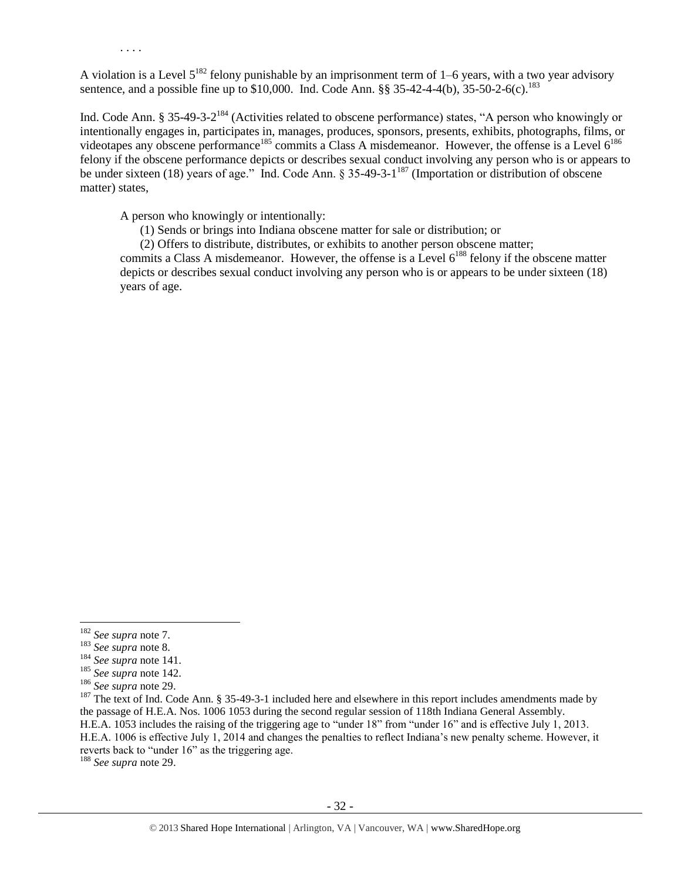. . . .

A violation is a Level 5[182] felony punishable by an imprisonment term of 1–6 years, with a two year advisory sentence, and a possible fine up to $10,000. Ind. Code Ann. §§ 35-42-4-4(b), 35-50-2-6(c).[183]

Ind. Code Ann. § 35-49-3-2[184] (Activities related to obscene performance) states, "A person who knowingly or intentionally engages in, participates in, manages, produces, sponsors, presents, exhibits, photographs, films, or videotapes any obscene performance[185] commits a Class A misdemeanor. However, the offense is a Level 6[186] felony if the obscene performance depicts or describes sexual conduct involving any person who is or appears to be under sixteen (18) years of age." Ind. Code Ann. § 35-49-3-1[187] (Importation or distribution of obscene matter) states,

> A person who knowingly or intentionally:
>
> (1) Sends or brings into Indiana obscene matter for sale or distribution; or
>
> (2) Offers to distribute, distributes, or exhibits to another person obscene matter;
>
> commits a Class A misdemeanor. However, the offense is a Level 6[188] felony if the obscene matter depicts or describes sexual conduct involving any person who is or appears to be under sixteen (18) years of age.

---

[182] *See supra* note 7.

[183] *See supra* note 8.

[184] *See supra* note 141.

[185] *See supra* note 142.

[186] *See supra* note 29.

[187] The text of Ind. Code Ann. § 35-49-3-1 included here and elsewhere in this report includes amendments made by the passage of H.E.A. Nos. 1006 1053 during the second regular session of 118th Indiana General Assembly. H.E.A. 1053 includes the raising of the triggering age to "under 18" from "under 16" and is effective July 1, 2013. H.E.A. 1006 is effective July 1, 2014 and changes the penalties to reflect Indiana's new penalty scheme. However, it reverts back to "under 16" as the triggering age.

[188] *See supra* note 29.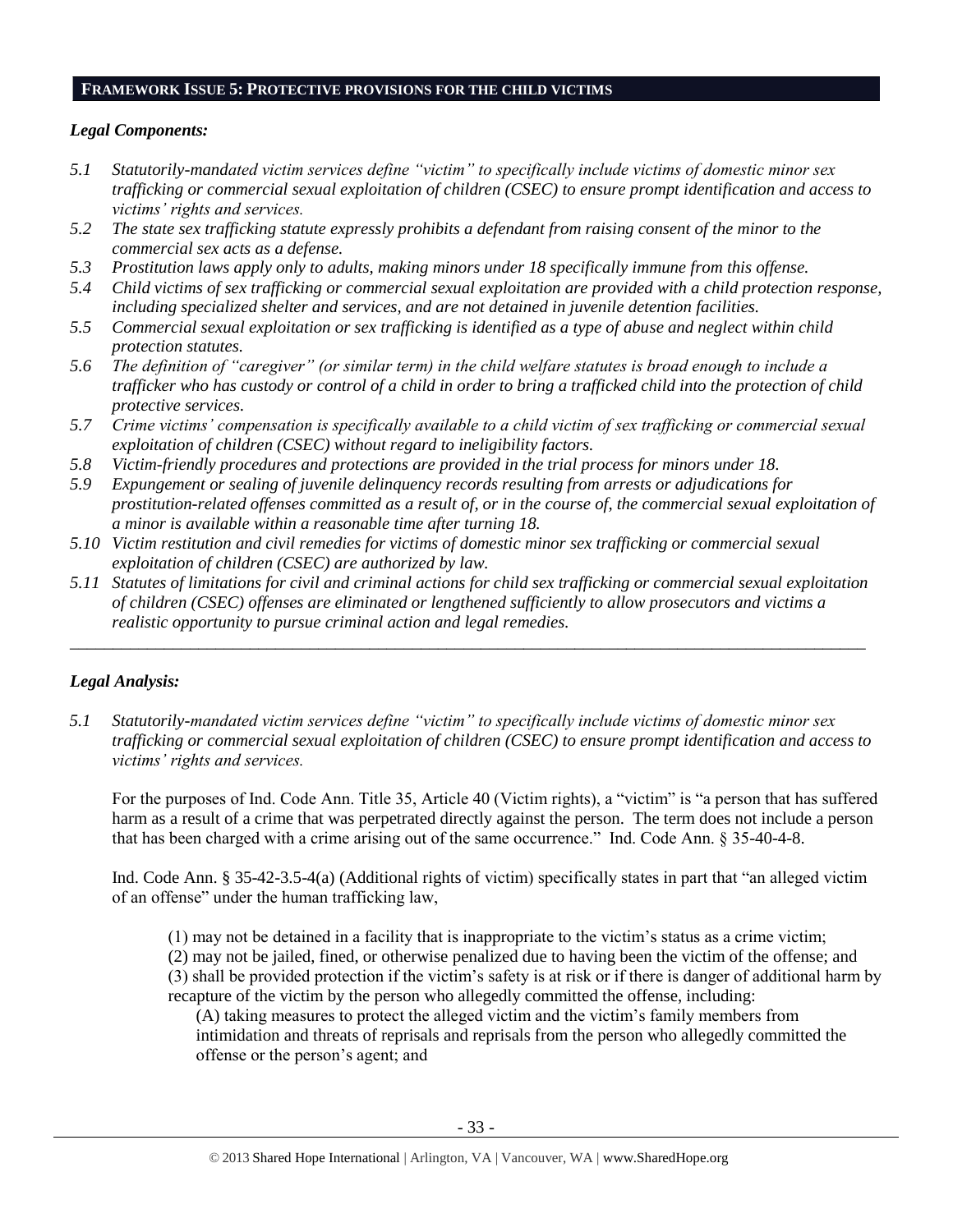## FRAMEWORK ISSUE 5: PROTECTIVE PROVISIONS FOR THE CHILD VICTIMS

### *Legal Components:*

*5.1 Statutorily-mandated victim services define "victim" to specifically include victims of domestic minor sex trafficking or commercial sexual exploitation of children (CSEC) to ensure prompt identification and access to victims' rights and services.*

*5.2 The state sex trafficking statute expressly prohibits a defendant from raising consent of the minor to the commercial sex acts as a defense.*

*5.3 Prostitution laws apply only to adults, making minors under 18 specifically immune from this offense.*

*5.4 Child victims of sex trafficking or commercial sexual exploitation are provided with a child protection response, including specialized shelter and services, and are not detained in juvenile detention facilities.*

*5.5 Commercial sexual exploitation or sex trafficking is identified as a type of abuse and neglect within child protection statutes.*

*5.6 The definition of "caregiver" (or similar term) in the child welfare statutes is broad enough to include a trafficker who has custody or control of a child in order to bring a trafficked child into the protection of child protective services.*

*5.7 Crime victims' compensation is specifically available to a child victim of sex trafficking or commercial sexual exploitation of children (CSEC) without regard to ineligibility factors.*

*5.8 Victim-friendly procedures and protections are provided in the trial process for minors under 18.*

*5.9 Expungement or sealing of juvenile delinquency records resulting from arrests or adjudications for prostitution-related offenses committed as a result of, or in the course of, the commercial sexual exploitation of a minor is available within a reasonable time after turning 18.*

*5.10 Victim restitution and civil remedies for victims of domestic minor sex trafficking or commercial sexual exploitation of children (CSEC) are authorized by law.*

*5.11 Statutes of limitations for civil and criminal actions for child sex trafficking or commercial sexual exploitation of children (CSEC) offenses are eliminated or lengthened sufficiently to allow prosecutors and victims a realistic opportunity to pursue criminal action and legal remedies.*

---

### *Legal Analysis:*

*5.1 Statutorily-mandated victim services define "victim" to specifically include victims of domestic minor sex trafficking or commercial sexual exploitation of children (CSEC) to ensure prompt identification and access to victims' rights and services.*

For the purposes of Ind. Code Ann. Title 35, Article 40 (Victim rights), a "victim" is "a person that has suffered harm as a result of a crime that was perpetrated directly against the person. The term does not include a person that has been charged with a crime arising out of the same occurrence." Ind. Code Ann. § 35-40-4-8.

Ind. Code Ann. § 35-42-3.5-4(a) (Additional rights of victim) specifically states in part that "an alleged victim of an offense" under the human trafficking law,

> (1) may not be detained in a facility that is inappropriate to the victim's status as a crime victim;
> (2) may not be jailed, fined, or otherwise penalized due to having been the victim of the offense; and
> (3) shall be provided protection if the victim's safety is at risk or if there is danger of additional harm by recapture of the victim by the person who allegedly committed the offense, including:
>> (A) taking measures to protect the alleged victim and the victim's family members from intimidation and threats of reprisals and reprisals from the person who allegedly committed the offense or the person's agent; and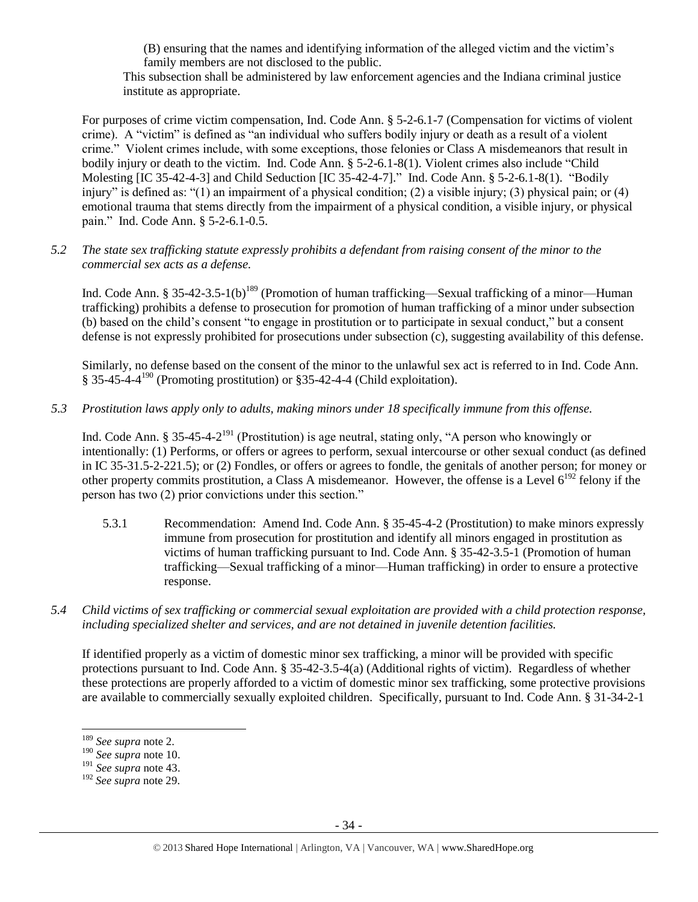(B) ensuring that the names and identifying information of the alleged victim and the victim's family members are not disclosed to the public.

This subsection shall be administered by law enforcement agencies and the Indiana criminal justice institute as appropriate.

For purposes of crime victim compensation, Ind. Code Ann. § 5-2-6.1-7 (Compensation for victims of violent crime). A "victim" is defined as "an individual who suffers bodily injury or death as a result of a violent crime." Violent crimes include, with some exceptions, those felonies or Class A misdemeanors that result in bodily injury or death to the victim. Ind. Code Ann. § 5-2-6.1-8(1). Violent crimes also include "Child Molesting [IC 35-42-4-3] and Child Seduction [IC 35-42-4-7]." Ind. Code Ann. § 5-2-6.1-8(1). "Bodily injury" is defined as: "(1) an impairment of a physical condition; (2) a visible injury; (3) physical pain; or (4) emotional trauma that stems directly from the impairment of a physical condition, a visible injury, or physical pain." Ind. Code Ann. § 5-2-6.1-0.5.

*5.2 The state sex trafficking statute expressly prohibits a defendant from raising consent of the minor to the commercial sex acts as a defense.*

Ind. Code Ann. § 35-42-3.5-1(b)[189] (Promotion of human trafficking—Sexual trafficking of a minor—Human trafficking) prohibits a defense to prosecution for promotion of human trafficking of a minor under subsection (b) based on the child's consent "to engage in prostitution or to participate in sexual conduct," but a consent defense is not expressly prohibited for prosecutions under subsection (c), suggesting availability of this defense.

Similarly, no defense based on the consent of the minor to the unlawful sex act is referred to in Ind. Code Ann. § 35-45-4-4[190] (Promoting prostitution) or §35-42-4-4 (Child exploitation).

*5.3 Prostitution laws apply only to adults, making minors under 18 specifically immune from this offense.*

Ind. Code Ann. § 35-45-4-2[191] (Prostitution) is age neutral, stating only, "A person who knowingly or intentionally: (1) Performs, or offers or agrees to perform, sexual intercourse or other sexual conduct (as defined in IC 35-31.5-2-221.5); or (2) Fondles, or offers or agrees to fondle, the genitals of another person; for money or other property commits prostitution, a Class A misdemeanor. However, the offense is a Level 6[192] felony if the person has two (2) prior convictions under this section."

5.3.1 Recommendation: Amend Ind. Code Ann. § 35-45-4-2 (Prostitution) to make minors expressly immune from prosecution for prostitution and identify all minors engaged in prostitution as victims of human trafficking pursuant to Ind. Code Ann. § 35-42-3.5-1 (Promotion of human trafficking—Sexual trafficking of a minor—Human trafficking) in order to ensure a protective response.

*5.4 Child victims of sex trafficking or commercial sexual exploitation are provided with a child protection response, including specialized shelter and services, and are not detained in juvenile detention facilities.*

If identified properly as a victim of domestic minor sex trafficking, a minor will be provided with specific protections pursuant to Ind. Code Ann. § 35-42-3.5-4(a) (Additional rights of victim). Regardless of whether these protections are properly afforded to a victim of domestic minor sex trafficking, some protective provisions are available to commercially sexually exploited children. Specifically, pursuant to Ind. Code Ann. § 31-34-2-1

---

[189] *See supra* note 2.

[190] *See supra* note 10.

[191] *See supra* note 43.

[192] *See supra* note 29.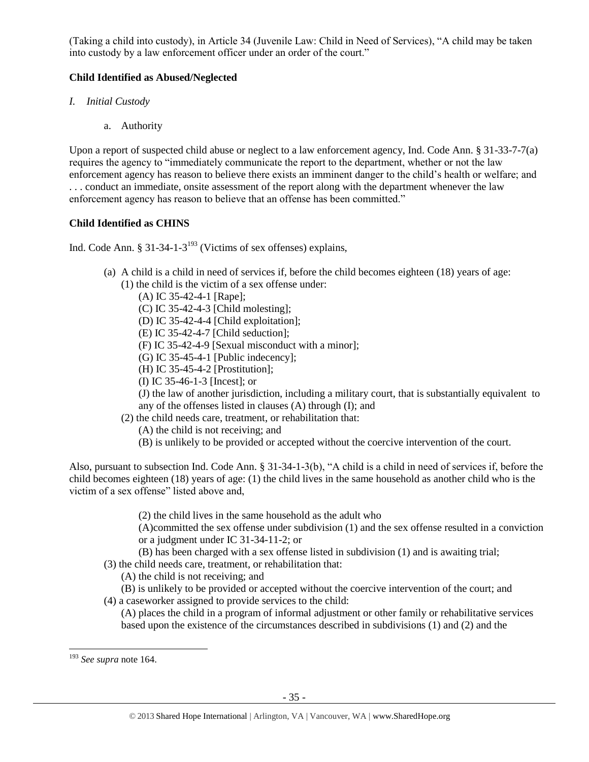(Taking a child into custody), in Article 34 (Juvenile Law: Child in Need of Services), "A child may be taken into custody by a law enforcement officer under an order of the court."

**Child Identified as Abused/Neglected**

*I. Initial Custody*

a. Authority

Upon a report of suspected child abuse or neglect to a law enforcement agency, Ind. Code Ann. § 31-33-7-7(a) requires the agency to "immediately communicate the report to the department, whether or not the law enforcement agency has reason to believe there exists an imminent danger to the child's health or welfare; and . . . conduct an immediate, onsite assessment of the report along with the department whenever the law enforcement agency has reason to believe that an offense has been committed."

**Child Identified as CHINS**

Ind. Code Ann. § 31-34-1-3[193] (Victims of sex offenses) explains,

> (a) A child is a child in need of services if, before the child becomes eighteen (18) years of age:
> (1) the child is the victim of a sex offense under:
> (A) IC 35-42-4-1 [Rape];
> (C) IC 35-42-4-3 [Child molesting];
> (D) IC 35-42-4-4 [Child exploitation];
> (E) IC 35-42-4-7 [Child seduction];
> (F) IC 35-42-4-9 [Sexual misconduct with a minor];
> (G) IC 35-45-4-1 [Public indecency];
> (H) IC 35-45-4-2 [Prostitution];
> (I) IC 35-46-1-3 [Incest]; or
> (J) the law of another jurisdiction, including a military court, that is substantially equivalent to any of the offenses listed in clauses (A) through (I); and
> (2) the child needs care, treatment, or rehabilitation that:
> (A) the child is not receiving; and
> (B) is unlikely to be provided or accepted without the coercive intervention of the court.

Also, pursuant to subsection Ind. Code Ann. § 31-34-1-3(b), "A child is a child in need of services if, before the child becomes eighteen (18) years of age: (1) the child lives in the same household as another child who is the victim of a sex offense" listed above and,

> (2) the child lives in the same household as the adult who
> (A)committed the sex offense under subdivision (1) and the sex offense resulted in a conviction or a judgment under IC 31-34-11-2; or
> (B) has been charged with a sex offense listed in subdivision (1) and is awaiting trial;
> (3) the child needs care, treatment, or rehabilitation that:
> (A) the child is not receiving; and
> (B) is unlikely to be provided or accepted without the coercive intervention of the court; and
> (4) a caseworker assigned to provide services to the child:
> (A) places the child in a program of informal adjustment or other family or rehabilitative services based upon the existence of the circumstances described in subdivisions (1) and (2) and the

[193] *See supra* note 164.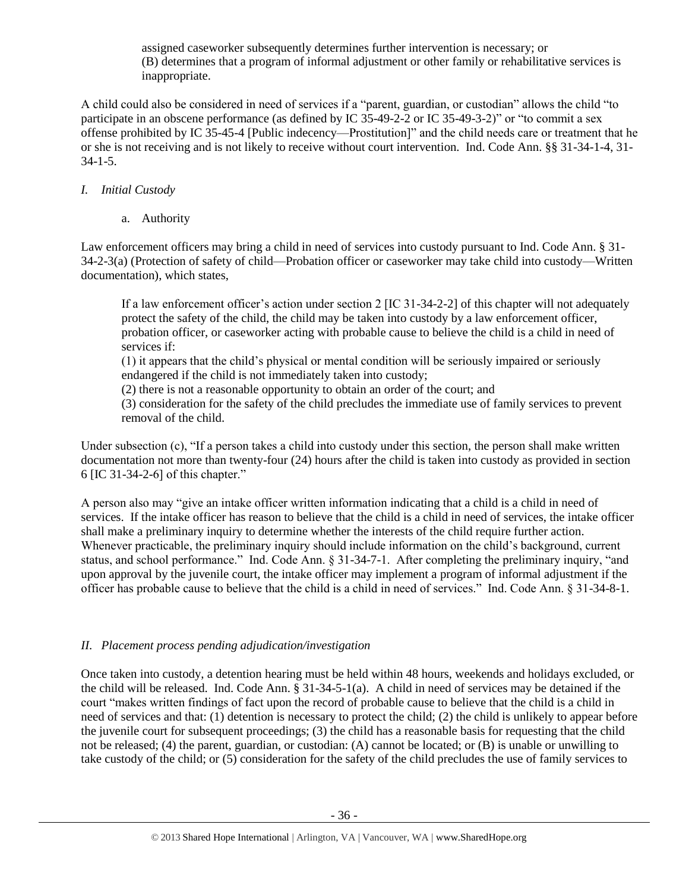assigned caseworker subsequently determines further intervention is necessary; or
(B) determines that a program of informal adjustment or other family or rehabilitative services is inappropriate.

A child could also be considered in need of services if a "parent, guardian, or custodian" allows the child "to participate in an obscene performance (as defined by IC 35-49-2-2 or IC 35-49-3-2)" or "to commit a sex offense prohibited by IC 35-45-4 [Public indecency—Prostitution]" and the child needs care or treatment that he or she is not receiving and is not likely to receive without court intervention. Ind. Code Ann. §§ 31-34-1-4, 31-34-1-5.

### *I. Initial Custody*

a. Authority

Law enforcement officers may bring a child in need of services into custody pursuant to Ind. Code Ann. § 31-34-2-3(a) (Protection of safety of child—Probation officer or caseworker may take child into custody—Written documentation), which states,

> If a law enforcement officer's action under section 2 [IC 31-34-2-2] of this chapter will not adequately protect the safety of the child, the child may be taken into custody by a law enforcement officer, probation officer, or caseworker acting with probable cause to believe the child is a child in need of services if:
> (1) it appears that the child's physical or mental condition will be seriously impaired or seriously endangered if the child is not immediately taken into custody;
> (2) there is not a reasonable opportunity to obtain an order of the court; and
> (3) consideration for the safety of the child precludes the immediate use of family services to prevent removal of the child.

Under subsection (c), "If a person takes a child into custody under this section, the person shall make written documentation not more than twenty-four (24) hours after the child is taken into custody as provided in section 6 [IC 31-34-2-6] of this chapter."

A person also may "give an intake officer written information indicating that a child is a child in need of services. If the intake officer has reason to believe that the child is a child in need of services, the intake officer shall make a preliminary inquiry to determine whether the interests of the child require further action. Whenever practicable, the preliminary inquiry should include information on the child's background, current status, and school performance." Ind. Code Ann. § 31-34-7-1. After completing the preliminary inquiry, "and upon approval by the juvenile court, the intake officer may implement a program of informal adjustment if the officer has probable cause to believe that the child is a child in need of services." Ind. Code Ann. § 31-34-8-1.

### *II. Placement process pending adjudication/investigation*

Once taken into custody, a detention hearing must be held within 48 hours, weekends and holidays excluded, or the child will be released. Ind. Code Ann. § 31-34-5-1(a). A child in need of services may be detained if the court "makes written findings of fact upon the record of probable cause to believe that the child is a child in need of services and that: (1) detention is necessary to protect the child; (2) the child is unlikely to appear before the juvenile court for subsequent proceedings; (3) the child has a reasonable basis for requesting that the child not be released; (4) the parent, guardian, or custodian: (A) cannot be located; or (B) is unable or unwilling to take custody of the child; or (5) consideration for the safety of the child precludes the use of family services to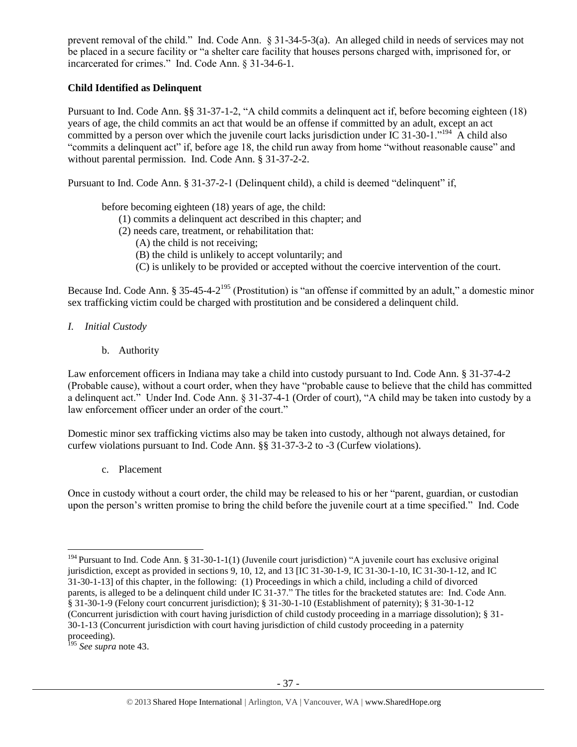prevent removal of the child." Ind. Code Ann. § 31-34-5-3(a). An alleged child in needs of services may not be placed in a secure facility or "a shelter care facility that houses persons charged with, imprisoned for, or incarcerated for crimes." Ind. Code Ann. § 31-34-6-1.

**Child Identified as Delinquent**

Pursuant to Ind. Code Ann. §§ 31-37-1-2, "A child commits a delinquent act if, before becoming eighteen (18) years of age, the child commits an act that would be an offense if committed by an adult, except an act committed by a person over which the juvenile court lacks jurisdiction under IC 31-30-1."[194] A child also "commits a delinquent act" if, before age 18, the child run away from home "without reasonable cause" and without parental permission. Ind. Code Ann. § 31-37-2-2.

Pursuant to Ind. Code Ann. § 31-37-2-1 (Delinquent child), a child is deemed "delinquent" if,

> before becoming eighteen (18) years of age, the child:
> (1) commits a delinquent act described in this chapter; and
> (2) needs care, treatment, or rehabilitation that:
> (A) the child is not receiving;
> (B) the child is unlikely to accept voluntarily; and
> (C) is unlikely to be provided or accepted without the coercive intervention of the court.

Because Ind. Code Ann. § 35-45-4-2[195] (Prostitution) is "an offense if committed by an adult," a domestic minor sex trafficking victim could be charged with prostitution and be considered a delinquent child.

*I. Initial Custody*

b. Authority

Law enforcement officers in Indiana may take a child into custody pursuant to Ind. Code Ann. § 31-37-4-2 (Probable cause), without a court order, when they have "probable cause to believe that the child has committed a delinquent act." Under Ind. Code Ann. § 31-37-4-1 (Order of court), "A child may be taken into custody by a law enforcement officer under an order of the court."

Domestic minor sex trafficking victims also may be taken into custody, although not always detained, for curfew violations pursuant to Ind. Code Ann. §§ 31-37-3-2 to -3 (Curfew violations).

c. Placement

Once in custody without a court order, the child may be released to his or her "parent, guardian, or custodian upon the person's written promise to bring the child before the juvenile court at a time specified." Ind. Code

---

[194] Pursuant to Ind. Code Ann. § 31-30-1-1(1) (Juvenile court jurisdiction) "A juvenile court has exclusive original jurisdiction, except as provided in sections 9, 10, 12, and 13 [IC 31-30-1-9, IC 31-30-1-10, IC 31-30-1-12, and IC 31-30-1-13] of this chapter, in the following: (1) Proceedings in which a child, including a child of divorced parents, is alleged to be a delinquent child under IC 31-37." The titles for the bracketed statutes are: Ind. Code Ann. § 31-30-1-9 (Felony court concurrent jurisdiction); § 31-30-1-10 (Establishment of paternity); § 31-30-1-12 (Concurrent jurisdiction with court having jurisdiction of child custody proceeding in a marriage dissolution); § 31-30-1-13 (Concurrent jurisdiction with court having jurisdiction of child custody proceeding in a paternity proceeding).

[195] *See supra* note 43.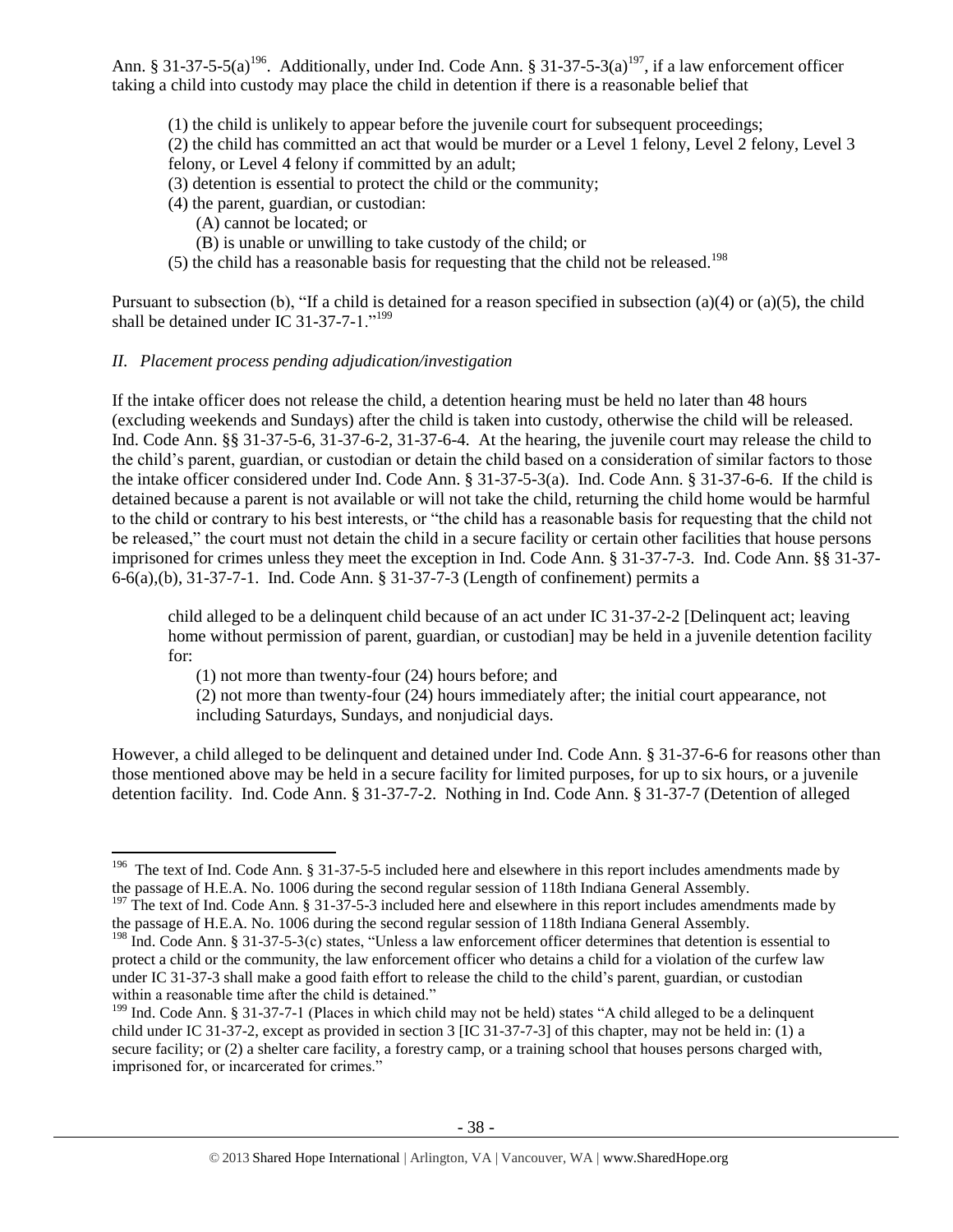Ann. § 31-37-5-5(a)[196]. Additionally, under Ind. Code Ann. § 31-37-5-3(a)[197], if a law enforcement officer taking a child into custody may place the child in detention if there is a reasonable belief that

> (1) the child is unlikely to appear before the juvenile court for subsequent proceedings;
> (2) the child has committed an act that would be murder or a Level 1 felony, Level 2 felony, Level 3 felony, or Level 4 felony if committed by an adult;
> (3) detention is essential to protect the child or the community;
> (4) the parent, guardian, or custodian:
>     (A) cannot be located; or
>     (B) is unable or unwilling to take custody of the child; or
> (5) the child has a reasonable basis for requesting that the child not be released.[198]

Pursuant to subsection (b), "If a child is detained for a reason specified in subsection (a)(4) or (a)(5), the child shall be detained under IC 31-37-7-1."[199]

*II. Placement process pending adjudication/investigation*

If the intake officer does not release the child, a detention hearing must be held no later than 48 hours (excluding weekends and Sundays) after the child is taken into custody, otherwise the child will be released. Ind. Code Ann. §§ 31-37-5-6, 31-37-6-2, 31-37-6-4. At the hearing, the juvenile court may release the child to the child's parent, guardian, or custodian or detain the child based on a consideration of similar factors to those the intake officer considered under Ind. Code Ann. § 31-37-5-3(a). Ind. Code Ann. § 31-37-6-6. If the child is detained because a parent is not available or will not take the child, returning the child home would be harmful to the child or contrary to his best interests, or "the child has a reasonable basis for requesting that the child not be released," the court must not detain the child in a secure facility or certain other facilities that house persons imprisoned for crimes unless they meet the exception in Ind. Code Ann. § 31-37-7-3. Ind. Code Ann. §§ 31-37-6-6(a),(b), 31-37-7-1. Ind. Code Ann. § 31-37-7-3 (Length of confinement) permits a

> child alleged to be a delinquent child because of an act under IC 31-37-2-2 [Delinquent act; leaving home without permission of parent, guardian, or custodian] may be held in a juvenile detention facility for:
>     (1) not more than twenty-four (24) hours before; and
>     (2) not more than twenty-four (24) hours immediately after; the initial court appearance, not including Saturdays, Sundays, and nonjudicial days.

However, a child alleged to be delinquent and detained under Ind. Code Ann. § 31-37-6-6 for reasons other than those mentioned above may be held in a secure facility for limited purposes, for up to six hours, or a juvenile detention facility. Ind. Code Ann. § 31-37-7-2. Nothing in Ind. Code Ann. § 31-37-7 (Detention of alleged

---

[196] The text of Ind. Code Ann. § 31-37-5-5 included here and elsewhere in this report includes amendments made by the passage of H.E.A. No. 1006 during the second regular session of 118th Indiana General Assembly.

[197] The text of Ind. Code Ann. § 31-37-5-3 included here and elsewhere in this report includes amendments made by the passage of H.E.A. No. 1006 during the second regular session of 118th Indiana General Assembly.

[198] Ind. Code Ann. § 31-37-5-3(c) states, "Unless a law enforcement officer determines that detention is essential to protect a child or the community, the law enforcement officer who detains a child for a violation of the curfew law under IC 31-37-3 shall make a good faith effort to release the child to the child's parent, guardian, or custodian within a reasonable time after the child is detained."

[199] Ind. Code Ann. § 31-37-7-1 (Places in which child may not be held) states "A child alleged to be a delinquent child under IC 31-37-2, except as provided in section 3 [IC 31-37-7-3] of this chapter, may not be held in: (1) a secure facility; or (2) a shelter care facility, a forestry camp, or a training school that houses persons charged with, imprisoned for, or incarcerated for crimes."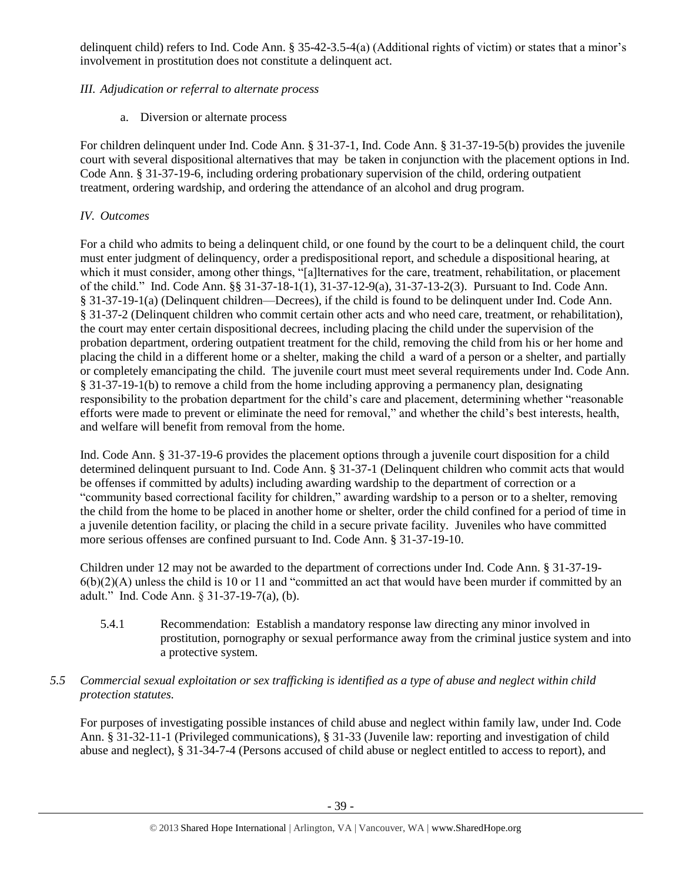delinquent child) refers to Ind. Code Ann. § 35-42-3.5-4(a) (Additional rights of victim) or states that a minor's involvement in prostitution does not constitute a delinquent act.

*III. Adjudication or referral to alternate process*

a. Diversion or alternate process

For children delinquent under Ind. Code Ann. § 31-37-1, Ind. Code Ann. § 31-37-19-5(b) provides the juvenile court with several dispositional alternatives that may be taken in conjunction with the placement options in Ind. Code Ann. § 31-37-19-6, including ordering probationary supervision of the child, ordering outpatient treatment, ordering wardship, and ordering the attendance of an alcohol and drug program.

*IV. Outcomes*

For a child who admits to being a delinquent child, or one found by the court to be a delinquent child, the court must enter judgment of delinquency, order a predispositional report, and schedule a dispositional hearing, at which it must consider, among other things, "[a]lternatives for the care, treatment, rehabilitation, or placement of the child." Ind. Code Ann. §§ 31-37-18-1(1), 31-37-12-9(a), 31-37-13-2(3). Pursuant to Ind. Code Ann. § 31-37-19-1(a) (Delinquent children—Decrees), if the child is found to be delinquent under Ind. Code Ann. § 31-37-2 (Delinquent children who commit certain other acts and who need care, treatment, or rehabilitation), the court may enter certain dispositional decrees, including placing the child under the supervision of the probation department, ordering outpatient treatment for the child, removing the child from his or her home and placing the child in a different home or a shelter, making the child a ward of a person or a shelter, and partially or completely emancipating the child. The juvenile court must meet several requirements under Ind. Code Ann. § 31-37-19-1(b) to remove a child from the home including approving a permanency plan, designating responsibility to the probation department for the child's care and placement, determining whether "reasonable efforts were made to prevent or eliminate the need for removal," and whether the child's best interests, health, and welfare will benefit from removal from the home.

Ind. Code Ann. § 31-37-19-6 provides the placement options through a juvenile court disposition for a child determined delinquent pursuant to Ind. Code Ann. § 31-37-1 (Delinquent children who commit acts that would be offenses if committed by adults) including awarding wardship to the department of correction or a "community based correctional facility for children," awarding wardship to a person or to a shelter, removing the child from the home to be placed in another home or shelter, order the child confined for a period of time in a juvenile detention facility, or placing the child in a secure private facility. Juveniles who have committed more serious offenses are confined pursuant to Ind. Code Ann. § 31-37-19-10.

Children under 12 may not be awarded to the department of corrections under Ind. Code Ann. § 31-37-19-6(b)(2)(A) unless the child is 10 or 11 and "committed an act that would have been murder if committed by an adult." Ind. Code Ann. § 31-37-19-7(a), (b).

5.4.1 Recommendation: Establish a mandatory response law directing any minor involved in prostitution, pornography or sexual performance away from the criminal justice system and into a protective system.

*5.5 Commercial sexual exploitation or sex trafficking is identified as a type of abuse and neglect within child protection statutes.*

For purposes of investigating possible instances of child abuse and neglect within family law, under Ind. Code Ann. § 31-32-11-1 (Privileged communications), § 31-33 (Juvenile law: reporting and investigation of child abuse and neglect), § 31-34-7-4 (Persons accused of child abuse or neglect entitled to access to report), and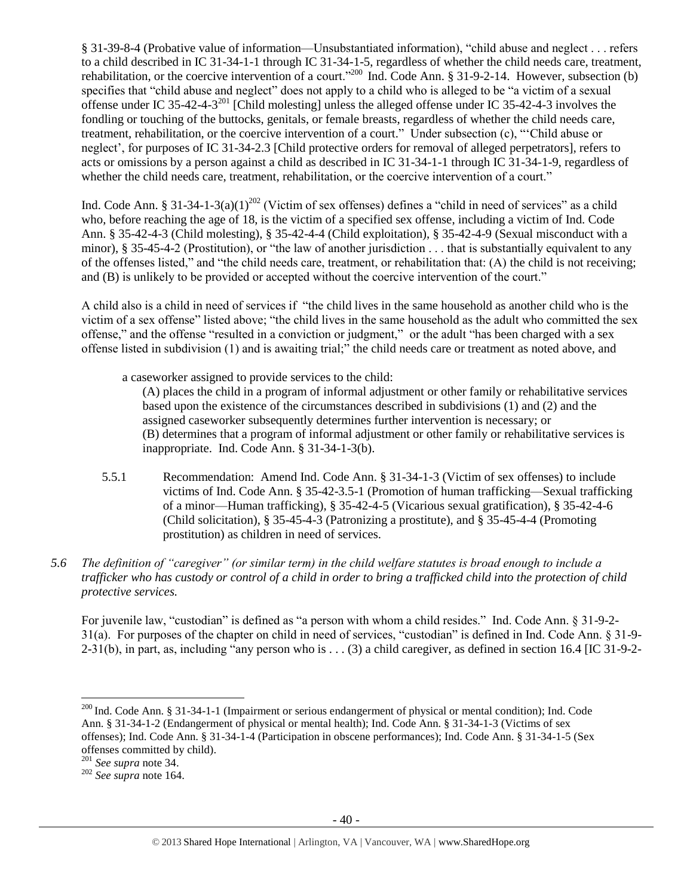§ 31-39-8-4 (Probative value of information—Unsubstantiated information), "child abuse and neglect . . . refers to a child described in IC 31-34-1-1 through IC 31-34-1-5, regardless of whether the child needs care, treatment, rehabilitation, or the coercive intervention of a court."[200] Ind. Code Ann. § 31-9-2-14. However, subsection (b) specifies that "child abuse and neglect" does not apply to a child who is alleged to be "a victim of a sexual offense under IC 35-42-4-3[201] [Child molesting] unless the alleged offense under IC 35-42-4-3 involves the fondling or touching of the buttocks, genitals, or female breasts, regardless of whether the child needs care, treatment, rehabilitation, or the coercive intervention of a court." Under subsection (c), "'Child abuse or neglect', for purposes of IC 31-34-2.3 [Child protective orders for removal of alleged perpetrators], refers to acts or omissions by a person against a child as described in IC 31-34-1-1 through IC 31-34-1-9, regardless of whether the child needs care, treatment, rehabilitation, or the coercive intervention of a court."

Ind. Code Ann. § 31-34-1-3(a)(1)[202] (Victim of sex offenses) defines a "child in need of services" as a child who, before reaching the age of 18, is the victim of a specified sex offense, including a victim of Ind. Code Ann. § 35-42-4-3 (Child molesting), § 35-42-4-4 (Child exploitation), § 35-42-4-9 (Sexual misconduct with a minor), § 35-45-4-2 (Prostitution), or "the law of another jurisdiction . . . that is substantially equivalent to any of the offenses listed," and "the child needs care, treatment, or rehabilitation that: (A) the child is not receiving; and (B) is unlikely to be provided or accepted without the coercive intervention of the court."

A child also is a child in need of services if "the child lives in the same household as another child who is the victim of a sex offense" listed above; "the child lives in the same household as the adult who committed the sex offense," and the offense "resulted in a conviction or judgment," or the adult "has been charged with a sex offense listed in subdivision (1) and is awaiting trial;" the child needs care or treatment as noted above, and

> a caseworker assigned to provide services to the child:
>
> (A) places the child in a program of informal adjustment or other family or rehabilitative services based upon the existence of the circumstances described in subdivisions (1) and (2) and the assigned caseworker subsequently determines further intervention is necessary; or
> (B) determines that a program of informal adjustment or other family or rehabilitative services is inappropriate. Ind. Code Ann. § 31-34-1-3(b).

5.5.1 Recommendation: Amend Ind. Code Ann. § 31-34-1-3 (Victim of sex offenses) to include victims of Ind. Code Ann. § 35-42-3.5-1 (Promotion of human trafficking—Sexual trafficking of a minor—Human trafficking), § 35-42-4-5 (Vicarious sexual gratification), § 35-42-4-6 (Child solicitation), § 35-45-4-3 (Patronizing a prostitute), and § 35-45-4-4 (Promoting prostitution) as children in need of services.

*5.6 The definition of "caregiver" (or similar term) in the child welfare statutes is broad enough to include a trafficker who has custody or control of a child in order to bring a trafficked child into the protection of child protective services.*

For juvenile law, "custodian" is defined as "a person with whom a child resides." Ind. Code Ann. § 31-9-2-31(a). For purposes of the chapter on child in need of services, "custodian" is defined in Ind. Code Ann. § 31-9-2-31(b), in part, as, including "any person who is . . . (3) a child caregiver, as defined in section 16.4 [IC 31-9-2-

---

[200] Ind. Code Ann. § 31-34-1-1 (Impairment or serious endangerment of physical or mental condition); Ind. Code Ann. § 31-34-1-2 (Endangerment of physical or mental health); Ind. Code Ann. § 31-34-1-3 (Victims of sex offenses); Ind. Code Ann. § 31-34-1-4 (Participation in obscene performances); Ind. Code Ann. § 31-34-1-5 (Sex offenses committed by child).

[201] *See supra* note 34.

[202] *See supra* note 164.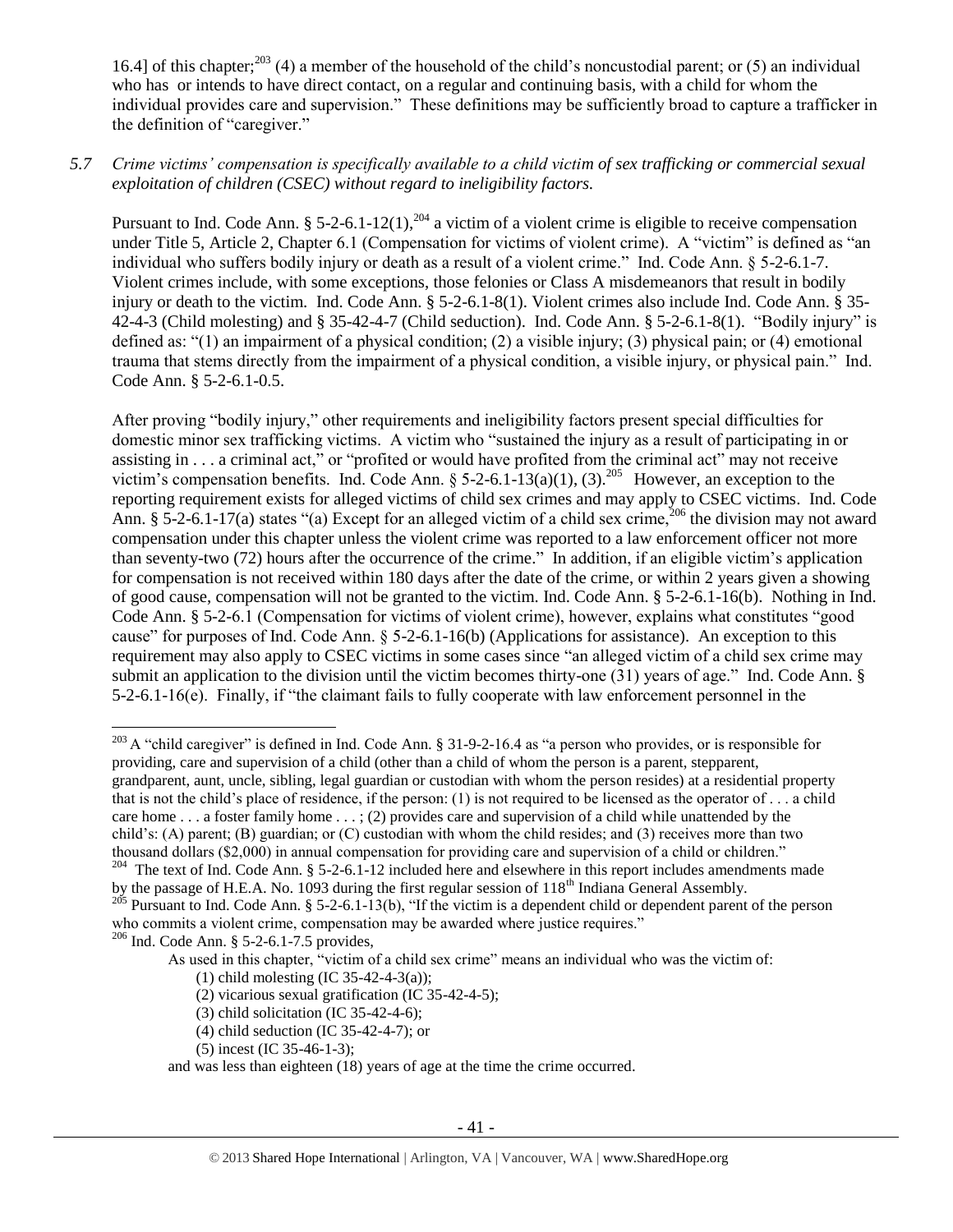16.4] of this chapter;[203] (4) a member of the household of the child's noncustodial parent; or (5) an individual who has or intends to have direct contact, on a regular and continuing basis, with a child for whom the individual provides care and supervision." These definitions may be sufficiently broad to capture a trafficker in the definition of "caregiver."

*5.7 Crime victims' compensation is specifically available to a child victim of sex trafficking or commercial sexual exploitation of children (CSEC) without regard to ineligibility factors.*

Pursuant to Ind. Code Ann. § 5-2-6.1-12(1),[204] a victim of a violent crime is eligible to receive compensation under Title 5, Article 2, Chapter 6.1 (Compensation for victims of violent crime). A "victim" is defined as "an individual who suffers bodily injury or death as a result of a violent crime." Ind. Code Ann. § 5-2-6.1-7. Violent crimes include, with some exceptions, those felonies or Class A misdemeanors that result in bodily injury or death to the victim. Ind. Code Ann. § 5-2-6.1-8(1). Violent crimes also include Ind. Code Ann. § 35-42-4-3 (Child molesting) and § 35-42-4-7 (Child seduction). Ind. Code Ann. § 5-2-6.1-8(1). "Bodily injury" is defined as: "(1) an impairment of a physical condition; (2) a visible injury; (3) physical pain; or (4) emotional trauma that stems directly from the impairment of a physical condition, a visible injury, or physical pain." Ind. Code Ann. § 5-2-6.1-0.5.

After proving "bodily injury," other requirements and ineligibility factors present special difficulties for domestic minor sex trafficking victims. A victim who "sustained the injury as a result of participating in or assisting in . . . a criminal act," or "profited or would have profited from the criminal act" may not receive victim's compensation benefits. Ind. Code Ann. § 5-2-6.1-13(a)(1), (3).[205] However, an exception to the reporting requirement exists for alleged victims of child sex crimes and may apply to CSEC victims. Ind. Code Ann. § 5-2-6.1-17(a) states "(a) Except for an alleged victim of a child sex crime,[206] the division may not award compensation under this chapter unless the violent crime was reported to a law enforcement officer not more than seventy-two (72) hours after the occurrence of the crime." In addition, if an eligible victim's application for compensation is not received within 180 days after the date of the crime, or within 2 years given a showing of good cause, compensation will not be granted to the victim. Ind. Code Ann. § 5-2-6.1-16(b). Nothing in Ind. Code Ann. § 5-2-6.1 (Compensation for victims of violent crime), however, explains what constitutes "good cause" for purposes of Ind. Code Ann. § 5-2-6.1-16(b) (Applications for assistance). An exception to this requirement may also apply to CSEC victims in some cases since "an alleged victim of a child sex crime may submit an application to the division until the victim becomes thirty-one (31) years of age." Ind. Code Ann. § 5-2-6.1-16(e). Finally, if "the claimant fails to fully cooperate with law enforcement personnel in the

---

[203] A "child caregiver" is defined in Ind. Code Ann. § 31-9-2-16.4 as "a person who provides, or is responsible for providing, care and supervision of a child (other than a child of whom the person is a parent, stepparent, grandparent, aunt, uncle, sibling, legal guardian or custodian with whom the person resides) at a residential property that is not the child's place of residence, if the person: (1) is not required to be licensed as the operator of . . . a child care home . . . a foster family home . . . ; (2) provides care and supervision of a child while unattended by the child's: (A) parent; (B) guardian; or (C) custodian with whom the child resides; and (3) receives more than two thousand dollars ($2,000) in annual compensation for providing care and supervision of a child or children."

[204] The text of Ind. Code Ann. § 5-2-6.1-12 included here and elsewhere in this report includes amendments made by the passage of H.E.A. No. 1093 during the first regular session of 118th Indiana General Assembly.

[205] Pursuant to Ind. Code Ann. § 5-2-6.1-13(b), "If the victim is a dependent child or dependent parent of the person who commits a violent crime, compensation may be awarded where justice requires."

[206] Ind. Code Ann. § 5-2-6.1-7.5 provides,

> As used in this chapter, "victim of a child sex crime" means an individual who was the victim of:
>
> (1) child molesting (IC 35-42-4-3(a));
>
> (2) vicarious sexual gratification (IC 35-42-4-5);
>
> (3) child solicitation (IC 35-42-4-6);
>
> (4) child seduction (IC 35-42-4-7); or
>
> (5) incest (IC 35-46-1-3);
>
> and was less than eighteen (18) years of age at the time the crime occurred.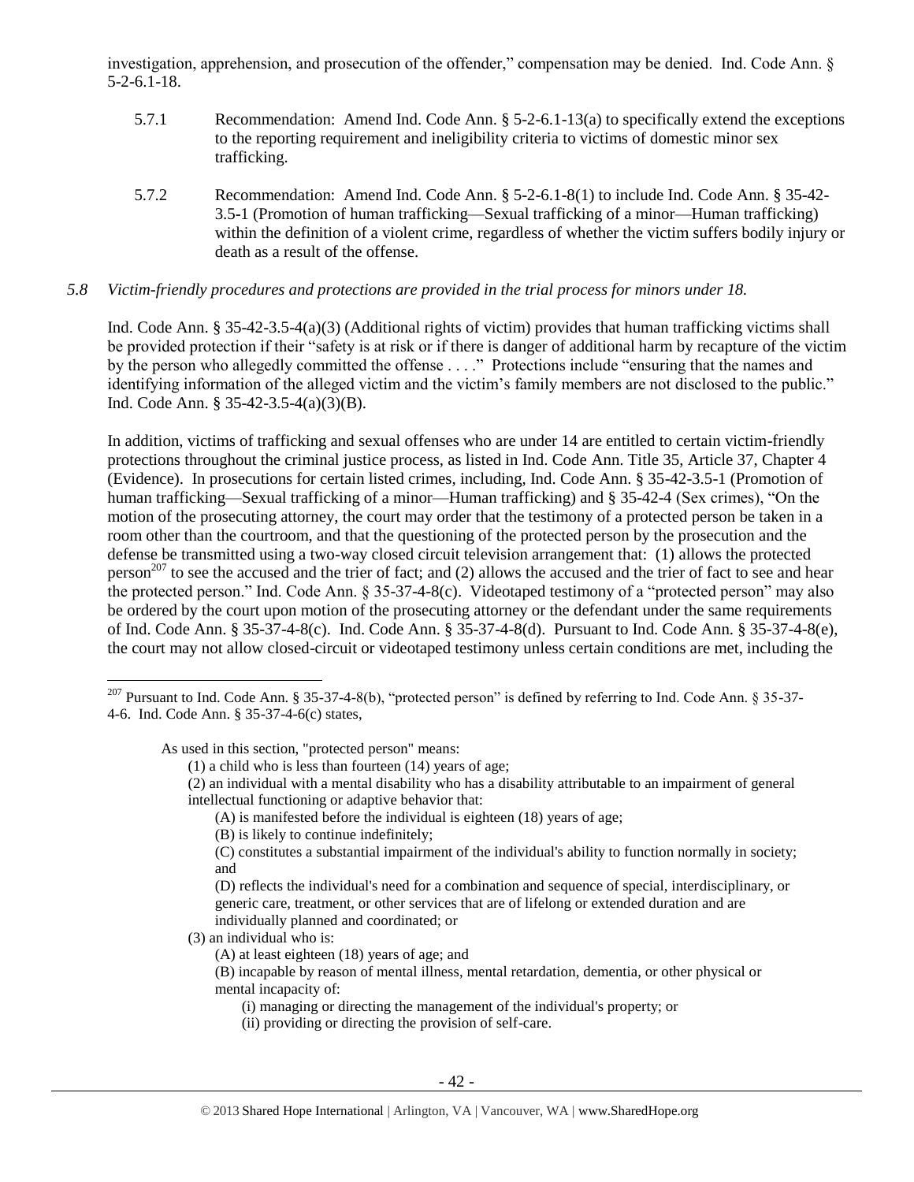investigation, apprehension, and prosecution of the offender," compensation may be denied. Ind. Code Ann. § 5-2-6.1-18.

5.7.1 Recommendation: Amend Ind. Code Ann. § 5-2-6.1-13(a) to specifically extend the exceptions to the reporting requirement and ineligibility criteria to victims of domestic minor sex trafficking.

5.7.2 Recommendation: Amend Ind. Code Ann. § 5-2-6.1-8(1) to include Ind. Code Ann. § 35-42-3.5-1 (Promotion of human trafficking—Sexual trafficking of a minor—Human trafficking) within the definition of a violent crime, regardless of whether the victim suffers bodily injury or death as a result of the offense.

*5.8 Victim-friendly procedures and protections are provided in the trial process for minors under 18.*

Ind. Code Ann. § 35-42-3.5-4(a)(3) (Additional rights of victim) provides that human trafficking victims shall be provided protection if their "safety is at risk or if there is danger of additional harm by recapture of the victim by the person who allegedly committed the offense . . . ." Protections include "ensuring that the names and identifying information of the alleged victim and the victim's family members are not disclosed to the public." Ind. Code Ann. § 35-42-3.5-4(a)(3)(B).

In addition, victims of trafficking and sexual offenses who are under 14 are entitled to certain victim-friendly protections throughout the criminal justice process, as listed in Ind. Code Ann. Title 35, Article 37, Chapter 4 (Evidence). In prosecutions for certain listed crimes, including, Ind. Code Ann. § 35-42-3.5-1 (Promotion of human trafficking—Sexual trafficking of a minor—Human trafficking) and § 35-42-4 (Sex crimes), "On the motion of the prosecuting attorney, the court may order that the testimony of a protected person be taken in a room other than the courtroom, and that the questioning of the protected person by the prosecution and the defense be transmitted using a two-way closed circuit television arrangement that: (1) allows the protected person[207] to see the accused and the trier of fact; and (2) allows the accused and the trier of fact to see and hear the protected person." Ind. Code Ann. § 35-37-4-8(c). Videotaped testimony of a "protected person" may also be ordered by the court upon motion of the prosecuting attorney or the defendant under the same requirements of Ind. Code Ann. § 35-37-4-8(c). Ind. Code Ann. § 35-37-4-8(d). Pursuant to Ind. Code Ann. § 35-37-4-8(e), the court may not allow closed-circuit or videotaped testimony unless certain conditions are met, including the

---

[207] Pursuant to Ind. Code Ann. § 35-37-4-8(b), "protected person" is defined by referring to Ind. Code Ann. § 35-37-4-6. Ind. Code Ann. § 35-37-4-6(c) states,

> As used in this section, "protected person" means:
>
> (1) a child who is less than fourteen (14) years of age;
>
> (2) an individual with a mental disability who has a disability attributable to an impairment of general intellectual functioning or adaptive behavior that:
>
> (A) is manifested before the individual is eighteen (18) years of age;
>
> (B) is likely to continue indefinitely;
>
> (C) constitutes a substantial impairment of the individual's ability to function normally in society; and
>
> (D) reflects the individual's need for a combination and sequence of special, interdisciplinary, or generic care, treatment, or other services that are of lifelong or extended duration and are individually planned and coordinated; or
>
> (3) an individual who is:
>
> (A) at least eighteen (18) years of age; and
>
> (B) incapable by reason of mental illness, mental retardation, dementia, or other physical or mental incapacity of:
>
> (i) managing or directing the management of the individual's property; or
>
> (ii) providing or directing the provision of self-care.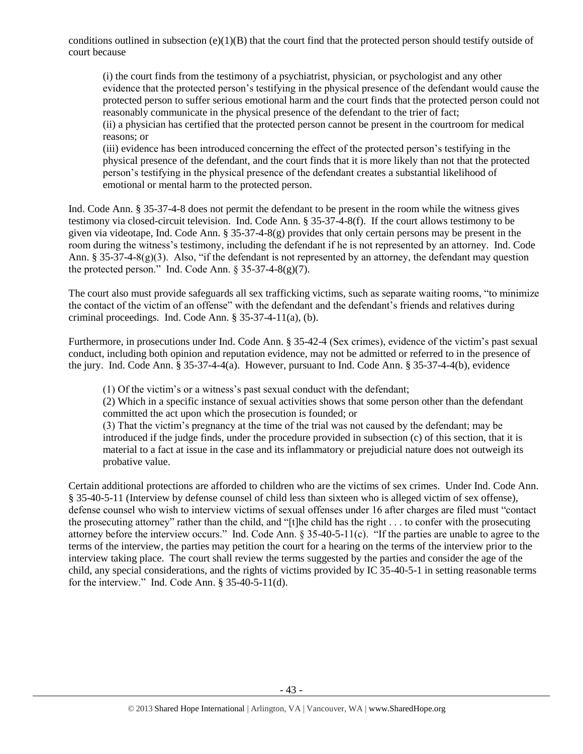conditions outlined in subsection (e)(1)(B) that the court find that the protected person should testify outside of court because

> (i) the court finds from the testimony of a psychiatrist, physician, or psychologist and any other evidence that the protected person's testifying in the physical presence of the defendant would cause the protected person to suffer serious emotional harm and the court finds that the protected person could not reasonably communicate in the physical presence of the defendant to the trier of fact;
> (ii) a physician has certified that the protected person cannot be present in the courtroom for medical reasons; or
> (iii) evidence has been introduced concerning the effect of the protected person's testifying in the physical presence of the defendant, and the court finds that it is more likely than not that the protected person's testifying in the physical presence of the defendant creates a substantial likelihood of emotional or mental harm to the protected person.

Ind. Code Ann. § 35-37-4-8 does not permit the defendant to be present in the room while the witness gives testimony via closed-circuit television. Ind. Code Ann. § 35-37-4-8(f). If the court allows testimony to be given via videotape, Ind. Code Ann. § 35-37-4-8(g) provides that only certain persons may be present in the room during the witness's testimony, including the defendant if he is not represented by an attorney. Ind. Code Ann. § 35-37-4-8(g)(3). Also, "if the defendant is not represented by an attorney, the defendant may question the protected person." Ind. Code Ann. § 35-37-4-8(g)(7).

The court also must provide safeguards all sex trafficking victims, such as separate waiting rooms, "to minimize the contact of the victim of an offense" with the defendant and the defendant's friends and relatives during criminal proceedings. Ind. Code Ann. § 35-37-4-11(a), (b).

Furthermore, in prosecutions under Ind. Code Ann. § 35-42-4 (Sex crimes), evidence of the victim's past sexual conduct, including both opinion and reputation evidence, may not be admitted or referred to in the presence of the jury. Ind. Code Ann. § 35-37-4-4(a). However, pursuant to Ind. Code Ann. § 35-37-4-4(b), evidence

> (1) Of the victim's or a witness's past sexual conduct with the defendant;
> (2) Which in a specific instance of sexual activities shows that some person other than the defendant committed the act upon which the prosecution is founded; or
> (3) That the victim's pregnancy at the time of the trial was not caused by the defendant; may be introduced if the judge finds, under the procedure provided in subsection (c) of this section, that it is material to a fact at issue in the case and its inflammatory or prejudicial nature does not outweigh its probative value.

Certain additional protections are afforded to children who are the victims of sex crimes. Under Ind. Code Ann. § 35-40-5-11 (Interview by defense counsel of child less than sixteen who is alleged victim of sex offense), defense counsel who wish to interview victims of sexual offenses under 16 after charges are filed must "contact the prosecuting attorney" rather than the child, and "[t]he child has the right . . . to confer with the prosecuting attorney before the interview occurs." Ind. Code Ann. § 35-40-5-11(c). "If the parties are unable to agree to the terms of the interview, the parties may petition the court for a hearing on the terms of the interview prior to the interview taking place. The court shall review the terms suggested by the parties and consider the age of the child, any special considerations, and the rights of victims provided by IC 35-40-5-1 in setting reasonable terms for the interview." Ind. Code Ann. § 35-40-5-11(d).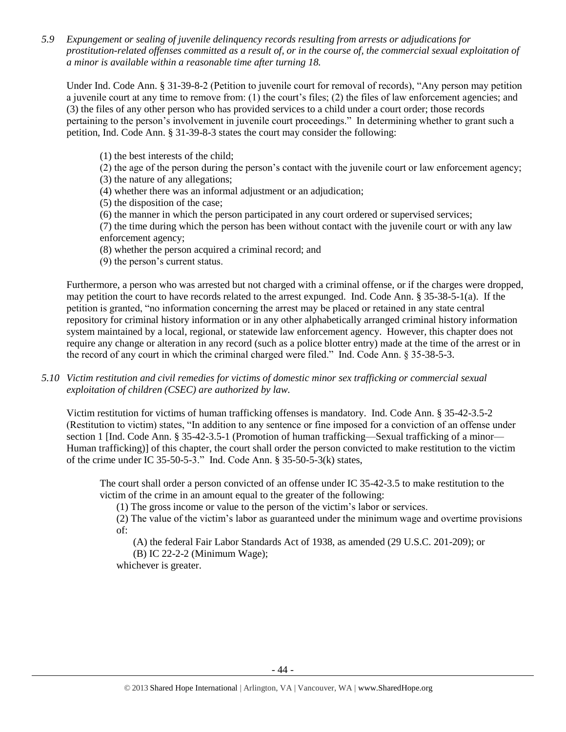*5.9 Expungement or sealing of juvenile delinquency records resulting from arrests or adjudications for prostitution-related offenses committed as a result of, or in the course of, the commercial sexual exploitation of a minor is available within a reasonable time after turning 18.*

Under Ind. Code Ann. § 31-39-8-2 (Petition to juvenile court for removal of records), "Any person may petition a juvenile court at any time to remove from: (1) the court's files; (2) the files of law enforcement agencies; and (3) the files of any other person who has provided services to a child under a court order; those records pertaining to the person's involvement in juvenile court proceedings." In determining whether to grant such a petition, Ind. Code Ann. § 31-39-8-3 states the court may consider the following:

> (1) the best interests of the child;
> (2) the age of the person during the person's contact with the juvenile court or law enforcement agency;
> (3) the nature of any allegations;
> (4) whether there was an informal adjustment or an adjudication;
> (5) the disposition of the case;
> (6) the manner in which the person participated in any court ordered or supervised services;
> (7) the time during which the person has been without contact with the juvenile court or with any law enforcement agency;
> (8) whether the person acquired a criminal record; and
> (9) the person's current status.

Furthermore, a person who was arrested but not charged with a criminal offense, or if the charges were dropped, may petition the court to have records related to the arrest expunged. Ind. Code Ann. § 35-38-5-1(a). If the petition is granted, "no information concerning the arrest may be placed or retained in any state central repository for criminal history information or in any other alphabetically arranged criminal history information system maintained by a local, regional, or statewide law enforcement agency. However, this chapter does not require any change or alteration in any record (such as a police blotter entry) made at the time of the arrest or in the record of any court in which the criminal charged were filed." Ind. Code Ann. § 35-38-5-3.

*5.10 Victim restitution and civil remedies for victims of domestic minor sex trafficking or commercial sexual exploitation of children (CSEC) are authorized by law.*

Victim restitution for victims of human trafficking offenses is mandatory. Ind. Code Ann. § 35-42-3.5-2 (Restitution to victim) states, "In addition to any sentence or fine imposed for a conviction of an offense under section 1 [Ind. Code Ann. § 35-42-3.5-1 (Promotion of human trafficking—Sexual trafficking of a minor—Human trafficking)] of this chapter, the court shall order the person convicted to make restitution to the victim of the crime under IC 35-50-5-3." Ind. Code Ann. § 35-50-5-3(k) states,

> The court shall order a person convicted of an offense under IC 35-42-3.5 to make restitution to the victim of the crime in an amount equal to the greater of the following:
>
> (1) The gross income or value to the person of the victim's labor or services.
>
> (2) The value of the victim's labor as guaranteed under the minimum wage and overtime provisions of:
>
> (A) the federal Fair Labor Standards Act of 1938, as amended (29 U.S.C. 201-209); or
> (B) IC 22-2-2 (Minimum Wage);
>
> whichever is greater.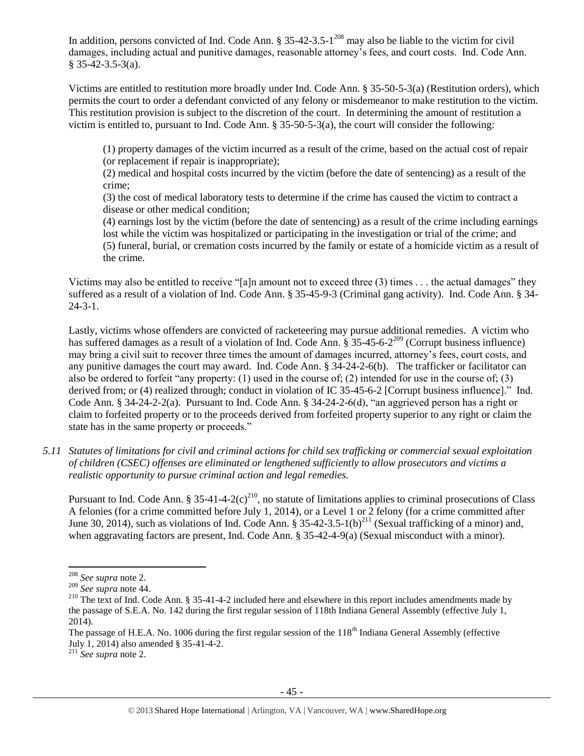In addition, persons convicted of Ind. Code Ann. § 35-42-3.5-1[208] may also be liable to the victim for civil damages, including actual and punitive damages, reasonable attorney's fees, and court costs. Ind. Code Ann. § 35-42-3.5-3(a).

Victims are entitled to restitution more broadly under Ind. Code Ann. § 35-50-5-3(a) (Restitution orders), which permits the court to order a defendant convicted of any felony or misdemeanor to make restitution to the victim. This restitution provision is subject to the discretion of the court. In determining the amount of restitution a victim is entitled to, pursuant to Ind. Code Ann. § 35-50-5-3(a), the court will consider the following:

> (1) property damages of the victim incurred as a result of the crime, based on the actual cost of repair (or replacement if repair is inappropriate);
> (2) medical and hospital costs incurred by the victim (before the date of sentencing) as a result of the crime;
> (3) the cost of medical laboratory tests to determine if the crime has caused the victim to contract a disease or other medical condition;
> (4) earnings lost by the victim (before the date of sentencing) as a result of the crime including earnings lost while the victim was hospitalized or participating in the investigation or trial of the crime; and
> (5) funeral, burial, or cremation costs incurred by the family or estate of a homicide victim as a result of the crime.

Victims may also be entitled to receive "[a]n amount not to exceed three (3) times . . . the actual damages" they suffered as a result of a violation of Ind. Code Ann. § 35-45-9-3 (Criminal gang activity). Ind. Code Ann. § 34-24-3-1.

Lastly, victims whose offenders are convicted of racketeering may pursue additional remedies. A victim who has suffered damages as a result of a violation of Ind. Code Ann. § 35-45-6-2[209] (Corrupt business influence) may bring a civil suit to recover three times the amount of damages incurred, attorney's fees, court costs, and any punitive damages the court may award. Ind. Code Ann. § 34-24-2-6(b). The trafficker or facilitator can also be ordered to forfeit "any property: (1) used in the course of; (2) intended for use in the course of; (3) derived from; or (4) realized through; conduct in violation of IC 35-45-6-2 [Corrupt business influence]." Ind. Code Ann. § 34-24-2-2(a). Pursuant to Ind. Code Ann. § 34-24-2-6(d), "an aggrieved person has a right or claim to forfeited property or to the proceeds derived from forfeited property superior to any right or claim the state has in the same property or proceeds."

*5.11 Statutes of limitations for civil and criminal actions for child sex trafficking or commercial sexual exploitation of children (CSEC) offenses are eliminated or lengthened sufficiently to allow prosecutors and victims a realistic opportunity to pursue criminal action and legal remedies.*

Pursuant to Ind. Code Ann. § 35-41-4-2(c)[210], no statute of limitations applies to criminal prosecutions of Class A felonies (for a crime committed before July 1, 2014), or a Level 1 or 2 felony (for a crime committed after June 30, 2014), such as violations of Ind. Code Ann. § 35-42-3.5-1(b)[211] (Sexual trafficking of a minor) and, when aggravating factors are present, Ind. Code Ann. § 35-42-4-9(a) (Sexual misconduct with a minor).

---

[208] *See supra* note 2.

[209] *See supra* note 44.

[210] The text of Ind. Code Ann. § 35-41-4-2 included here and elsewhere in this report includes amendments made by the passage of S.E.A. No. 142 during the first regular session of 118th Indiana General Assembly (effective July 1, 2014).

The passage of H.E.A. No. 1006 during the first regular session of the 118th Indiana General Assembly (effective July 1, 2014) also amended § 35-41-4-2.

[211] *See supra* note 2.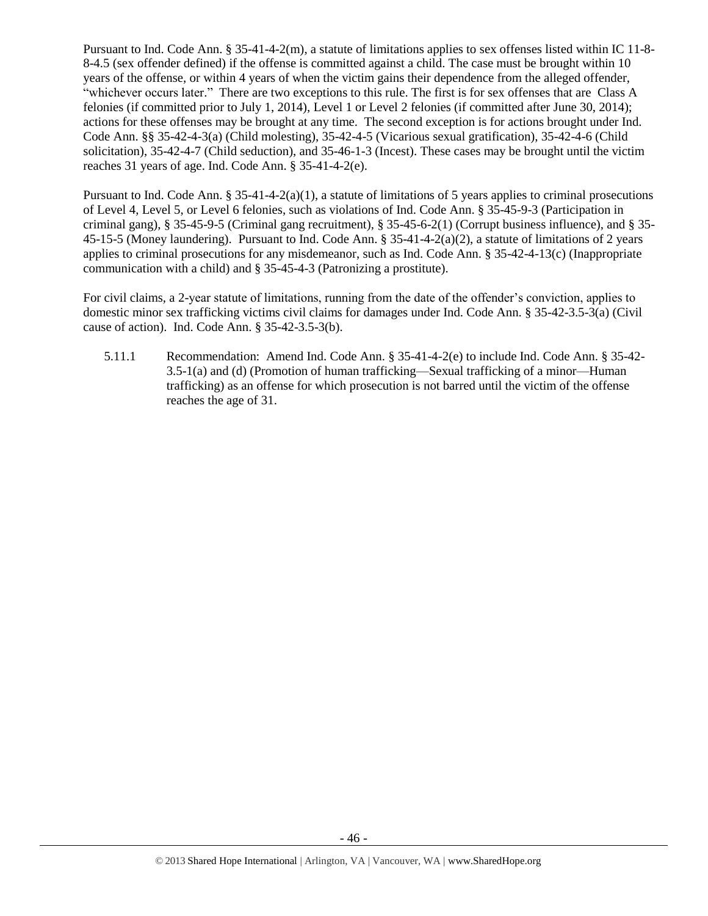Pursuant to Ind. Code Ann. § 35-41-4-2(m), a statute of limitations applies to sex offenses listed within IC 11-8-8-4.5 (sex offender defined) if the offense is committed against a child. The case must be brought within 10 years of the offense, or within 4 years of when the victim gains their dependence from the alleged offender, "whichever occurs later." There are two exceptions to this rule. The first is for sex offenses that are Class A felonies (if committed prior to July 1, 2014), Level 1 or Level 2 felonies (if committed after June 30, 2014); actions for these offenses may be brought at any time. The second exception is for actions brought under Ind. Code Ann. §§ 35-42-4-3(a) (Child molesting), 35-42-4-5 (Vicarious sexual gratification), 35-42-4-6 (Child solicitation), 35-42-4-7 (Child seduction), and 35-46-1-3 (Incest). These cases may be brought until the victim reaches 31 years of age. Ind. Code Ann. § 35-41-4-2(e).

Pursuant to Ind. Code Ann. § 35-41-4-2(a)(1), a statute of limitations of 5 years applies to criminal prosecutions of Level 4, Level 5, or Level 6 felonies, such as violations of Ind. Code Ann. § 35-45-9-3 (Participation in criminal gang), § 35-45-9-5 (Criminal gang recruitment), § 35-45-6-2(1) (Corrupt business influence), and § 35-45-15-5 (Money laundering). Pursuant to Ind. Code Ann. § 35-41-4-2(a)(2), a statute of limitations of 2 years applies to criminal prosecutions for any misdemeanor, such as Ind. Code Ann. § 35-42-4-13(c) (Inappropriate communication with a child) and § 35-45-4-3 (Patronizing a prostitute).

For civil claims, a 2-year statute of limitations, running from the date of the offender's conviction, applies to domestic minor sex trafficking victims civil claims for damages under Ind. Code Ann. § 35-42-3.5-3(a) (Civil cause of action). Ind. Code Ann. § 35-42-3.5-3(b).

5.11.1 Recommendation: Amend Ind. Code Ann. § 35-41-4-2(e) to include Ind. Code Ann. § 35-42-3.5-1(a) and (d) (Promotion of human trafficking—Sexual trafficking of a minor—Human trafficking) as an offense for which prosecution is not barred until the victim of the offense reaches the age of 31.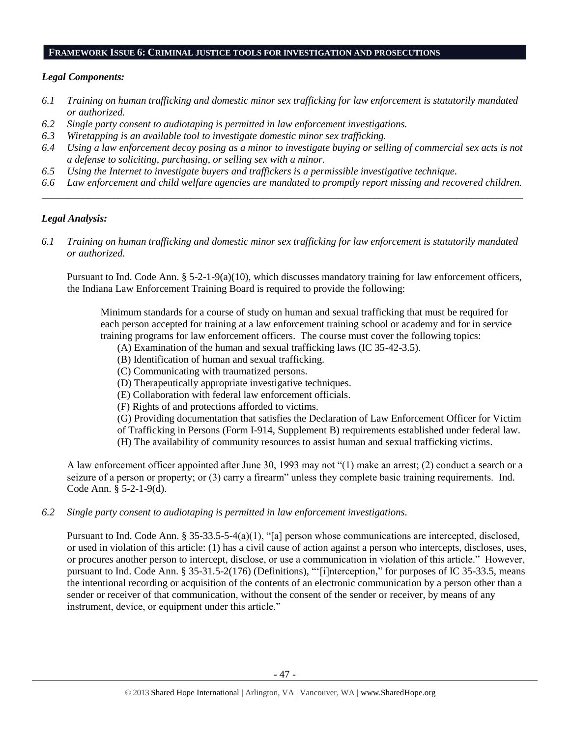## FRAMEWORK ISSUE 6: CRIMINAL JUSTICE TOOLS FOR INVESTIGATION AND PROSECUTIONS

### *Legal Components:*

*6.1 Training on human trafficking and domestic minor sex trafficking for law enforcement is statutorily mandated or authorized.*

*6.2 Single party consent to audiotaping is permitted in law enforcement investigations.*

*6.3 Wiretapping is an available tool to investigate domestic minor sex trafficking.*

*6.4 Using a law enforcement decoy posing as a minor to investigate buying or selling of commercial sex acts is not a defense to soliciting, purchasing, or selling sex with a minor.*

*6.5 Using the Internet to investigate buyers and traffickers is a permissible investigative technique.*

*6.6 Law enforcement and child welfare agencies are mandated to promptly report missing and recovered children.*

---

### *Legal Analysis:*

*6.1 Training on human trafficking and domestic minor sex trafficking for law enforcement is statutorily mandated or authorized.*

Pursuant to Ind. Code Ann. § 5-2-1-9(a)(10), which discusses mandatory training for law enforcement officers, the Indiana Law Enforcement Training Board is required to provide the following:

> Minimum standards for a course of study on human and sexual trafficking that must be required for each person accepted for training at a law enforcement training school or academy and for in service training programs for law enforcement officers. The course must cover the following topics:
>
> (A) Examination of the human and sexual trafficking laws (IC 35-42-3.5).
>
> (B) Identification of human and sexual trafficking.
>
> (C) Communicating with traumatized persons.
>
> (D) Therapeutically appropriate investigative techniques.
>
> (E) Collaboration with federal law enforcement officials.
>
> (F) Rights of and protections afforded to victims.
>
> (G) Providing documentation that satisfies the Declaration of Law Enforcement Officer for Victim of Trafficking in Persons (Form I-914, Supplement B) requirements established under federal law.
>
> (H) The availability of community resources to assist human and sexual trafficking victims.

A law enforcement officer appointed after June 30, 1993 may not "(1) make an arrest; (2) conduct a search or a seizure of a person or property; or (3) carry a firearm" unless they complete basic training requirements. Ind. Code Ann. § 5-2-1-9(d).

*6.2 Single party consent to audiotaping is permitted in law enforcement investigations.*

Pursuant to Ind. Code Ann. § 35-33.5-5-4(a)(1), "[a] person whose communications are intercepted, disclosed, or used in violation of this article: (1) has a civil cause of action against a person who intercepts, discloses, uses, or procures another person to intercept, disclose, or use a communication in violation of this article." However, pursuant to Ind. Code Ann. § 35-31.5-2(176) (Definitions), "'[i]nterception," for purposes of IC 35-33.5, means the intentional recording or acquisition of the contents of an electronic communication by a person other than a sender or receiver of that communication, without the consent of the sender or receiver, by means of any instrument, device, or equipment under this article."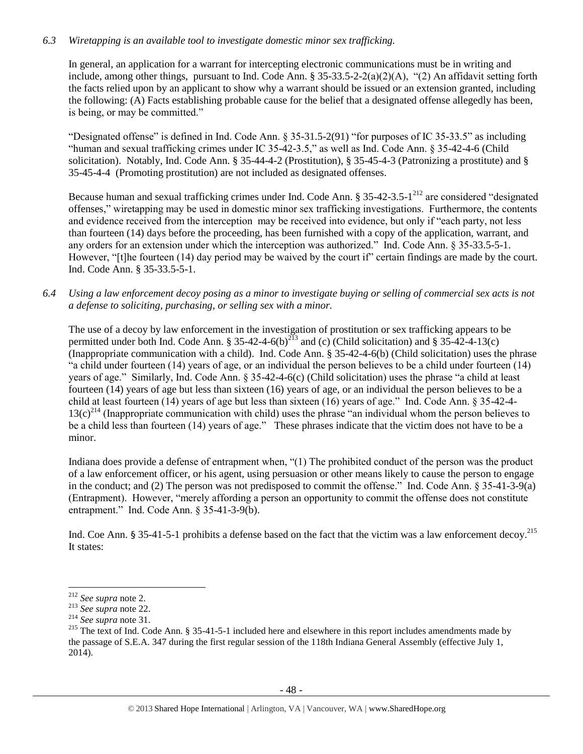*6.3 Wiretapping is an available tool to investigate domestic minor sex trafficking.*

In general, an application for a warrant for intercepting electronic communications must be in writing and include, among other things, pursuant to Ind. Code Ann. § 35-33.5-2-2(a)(2)(A), "(2) An affidavit setting forth the facts relied upon by an applicant to show why a warrant should be issued or an extension granted, including the following: (A) Facts establishing probable cause for the belief that a designated offense allegedly has been, is being, or may be committed."

"Designated offense" is defined in Ind. Code Ann. § 35-31.5-2(91) "for purposes of IC 35-33.5" as including "human and sexual trafficking crimes under IC 35-42-3.5," as well as Ind. Code Ann. § 35-42-4-6 (Child solicitation). Notably, Ind. Code Ann. § 35-44-4-2 (Prostitution), § 35-45-4-3 (Patronizing a prostitute) and § 35-45-4-4 (Promoting prostitution) are not included as designated offenses.

Because human and sexual trafficking crimes under Ind. Code Ann. § 35-42-3.5-1[212] are considered "designated offenses," wiretapping may be used in domestic minor sex trafficking investigations. Furthermore, the contents and evidence received from the interception may be received into evidence, but only if "each party, not less than fourteen (14) days before the proceeding, has been furnished with a copy of the application, warrant, and any orders for an extension under which the interception was authorized." Ind. Code Ann. § 35-33.5-5-1. However, "[t]he fourteen (14) day period may be waived by the court if" certain findings are made by the court. Ind. Code Ann. § 35-33.5-5-1.

*6.4 Using a law enforcement decoy posing as a minor to investigate buying or selling of commercial sex acts is not a defense to soliciting, purchasing, or selling sex with a minor.*

The use of a decoy by law enforcement in the investigation of prostitution or sex trafficking appears to be permitted under both Ind. Code Ann. § 35-42-4-6(b)[213] and (c) (Child solicitation) and § 35-42-4-13(c) (Inappropriate communication with a child). Ind. Code Ann. § 35-42-4-6(b) (Child solicitation) uses the phrase "a child under fourteen (14) years of age, or an individual the person believes to be a child under fourteen (14) years of age." Similarly, Ind. Code Ann. § 35-42-4-6(c) (Child solicitation) uses the phrase "a child at least fourteen (14) years of age but less than sixteen (16) years of age, or an individual the person believes to be a child at least fourteen (14) years of age but less than sixteen (16) years of age." Ind. Code Ann. § 35-42-4-13(c)[214] (Inappropriate communication with child) uses the phrase "an individual whom the person believes to be a child less than fourteen (14) years of age." These phrases indicate that the victim does not have to be a minor.

Indiana does provide a defense of entrapment when, "(1) The prohibited conduct of the person was the product of a law enforcement officer, or his agent, using persuasion or other means likely to cause the person to engage in the conduct; and (2) The person was not predisposed to commit the offense." Ind. Code Ann. § 35-41-3-9(a) (Entrapment). However, "merely affording a person an opportunity to commit the offense does not constitute entrapment." Ind. Code Ann. § 35-41-3-9(b).

Ind. Coe Ann. § 35-41-5-1 prohibits a defense based on the fact that the victim was a law enforcement decoy.[215] It states:

---

[212] *See supra* note 2.

[213] *See supra* note 22.

[214] *See supra* note 31.

[215] The text of Ind. Code Ann. § 35-41-5-1 included here and elsewhere in this report includes amendments made by the passage of S.E.A. 347 during the first regular session of the 118th Indiana General Assembly (effective July 1, 2014).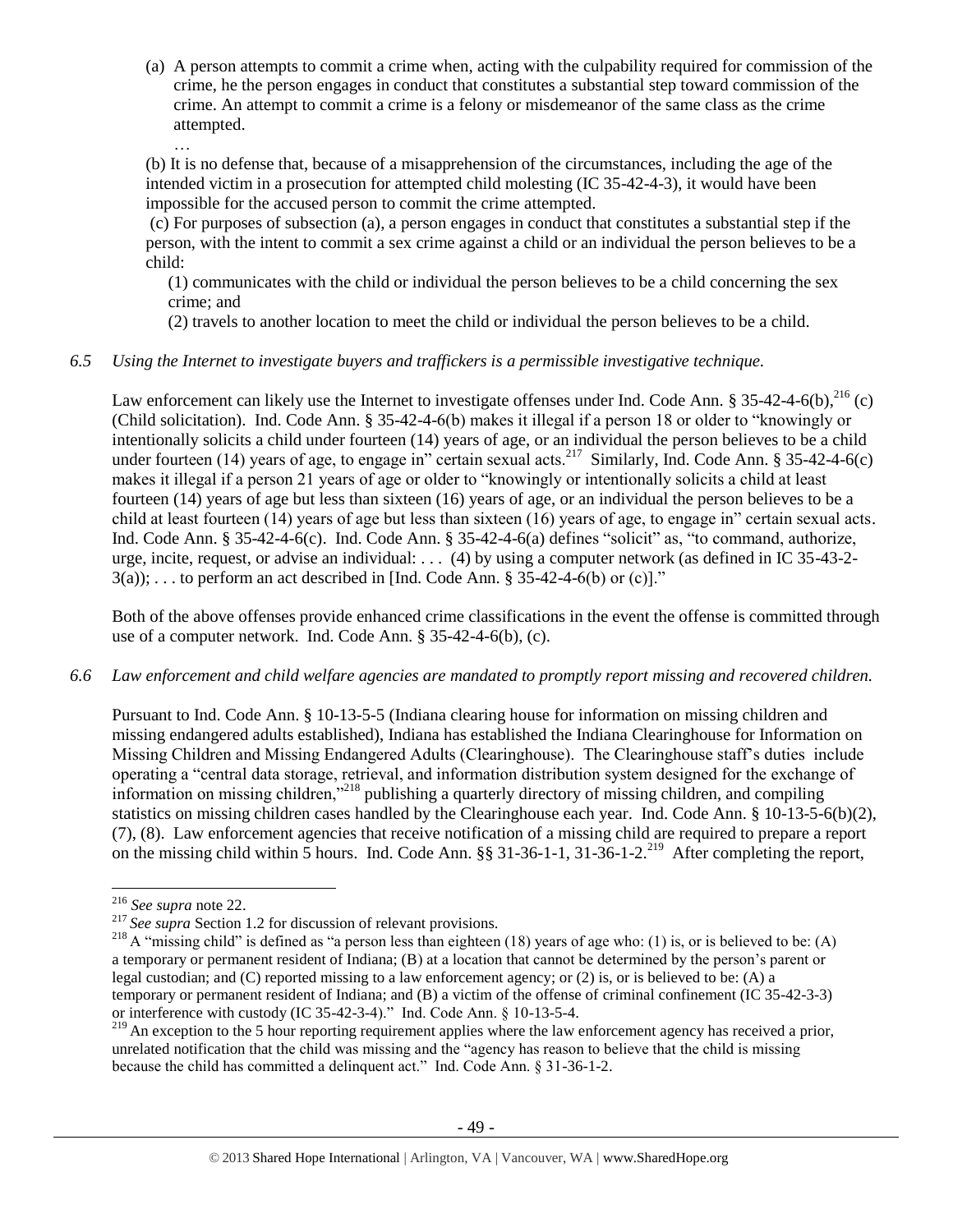(a) A person attempts to commit a crime when, acting with the culpability required for commission of the crime, he the person engages in conduct that constitutes a substantial step toward commission of the crime. An attempt to commit a crime is a felony or misdemeanor of the same class as the crime attempted.

…

(b) It is no defense that, because of a misapprehension of the circumstances, including the age of the intended victim in a prosecution for attempted child molesting (IC 35-42-4-3), it would have been impossible for the accused person to commit the crime attempted.

(c) For purposes of subsection (a), a person engages in conduct that constitutes a substantial step if the person, with the intent to commit a sex crime against a child or an individual the person believes to be a child:

(1) communicates with the child or individual the person believes to be a child concerning the sex crime; and

(2) travels to another location to meet the child or individual the person believes to be a child.

*6.5 Using the Internet to investigate buyers and traffickers is a permissible investigative technique.*

Law enforcement can likely use the Internet to investigate offenses under Ind. Code Ann. § 35-42-4-6(b),[216] (c) (Child solicitation). Ind. Code Ann. § 35-42-4-6(b) makes it illegal if a person 18 or older to "knowingly or intentionally solicits a child under fourteen (14) years of age, or an individual the person believes to be a child under fourteen (14) years of age, to engage in" certain sexual acts.[217] Similarly, Ind. Code Ann. § 35-42-4-6(c) makes it illegal if a person 21 years of age or older to "knowingly or intentionally solicits a child at least fourteen (14) years of age but less than sixteen (16) years of age, or an individual the person believes to be a child at least fourteen (14) years of age but less than sixteen (16) years of age, to engage in" certain sexual acts. Ind. Code Ann. § 35-42-4-6(c). Ind. Code Ann. § 35-42-4-6(a) defines "solicit" as, "to command, authorize, urge, incite, request, or advise an individual: . . . (4) by using a computer network (as defined in IC 35-43-2-3(a)); . . . to perform an act described in [Ind. Code Ann. § 35-42-4-6(b) or (c)]."

Both of the above offenses provide enhanced crime classifications in the event the offense is committed through use of a computer network. Ind. Code Ann. § 35-42-4-6(b), (c).

*6.6 Law enforcement and child welfare agencies are mandated to promptly report missing and recovered children.*

Pursuant to Ind. Code Ann. § 10-13-5-5 (Indiana clearing house for information on missing children and missing endangered adults established), Indiana has established the Indiana Clearinghouse for Information on Missing Children and Missing Endangered Adults (Clearinghouse). The Clearinghouse staff's duties include operating a "central data storage, retrieval, and information distribution system designed for the exchange of information on missing children,"[218] publishing a quarterly directory of missing children, and compiling statistics on missing children cases handled by the Clearinghouse each year. Ind. Code Ann. § 10-13-5-6(b)(2), (7), (8). Law enforcement agencies that receive notification of a missing child are required to prepare a report on the missing child within 5 hours. Ind. Code Ann. §§ 31-36-1-1, 31-36-1-2.[219] After completing the report,

---

[216] *See supra* note 22.

[217] *See supra* Section 1.2 for discussion of relevant provisions.

[218] A "missing child" is defined as "a person less than eighteen (18) years of age who: (1) is, or is believed to be: (A) a temporary or permanent resident of Indiana; (B) at a location that cannot be determined by the person's parent or legal custodian; and (C) reported missing to a law enforcement agency; or (2) is, or is believed to be: (A) a temporary or permanent resident of Indiana; and (B) a victim of the offense of criminal confinement (IC 35-42-3-3) or interference with custody (IC 35-42-3-4)." Ind. Code Ann. § 10-13-5-4.

[219] An exception to the 5 hour reporting requirement applies where the law enforcement agency has received a prior, unrelated notification that the child was missing and the "agency has reason to believe that the child is missing because the child has committed a delinquent act." Ind. Code Ann. § 31-36-1-2.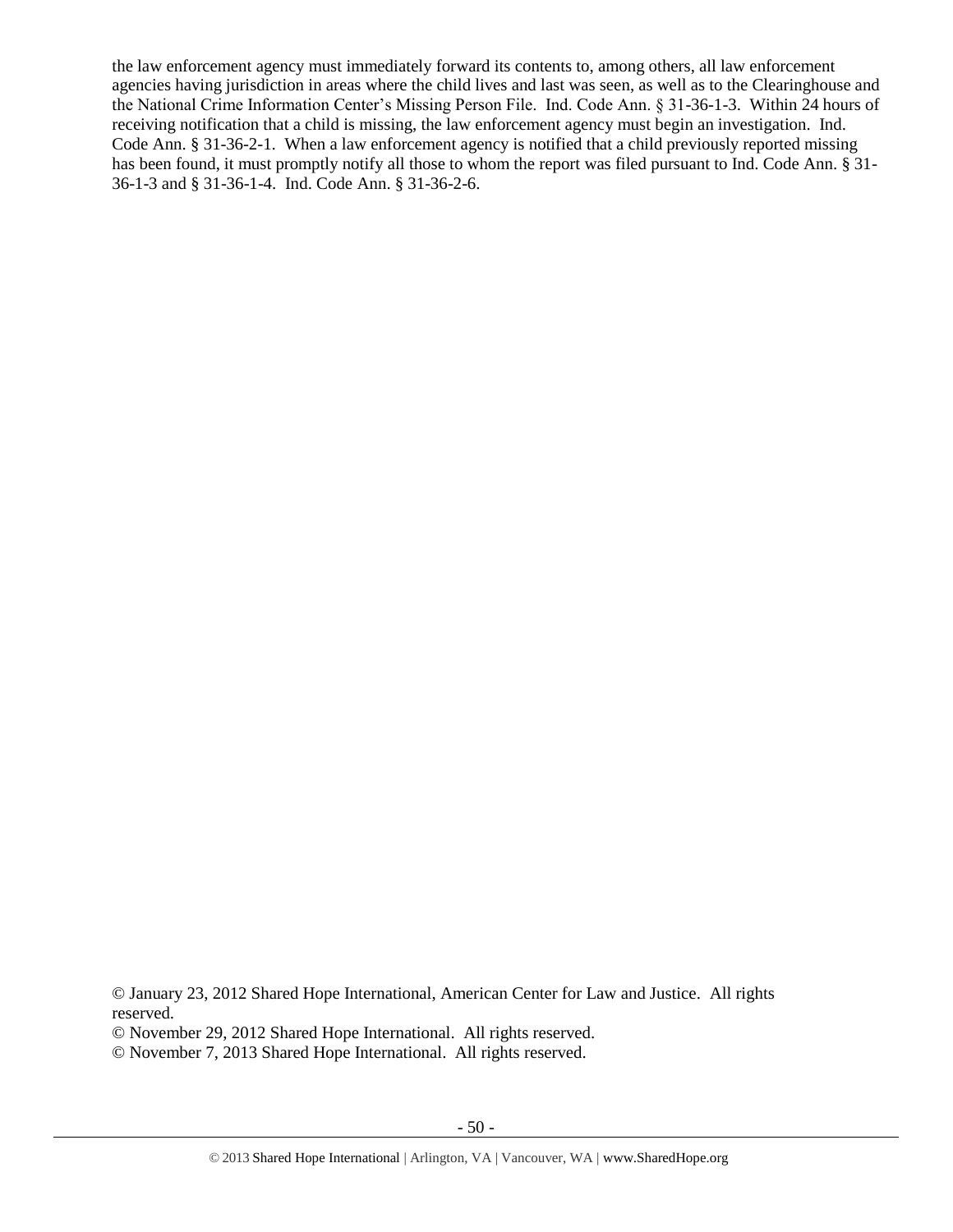the law enforcement agency must immediately forward its contents to, among others, all law enforcement agencies having jurisdiction in areas where the child lives and last was seen, as well as to the Clearinghouse and the National Crime Information Center's Missing Person File. Ind. Code Ann. § 31-36-1-3. Within 24 hours of receiving notification that a child is missing, the law enforcement agency must begin an investigation. Ind. Code Ann. § 31-36-2-1. When a law enforcement agency is notified that a child previously reported missing has been found, it must promptly notify all those to whom the report was filed pursuant to Ind. Code Ann. § 31-36-1-3 and § 31-36-1-4. Ind. Code Ann. § 31-36-2-6.

© January 23, 2012 Shared Hope International, American Center for Law and Justice. All rights reserved.
© November 29, 2012 Shared Hope International. All rights reserved.
© November 7, 2013 Shared Hope International. All rights reserved.